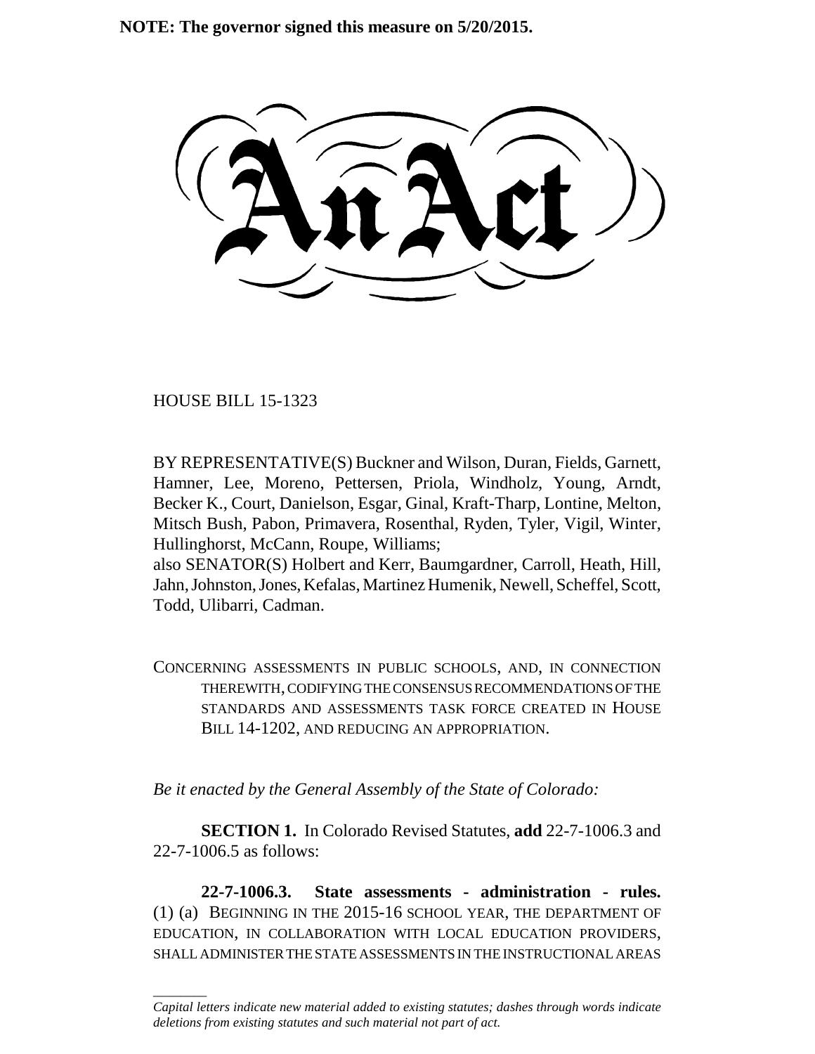**NOTE: The governor signed this measure on 5/20/2015.**

# An Act

HOUSE BILL 15-1323

BY REPRESENTATIVE(S) Buckner and Wilson, Duran, Fields, Garnett, Hamner, Lee, Moreno, Pettersen, Priola, Windholz, Young, Arndt, Becker K., Court, Danielson, Esgar, Ginal, Kraft-Tharp, Lontine, Melton, Mitsch Bush, Pabon, Primavera, Rosenthal, Ryden, Tyler, Vigil, Winter, Hullinghorst, McCann, Roupe, Williams;
also SENATOR(S) Holbert and Kerr, Baumgardner, Carroll, Heath, Hill, Jahn, Johnston, Jones, Kefalas, Martinez Humenik, Newell, Scheffel, Scott, Todd, Ulibarri, Cadman.

CONCERNING ASSESSMENTS IN PUBLIC SCHOOLS, AND, IN CONNECTION THEREWITH, CODIFYING THE CONSENSUS RECOMMENDATIONS OF THE STANDARDS AND ASSESSMENTS TASK FORCE CREATED IN HOUSE BILL 14-1202, AND REDUCING AN APPROPRIATION.

*Be it enacted by the General Assembly of the State of Colorado:*

**SECTION 1.** In Colorado Revised Statutes, **add** 22-7-1006.3 and 22-7-1006.5 as follows:

**22-7-1006.3. State assessments - administration - rules.** (1) (a) BEGINNING IN THE 2015-16 SCHOOL YEAR, THE DEPARTMENT OF EDUCATION, IN COLLABORATION WITH LOCAL EDUCATION PROVIDERS, SHALL ADMINISTER THE STATE ASSESSMENTS IN THE INSTRUCTIONAL AREAS

*Capital letters indicate new material added to existing statutes; dashes through words indicate deletions from existing statutes and such material not part of act.*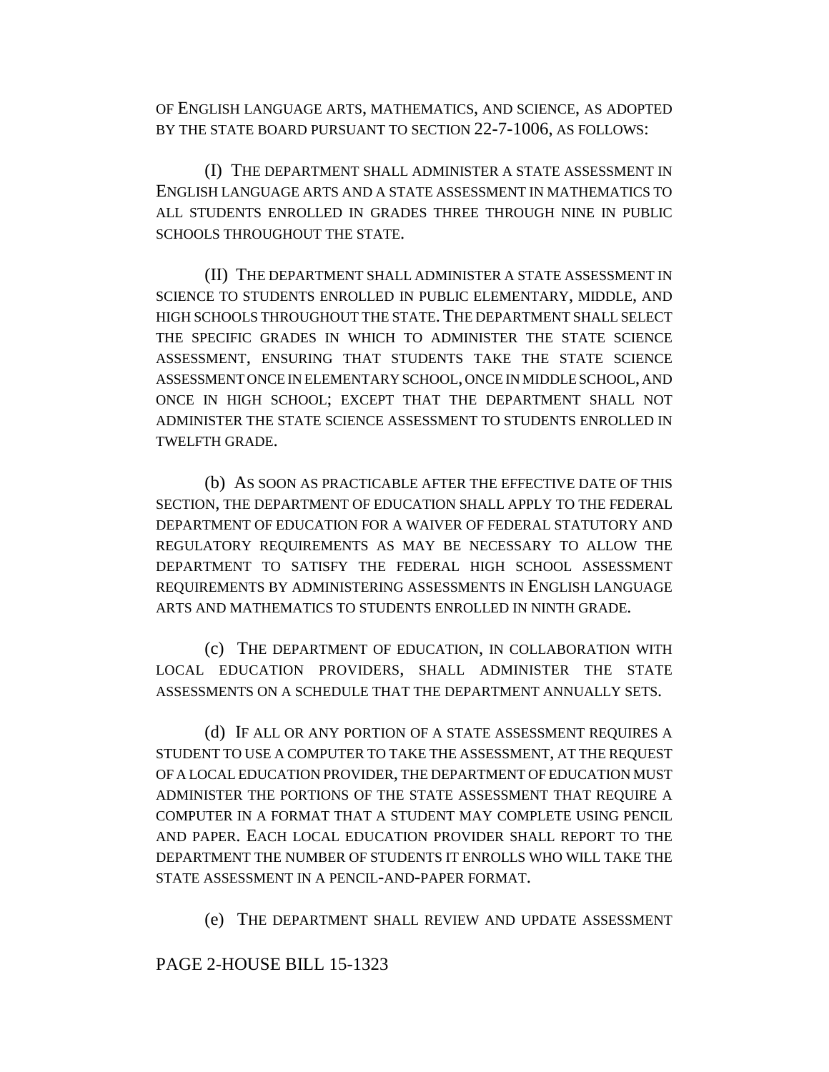OF ENGLISH LANGUAGE ARTS, MATHEMATICS, AND SCIENCE, AS ADOPTED BY THE STATE BOARD PURSUANT TO SECTION 22-7-1006, AS FOLLOWS:

(I) THE DEPARTMENT SHALL ADMINISTER A STATE ASSESSMENT IN ENGLISH LANGUAGE ARTS AND A STATE ASSESSMENT IN MATHEMATICS TO ALL STUDENTS ENROLLED IN GRADES THREE THROUGH NINE IN PUBLIC SCHOOLS THROUGHOUT THE STATE.

(II) THE DEPARTMENT SHALL ADMINISTER A STATE ASSESSMENT IN SCIENCE TO STUDENTS ENROLLED IN PUBLIC ELEMENTARY, MIDDLE, AND HIGH SCHOOLS THROUGHOUT THE STATE. THE DEPARTMENT SHALL SELECT THE SPECIFIC GRADES IN WHICH TO ADMINISTER THE STATE SCIENCE ASSESSMENT, ENSURING THAT STUDENTS TAKE THE STATE SCIENCE ASSESSMENT ONCE IN ELEMENTARY SCHOOL, ONCE IN MIDDLE SCHOOL, AND ONCE IN HIGH SCHOOL; EXCEPT THAT THE DEPARTMENT SHALL NOT ADMINISTER THE STATE SCIENCE ASSESSMENT TO STUDENTS ENROLLED IN TWELFTH GRADE.

(b) AS SOON AS PRACTICABLE AFTER THE EFFECTIVE DATE OF THIS SECTION, THE DEPARTMENT OF EDUCATION SHALL APPLY TO THE FEDERAL DEPARTMENT OF EDUCATION FOR A WAIVER OF FEDERAL STATUTORY AND REGULATORY REQUIREMENTS AS MAY BE NECESSARY TO ALLOW THE DEPARTMENT TO SATISFY THE FEDERAL HIGH SCHOOL ASSESSMENT REQUIREMENTS BY ADMINISTERING ASSESSMENTS IN ENGLISH LANGUAGE ARTS AND MATHEMATICS TO STUDENTS ENROLLED IN NINTH GRADE.

(c) THE DEPARTMENT OF EDUCATION, IN COLLABORATION WITH LOCAL EDUCATION PROVIDERS, SHALL ADMINISTER THE STATE ASSESSMENTS ON A SCHEDULE THAT THE DEPARTMENT ANNUALLY SETS.

(d) IF ALL OR ANY PORTION OF A STATE ASSESSMENT REQUIRES A STUDENT TO USE A COMPUTER TO TAKE THE ASSESSMENT, AT THE REQUEST OF A LOCAL EDUCATION PROVIDER, THE DEPARTMENT OF EDUCATION MUST ADMINISTER THE PORTIONS OF THE STATE ASSESSMENT THAT REQUIRE A COMPUTER IN A FORMAT THAT A STUDENT MAY COMPLETE USING PENCIL AND PAPER. EACH LOCAL EDUCATION PROVIDER SHALL REPORT TO THE DEPARTMENT THE NUMBER OF STUDENTS IT ENROLLS WHO WILL TAKE THE STATE ASSESSMENT IN A PENCIL-AND-PAPER FORMAT.

(e) THE DEPARTMENT SHALL REVIEW AND UPDATE ASSESSMENT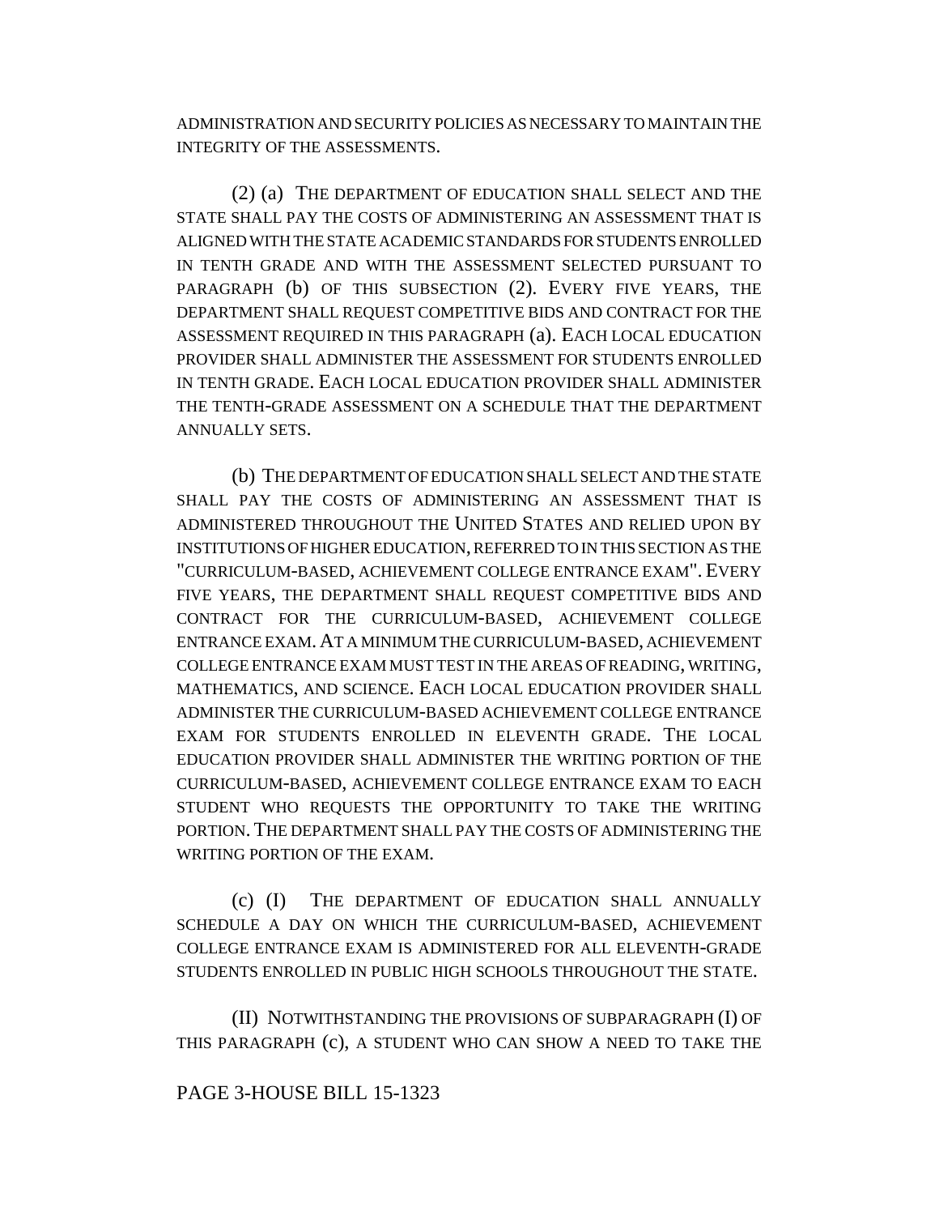ADMINISTRATION AND SECURITY POLICIES AS NECESSARY TO MAINTAIN THE INTEGRITY OF THE ASSESSMENTS.

(2) (a) THE DEPARTMENT OF EDUCATION SHALL SELECT AND THE STATE SHALL PAY THE COSTS OF ADMINISTERING AN ASSESSMENT THAT IS ALIGNED WITH THE STATE ACADEMIC STANDARDS FOR STUDENTS ENROLLED IN TENTH GRADE AND WITH THE ASSESSMENT SELECTED PURSUANT TO PARAGRAPH (b) OF THIS SUBSECTION (2). EVERY FIVE YEARS, THE DEPARTMENT SHALL REQUEST COMPETITIVE BIDS AND CONTRACT FOR THE ASSESSMENT REQUIRED IN THIS PARAGRAPH (a). EACH LOCAL EDUCATION PROVIDER SHALL ADMINISTER THE ASSESSMENT FOR STUDENTS ENROLLED IN TENTH GRADE. EACH LOCAL EDUCATION PROVIDER SHALL ADMINISTER THE TENTH-GRADE ASSESSMENT ON A SCHEDULE THAT THE DEPARTMENT ANNUALLY SETS.

(b) THE DEPARTMENT OF EDUCATION SHALL SELECT AND THE STATE SHALL PAY THE COSTS OF ADMINISTERING AN ASSESSMENT THAT IS ADMINISTERED THROUGHOUT THE UNITED STATES AND RELIED UPON BY INSTITUTIONS OF HIGHER EDUCATION, REFERRED TO IN THIS SECTION AS THE "CURRICULUM-BASED, ACHIEVEMENT COLLEGE ENTRANCE EXAM". EVERY FIVE YEARS, THE DEPARTMENT SHALL REQUEST COMPETITIVE BIDS AND CONTRACT FOR THE CURRICULUM-BASED, ACHIEVEMENT COLLEGE ENTRANCE EXAM. AT A MINIMUM THE CURRICULUM-BASED, ACHIEVEMENT COLLEGE ENTRANCE EXAM MUST TEST IN THE AREAS OF READING, WRITING, MATHEMATICS, AND SCIENCE. EACH LOCAL EDUCATION PROVIDER SHALL ADMINISTER THE CURRICULUM-BASED ACHIEVEMENT COLLEGE ENTRANCE EXAM FOR STUDENTS ENROLLED IN ELEVENTH GRADE. THE LOCAL EDUCATION PROVIDER SHALL ADMINISTER THE WRITING PORTION OF THE CURRICULUM-BASED, ACHIEVEMENT COLLEGE ENTRANCE EXAM TO EACH STUDENT WHO REQUESTS THE OPPORTUNITY TO TAKE THE WRITING PORTION. THE DEPARTMENT SHALL PAY THE COSTS OF ADMINISTERING THE WRITING PORTION OF THE EXAM.

(c) (I) THE DEPARTMENT OF EDUCATION SHALL ANNUALLY SCHEDULE A DAY ON WHICH THE CURRICULUM-BASED, ACHIEVEMENT COLLEGE ENTRANCE EXAM IS ADMINISTERED FOR ALL ELEVENTH-GRADE STUDENTS ENROLLED IN PUBLIC HIGH SCHOOLS THROUGHOUT THE STATE.

(II) NOTWITHSTANDING THE PROVISIONS OF SUBPARAGRAPH (I) OF THIS PARAGRAPH (c), A STUDENT WHO CAN SHOW A NEED TO TAKE THE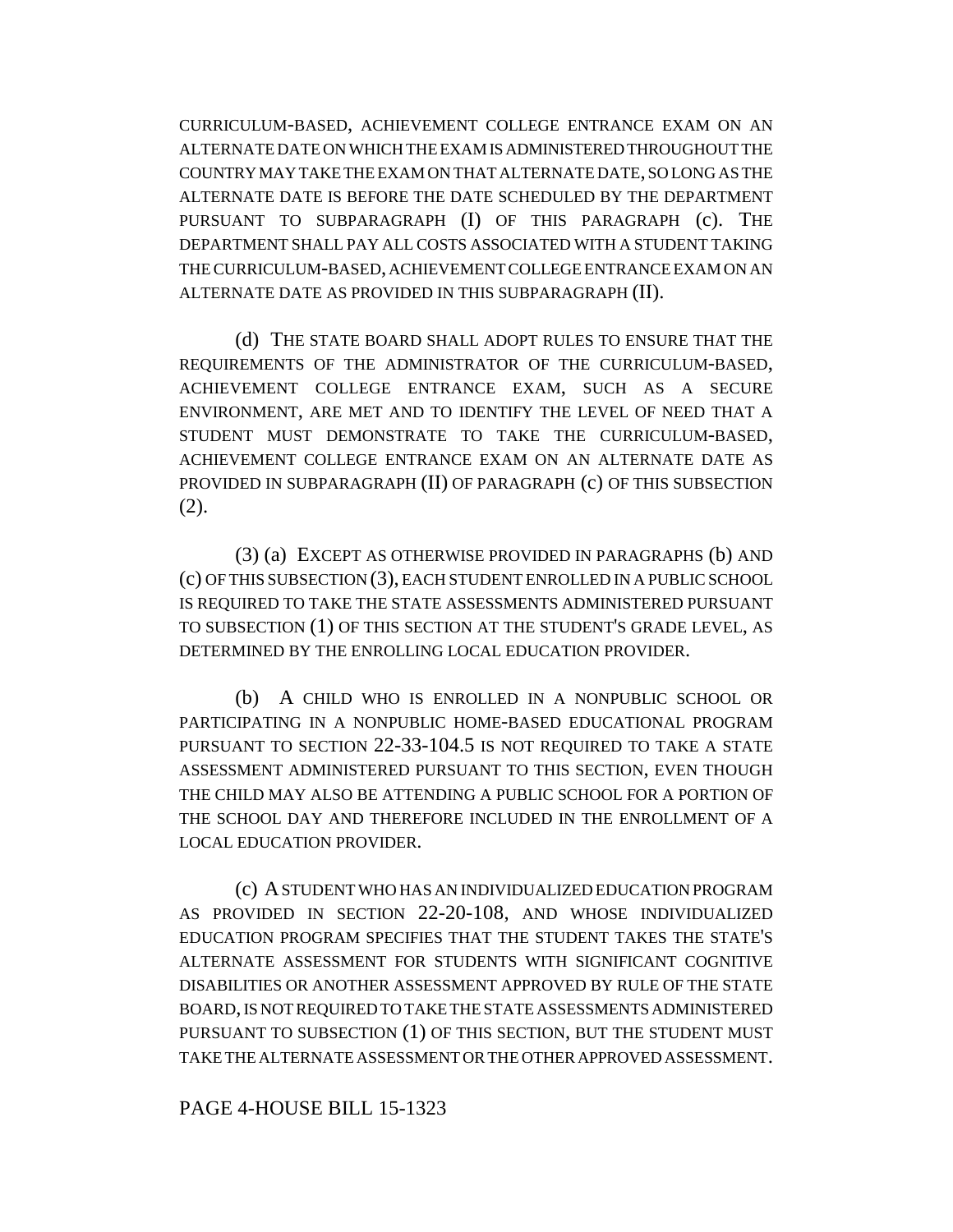CURRICULUM-BASED, ACHIEVEMENT COLLEGE ENTRANCE EXAM ON AN ALTERNATE DATE ON WHICH THE EXAM IS ADMINISTERED THROUGHOUT THE COUNTRY MAY TAKE THE EXAM ON THAT ALTERNATE DATE, SO LONG AS THE ALTERNATE DATE IS BEFORE THE DATE SCHEDULED BY THE DEPARTMENT PURSUANT TO SUBPARAGRAPH (I) OF THIS PARAGRAPH (c). THE DEPARTMENT SHALL PAY ALL COSTS ASSOCIATED WITH A STUDENT TAKING THE CURRICULUM-BASED, ACHIEVEMENT COLLEGE ENTRANCE EXAM ON AN ALTERNATE DATE AS PROVIDED IN THIS SUBPARAGRAPH (II).

(d) THE STATE BOARD SHALL ADOPT RULES TO ENSURE THAT THE REQUIREMENTS OF THE ADMINISTRATOR OF THE CURRICULUM-BASED, ACHIEVEMENT COLLEGE ENTRANCE EXAM, SUCH AS A SECURE ENVIRONMENT, ARE MET AND TO IDENTIFY THE LEVEL OF NEED THAT A STUDENT MUST DEMONSTRATE TO TAKE THE CURRICULUM-BASED, ACHIEVEMENT COLLEGE ENTRANCE EXAM ON AN ALTERNATE DATE AS PROVIDED IN SUBPARAGRAPH (II) OF PARAGRAPH (c) OF THIS SUBSECTION (2).

(3) (a) EXCEPT AS OTHERWISE PROVIDED IN PARAGRAPHS (b) AND (c) OF THIS SUBSECTION (3), EACH STUDENT ENROLLED IN A PUBLIC SCHOOL IS REQUIRED TO TAKE THE STATE ASSESSMENTS ADMINISTERED PURSUANT TO SUBSECTION (1) OF THIS SECTION AT THE STUDENT'S GRADE LEVEL, AS DETERMINED BY THE ENROLLING LOCAL EDUCATION PROVIDER.

(b) A CHILD WHO IS ENROLLED IN A NONPUBLIC SCHOOL OR PARTICIPATING IN A NONPUBLIC HOME-BASED EDUCATIONAL PROGRAM PURSUANT TO SECTION 22-33-104.5 IS NOT REQUIRED TO TAKE A STATE ASSESSMENT ADMINISTERED PURSUANT TO THIS SECTION, EVEN THOUGH THE CHILD MAY ALSO BE ATTENDING A PUBLIC SCHOOL FOR A PORTION OF THE SCHOOL DAY AND THEREFORE INCLUDED IN THE ENROLLMENT OF A LOCAL EDUCATION PROVIDER.

(c) A STUDENT WHO HAS AN INDIVIDUALIZED EDUCATION PROGRAM AS PROVIDED IN SECTION 22-20-108, AND WHOSE INDIVIDUALIZED EDUCATION PROGRAM SPECIFIES THAT THE STUDENT TAKES THE STATE'S ALTERNATE ASSESSMENT FOR STUDENTS WITH SIGNIFICANT COGNITIVE DISABILITIES OR ANOTHER ASSESSMENT APPROVED BY RULE OF THE STATE BOARD, IS NOT REQUIRED TO TAKE THE STATE ASSESSMENTS ADMINISTERED PURSUANT TO SUBSECTION (1) OF THIS SECTION, BUT THE STUDENT MUST TAKE THE ALTERNATE ASSESSMENT OR THE OTHER APPROVED ASSESSMENT.

PAGE 4-HOUSE BILL 15-1323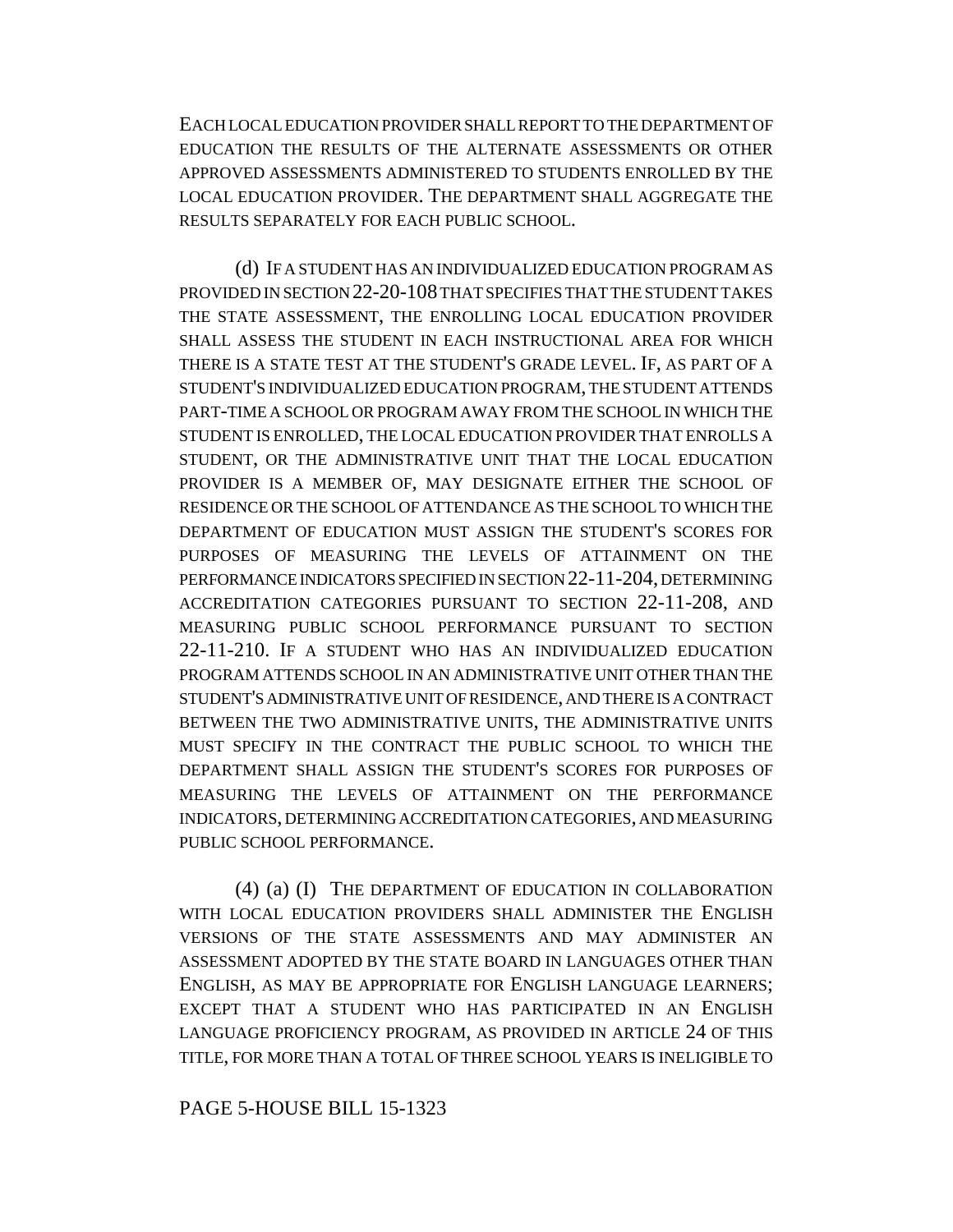EACH LOCAL EDUCATION PROVIDER SHALL REPORT TO THE DEPARTMENT OF EDUCATION THE RESULTS OF THE ALTERNATE ASSESSMENTS OR OTHER APPROVED ASSESSMENTS ADMINISTERED TO STUDENTS ENROLLED BY THE LOCAL EDUCATION PROVIDER. THE DEPARTMENT SHALL AGGREGATE THE RESULTS SEPARATELY FOR EACH PUBLIC SCHOOL.

(d) IF A STUDENT HAS AN INDIVIDUALIZED EDUCATION PROGRAM AS PROVIDED IN SECTION 22-20-108 THAT SPECIFIES THAT THE STUDENT TAKES THE STATE ASSESSMENT, THE ENROLLING LOCAL EDUCATION PROVIDER SHALL ASSESS THE STUDENT IN EACH INSTRUCTIONAL AREA FOR WHICH THERE IS A STATE TEST AT THE STUDENT'S GRADE LEVEL. IF, AS PART OF A STUDENT'S INDIVIDUALIZED EDUCATION PROGRAM, THE STUDENT ATTENDS PART-TIME A SCHOOL OR PROGRAM AWAY FROM THE SCHOOL IN WHICH THE STUDENT IS ENROLLED, THE LOCAL EDUCATION PROVIDER THAT ENROLLS A STUDENT, OR THE ADMINISTRATIVE UNIT THAT THE LOCAL EDUCATION PROVIDER IS A MEMBER OF, MAY DESIGNATE EITHER THE SCHOOL OF RESIDENCE OR THE SCHOOL OF ATTENDANCE AS THE SCHOOL TO WHICH THE DEPARTMENT OF EDUCATION MUST ASSIGN THE STUDENT'S SCORES FOR PURPOSES OF MEASURING THE LEVELS OF ATTAINMENT ON THE PERFORMANCE INDICATORS SPECIFIED IN SECTION 22-11-204, DETERMINING ACCREDITATION CATEGORIES PURSUANT TO SECTION 22-11-208, AND MEASURING PUBLIC SCHOOL PERFORMANCE PURSUANT TO SECTION 22-11-210. IF A STUDENT WHO HAS AN INDIVIDUALIZED EDUCATION PROGRAM ATTENDS SCHOOL IN AN ADMINISTRATIVE UNIT OTHER THAN THE STUDENT'S ADMINISTRATIVE UNIT OF RESIDENCE, AND THERE IS A CONTRACT BETWEEN THE TWO ADMINISTRATIVE UNITS, THE ADMINISTRATIVE UNITS MUST SPECIFY IN THE CONTRACT THE PUBLIC SCHOOL TO WHICH THE DEPARTMENT SHALL ASSIGN THE STUDENT'S SCORES FOR PURPOSES OF MEASURING THE LEVELS OF ATTAINMENT ON THE PERFORMANCE INDICATORS, DETERMINING ACCREDITATION CATEGORIES, AND MEASURING PUBLIC SCHOOL PERFORMANCE.

(4) (a) (I) THE DEPARTMENT OF EDUCATION IN COLLABORATION WITH LOCAL EDUCATION PROVIDERS SHALL ADMINISTER THE ENGLISH VERSIONS OF THE STATE ASSESSMENTS AND MAY ADMINISTER AN ASSESSMENT ADOPTED BY THE STATE BOARD IN LANGUAGES OTHER THAN ENGLISH, AS MAY BE APPROPRIATE FOR ENGLISH LANGUAGE LEARNERS; EXCEPT THAT A STUDENT WHO HAS PARTICIPATED IN AN ENGLISH LANGUAGE PROFICIENCY PROGRAM, AS PROVIDED IN ARTICLE 24 OF THIS TITLE, FOR MORE THAN A TOTAL OF THREE SCHOOL YEARS IS INELIGIBLE TO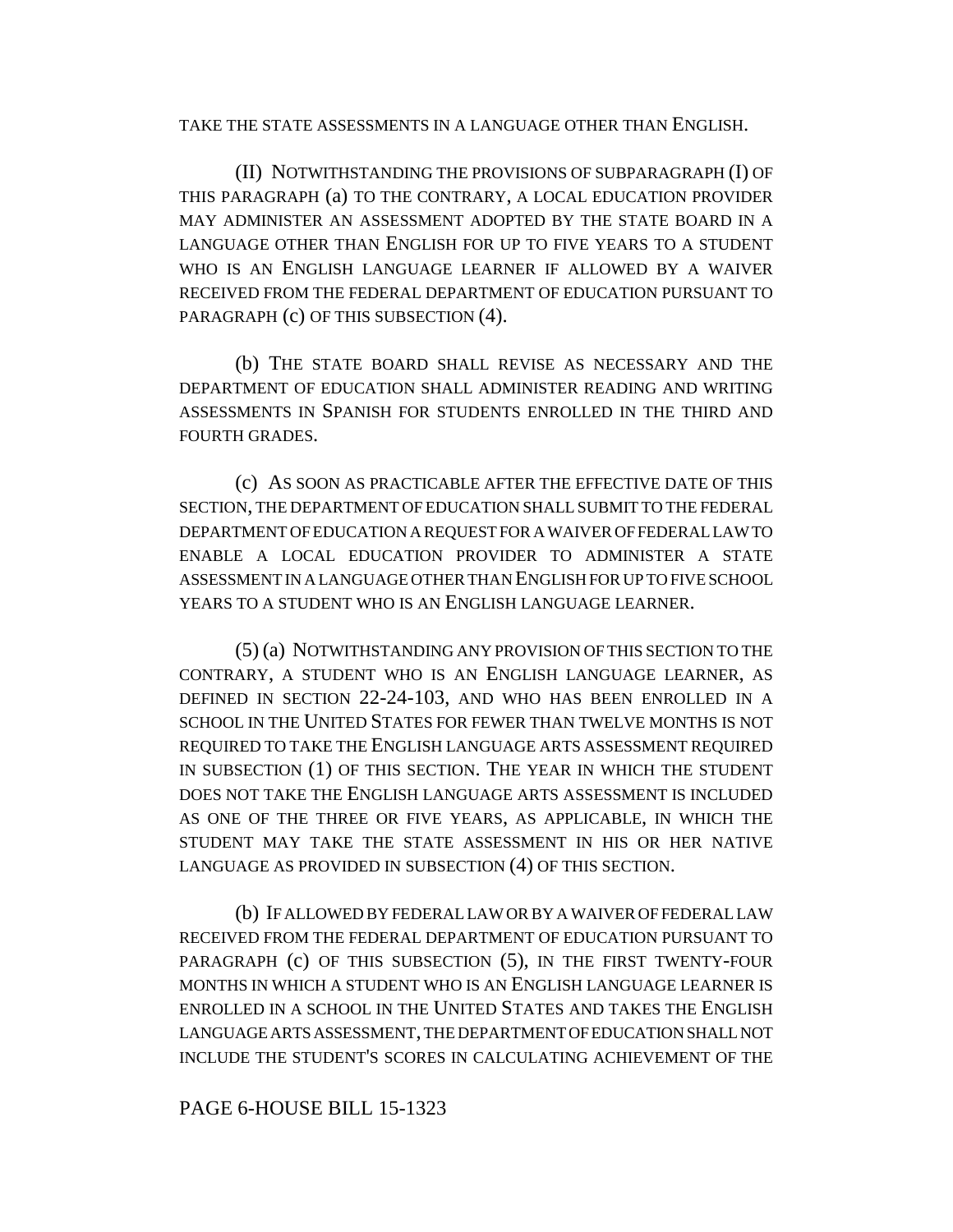TAKE THE STATE ASSESSMENTS IN A LANGUAGE OTHER THAN ENGLISH.

(II) NOTWITHSTANDING THE PROVISIONS OF SUBPARAGRAPH (I) OF THIS PARAGRAPH (a) TO THE CONTRARY, A LOCAL EDUCATION PROVIDER MAY ADMINISTER AN ASSESSMENT ADOPTED BY THE STATE BOARD IN A LANGUAGE OTHER THAN ENGLISH FOR UP TO FIVE YEARS TO A STUDENT WHO IS AN ENGLISH LANGUAGE LEARNER IF ALLOWED BY A WAIVER RECEIVED FROM THE FEDERAL DEPARTMENT OF EDUCATION PURSUANT TO PARAGRAPH (c) OF THIS SUBSECTION (4).

(b) THE STATE BOARD SHALL REVISE AS NECESSARY AND THE DEPARTMENT OF EDUCATION SHALL ADMINISTER READING AND WRITING ASSESSMENTS IN SPANISH FOR STUDENTS ENROLLED IN THE THIRD AND FOURTH GRADES.

(c) AS SOON AS PRACTICABLE AFTER THE EFFECTIVE DATE OF THIS SECTION, THE DEPARTMENT OF EDUCATION SHALL SUBMIT TO THE FEDERAL DEPARTMENT OF EDUCATION A REQUEST FOR A WAIVER OF FEDERAL LAW TO ENABLE A LOCAL EDUCATION PROVIDER TO ADMINISTER A STATE ASSESSMENT IN A LANGUAGE OTHER THAN ENGLISH FOR UP TO FIVE SCHOOL YEARS TO A STUDENT WHO IS AN ENGLISH LANGUAGE LEARNER.

(5) (a) NOTWITHSTANDING ANY PROVISION OF THIS SECTION TO THE CONTRARY, A STUDENT WHO IS AN ENGLISH LANGUAGE LEARNER, AS DEFINED IN SECTION 22-24-103, AND WHO HAS BEEN ENROLLED IN A SCHOOL IN THE UNITED STATES FOR FEWER THAN TWELVE MONTHS IS NOT REQUIRED TO TAKE THE ENGLISH LANGUAGE ARTS ASSESSMENT REQUIRED IN SUBSECTION (1) OF THIS SECTION. THE YEAR IN WHICH THE STUDENT DOES NOT TAKE THE ENGLISH LANGUAGE ARTS ASSESSMENT IS INCLUDED AS ONE OF THE THREE OR FIVE YEARS, AS APPLICABLE, IN WHICH THE STUDENT MAY TAKE THE STATE ASSESSMENT IN HIS OR HER NATIVE LANGUAGE AS PROVIDED IN SUBSECTION (4) OF THIS SECTION.

(b) IF ALLOWED BY FEDERAL LAW OR BY A WAIVER OF FEDERAL LAW RECEIVED FROM THE FEDERAL DEPARTMENT OF EDUCATION PURSUANT TO PARAGRAPH (c) OF THIS SUBSECTION (5), IN THE FIRST TWENTY-FOUR MONTHS IN WHICH A STUDENT WHO IS AN ENGLISH LANGUAGE LEARNER IS ENROLLED IN A SCHOOL IN THE UNITED STATES AND TAKES THE ENGLISH LANGUAGE ARTS ASSESSMENT, THE DEPARTMENT OF EDUCATION SHALL NOT INCLUDE THE STUDENT'S SCORES IN CALCULATING ACHIEVEMENT OF THE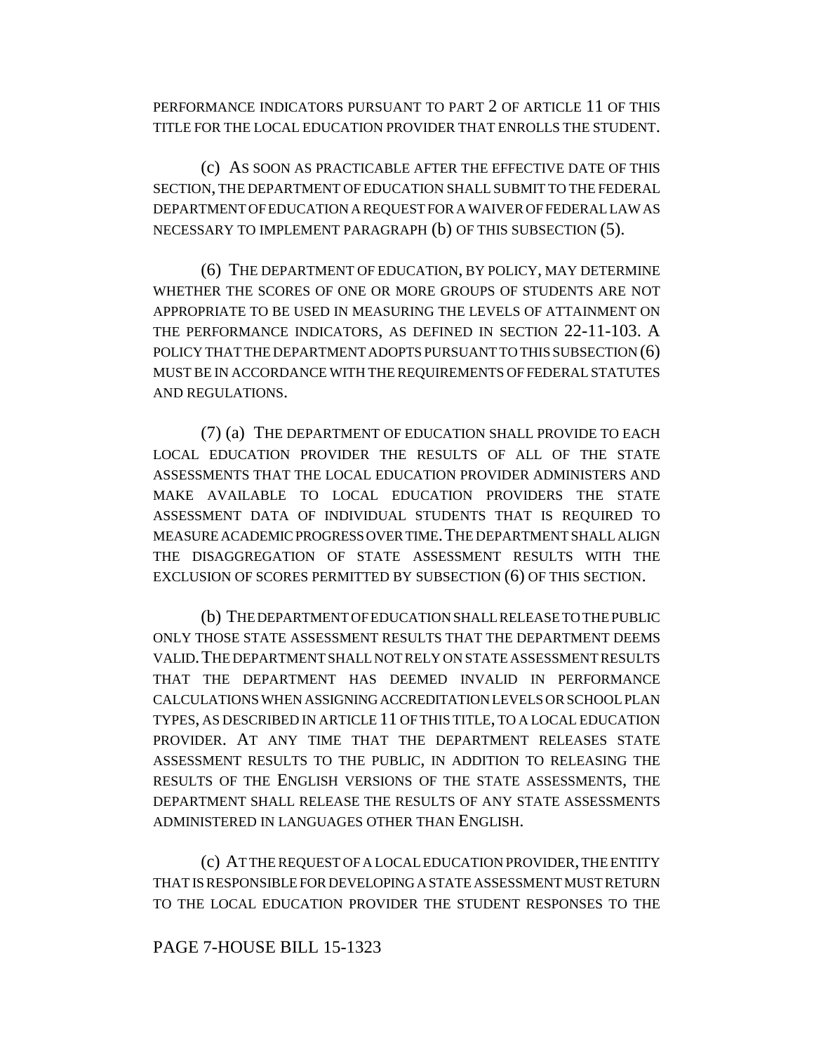PERFORMANCE INDICATORS PURSUANT TO PART 2 OF ARTICLE 11 OF THIS TITLE FOR THE LOCAL EDUCATION PROVIDER THAT ENROLLS THE STUDENT.

(c) AS SOON AS PRACTICABLE AFTER THE EFFECTIVE DATE OF THIS SECTION, THE DEPARTMENT OF EDUCATION SHALL SUBMIT TO THE FEDERAL DEPARTMENT OF EDUCATION A REQUEST FOR A WAIVER OF FEDERAL LAW AS NECESSARY TO IMPLEMENT PARAGRAPH (b) OF THIS SUBSECTION (5).

(6) THE DEPARTMENT OF EDUCATION, BY POLICY, MAY DETERMINE WHETHER THE SCORES OF ONE OR MORE GROUPS OF STUDENTS ARE NOT APPROPRIATE TO BE USED IN MEASURING THE LEVELS OF ATTAINMENT ON THE PERFORMANCE INDICATORS, AS DEFINED IN SECTION 22-11-103. A POLICY THAT THE DEPARTMENT ADOPTS PURSUANT TO THIS SUBSECTION (6) MUST BE IN ACCORDANCE WITH THE REQUIREMENTS OF FEDERAL STATUTES AND REGULATIONS.

(7) (a) THE DEPARTMENT OF EDUCATION SHALL PROVIDE TO EACH LOCAL EDUCATION PROVIDER THE RESULTS OF ALL OF THE STATE ASSESSMENTS THAT THE LOCAL EDUCATION PROVIDER ADMINISTERS AND MAKE AVAILABLE TO LOCAL EDUCATION PROVIDERS THE STATE ASSESSMENT DATA OF INDIVIDUAL STUDENTS THAT IS REQUIRED TO MEASURE ACADEMIC PROGRESS OVER TIME. THE DEPARTMENT SHALL ALIGN THE DISAGGREGATION OF STATE ASSESSMENT RESULTS WITH THE EXCLUSION OF SCORES PERMITTED BY SUBSECTION (6) OF THIS SECTION.

(b) THE DEPARTMENT OF EDUCATION SHALL RELEASE TO THE PUBLIC ONLY THOSE STATE ASSESSMENT RESULTS THAT THE DEPARTMENT DEEMS VALID. THE DEPARTMENT SHALL NOT RELY ON STATE ASSESSMENT RESULTS THAT THE DEPARTMENT HAS DEEMED INVALID IN PERFORMANCE CALCULATIONS WHEN ASSIGNING ACCREDITATION LEVELS OR SCHOOL PLAN TYPES, AS DESCRIBED IN ARTICLE 11 OF THIS TITLE, TO A LOCAL EDUCATION PROVIDER. AT ANY TIME THAT THE DEPARTMENT RELEASES STATE ASSESSMENT RESULTS TO THE PUBLIC, IN ADDITION TO RELEASING THE RESULTS OF THE ENGLISH VERSIONS OF THE STATE ASSESSMENTS, THE DEPARTMENT SHALL RELEASE THE RESULTS OF ANY STATE ASSESSMENTS ADMINISTERED IN LANGUAGES OTHER THAN ENGLISH.

(c) AT THE REQUEST OF A LOCAL EDUCATION PROVIDER, THE ENTITY THAT IS RESPONSIBLE FOR DEVELOPING A STATE ASSESSMENT MUST RETURN TO THE LOCAL EDUCATION PROVIDER THE STUDENT RESPONSES TO THE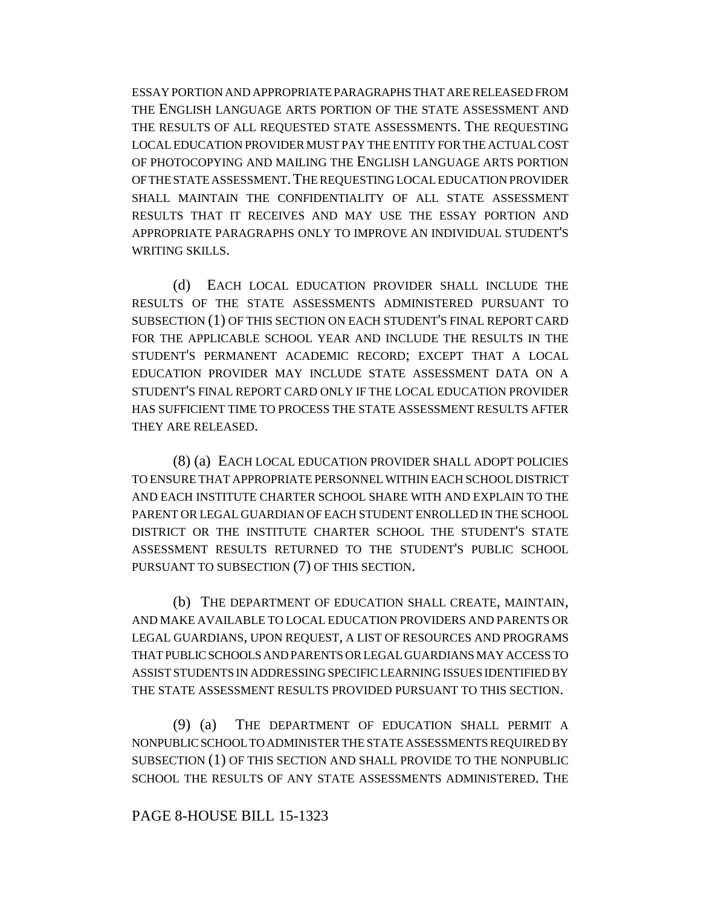ESSAY PORTION AND APPROPRIATE PARAGRAPHS THAT ARE RELEASED FROM THE ENGLISH LANGUAGE ARTS PORTION OF THE STATE ASSESSMENT AND THE RESULTS OF ALL REQUESTED STATE ASSESSMENTS. THE REQUESTING LOCAL EDUCATION PROVIDER MUST PAY THE ENTITY FOR THE ACTUAL COST OF PHOTOCOPYING AND MAILING THE ENGLISH LANGUAGE ARTS PORTION OF THE STATE ASSESSMENT. THE REQUESTING LOCAL EDUCATION PROVIDER SHALL MAINTAIN THE CONFIDENTIALITY OF ALL STATE ASSESSMENT RESULTS THAT IT RECEIVES AND MAY USE THE ESSAY PORTION AND APPROPRIATE PARAGRAPHS ONLY TO IMPROVE AN INDIVIDUAL STUDENT'S WRITING SKILLS.

(d) EACH LOCAL EDUCATION PROVIDER SHALL INCLUDE THE RESULTS OF THE STATE ASSESSMENTS ADMINISTERED PURSUANT TO SUBSECTION (1) OF THIS SECTION ON EACH STUDENT'S FINAL REPORT CARD FOR THE APPLICABLE SCHOOL YEAR AND INCLUDE THE RESULTS IN THE STUDENT'S PERMANENT ACADEMIC RECORD; EXCEPT THAT A LOCAL EDUCATION PROVIDER MAY INCLUDE STATE ASSESSMENT DATA ON A STUDENT'S FINAL REPORT CARD ONLY IF THE LOCAL EDUCATION PROVIDER HAS SUFFICIENT TIME TO PROCESS THE STATE ASSESSMENT RESULTS AFTER THEY ARE RELEASED.

(8) (a) EACH LOCAL EDUCATION PROVIDER SHALL ADOPT POLICIES TO ENSURE THAT APPROPRIATE PERSONNEL WITHIN EACH SCHOOL DISTRICT AND EACH INSTITUTE CHARTER SCHOOL SHARE WITH AND EXPLAIN TO THE PARENT OR LEGAL GUARDIAN OF EACH STUDENT ENROLLED IN THE SCHOOL DISTRICT OR THE INSTITUTE CHARTER SCHOOL THE STUDENT'S STATE ASSESSMENT RESULTS RETURNED TO THE STUDENT'S PUBLIC SCHOOL PURSUANT TO SUBSECTION (7) OF THIS SECTION.

(b) THE DEPARTMENT OF EDUCATION SHALL CREATE, MAINTAIN, AND MAKE AVAILABLE TO LOCAL EDUCATION PROVIDERS AND PARENTS OR LEGAL GUARDIANS, UPON REQUEST, A LIST OF RESOURCES AND PROGRAMS THAT PUBLIC SCHOOLS AND PARENTS OR LEGAL GUARDIANS MAY ACCESS TO ASSIST STUDENTS IN ADDRESSING SPECIFIC LEARNING ISSUES IDENTIFIED BY THE STATE ASSESSMENT RESULTS PROVIDED PURSUANT TO THIS SECTION.

(9) (a) THE DEPARTMENT OF EDUCATION SHALL PERMIT A NONPUBLIC SCHOOL TO ADMINISTER THE STATE ASSESSMENTS REQUIRED BY SUBSECTION (1) OF THIS SECTION AND SHALL PROVIDE TO THE NONPUBLIC SCHOOL THE RESULTS OF ANY STATE ASSESSMENTS ADMINISTERED. THE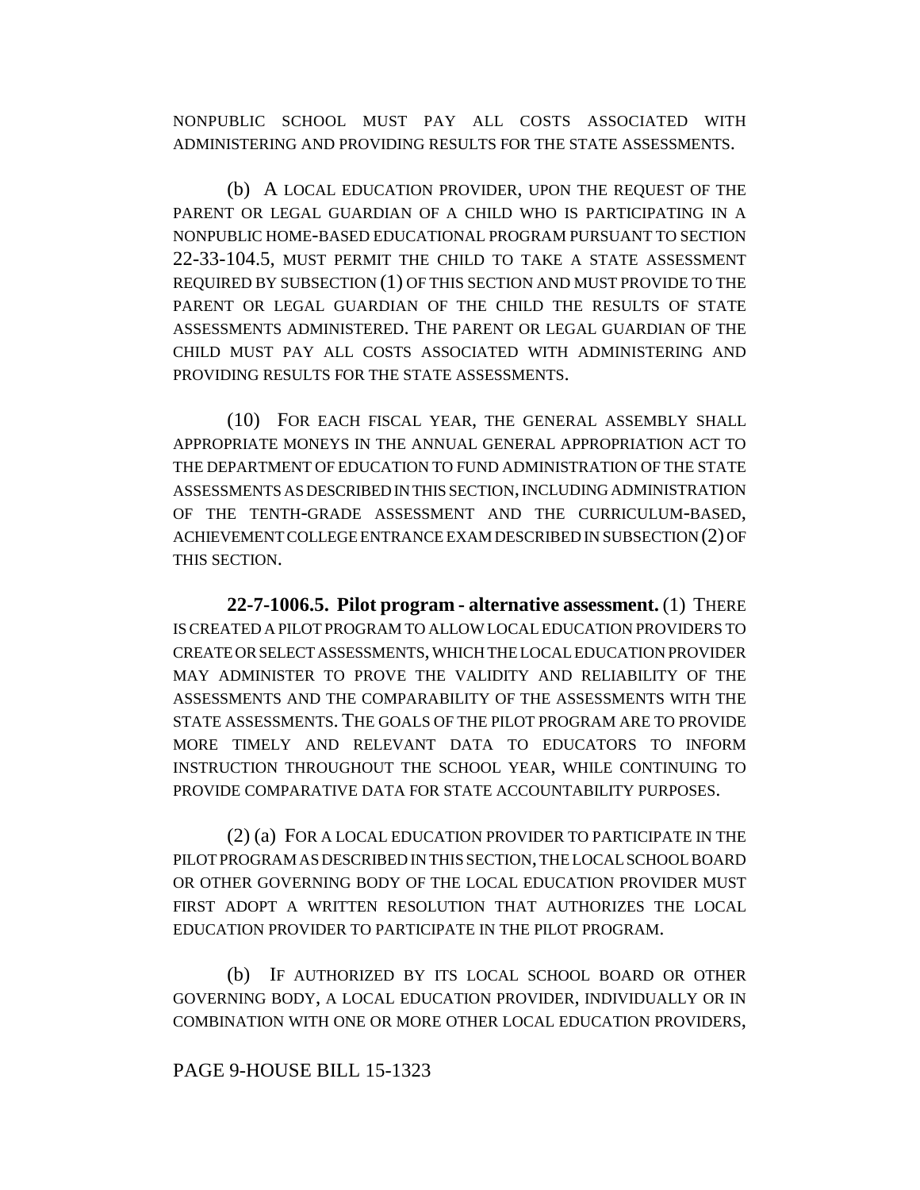NONPUBLIC SCHOOL MUST PAY ALL COSTS ASSOCIATED WITH ADMINISTERING AND PROVIDING RESULTS FOR THE STATE ASSESSMENTS.

(b) A LOCAL EDUCATION PROVIDER, UPON THE REQUEST OF THE PARENT OR LEGAL GUARDIAN OF A CHILD WHO IS PARTICIPATING IN A NONPUBLIC HOME-BASED EDUCATIONAL PROGRAM PURSUANT TO SECTION 22-33-104.5, MUST PERMIT THE CHILD TO TAKE A STATE ASSESSMENT REQUIRED BY SUBSECTION (1) OF THIS SECTION AND MUST PROVIDE TO THE PARENT OR LEGAL GUARDIAN OF THE CHILD THE RESULTS OF STATE ASSESSMENTS ADMINISTERED. THE PARENT OR LEGAL GUARDIAN OF THE CHILD MUST PAY ALL COSTS ASSOCIATED WITH ADMINISTERING AND PROVIDING RESULTS FOR THE STATE ASSESSMENTS.

(10) FOR EACH FISCAL YEAR, THE GENERAL ASSEMBLY SHALL APPROPRIATE MONEYS IN THE ANNUAL GENERAL APPROPRIATION ACT TO THE DEPARTMENT OF EDUCATION TO FUND ADMINISTRATION OF THE STATE ASSESSMENTS AS DESCRIBED IN THIS SECTION, INCLUDING ADMINISTRATION OF THE TENTH-GRADE ASSESSMENT AND THE CURRICULUM-BASED, ACHIEVEMENT COLLEGE ENTRANCE EXAM DESCRIBED IN SUBSECTION (2) OF THIS SECTION.

**22-7-1006.5. Pilot program - alternative assessment.** (1) THERE IS CREATED A PILOT PROGRAM TO ALLOW LOCAL EDUCATION PROVIDERS TO CREATE OR SELECT ASSESSMENTS, WHICH THE LOCAL EDUCATION PROVIDER MAY ADMINISTER TO PROVE THE VALIDITY AND RELIABILITY OF THE ASSESSMENTS AND THE COMPARABILITY OF THE ASSESSMENTS WITH THE STATE ASSESSMENTS. THE GOALS OF THE PILOT PROGRAM ARE TO PROVIDE MORE TIMELY AND RELEVANT DATA TO EDUCATORS TO INFORM INSTRUCTION THROUGHOUT THE SCHOOL YEAR, WHILE CONTINUING TO PROVIDE COMPARATIVE DATA FOR STATE ACCOUNTABILITY PURPOSES.

(2) (a) FOR A LOCAL EDUCATION PROVIDER TO PARTICIPATE IN THE PILOT PROGRAM AS DESCRIBED IN THIS SECTION, THE LOCAL SCHOOL BOARD OR OTHER GOVERNING BODY OF THE LOCAL EDUCATION PROVIDER MUST FIRST ADOPT A WRITTEN RESOLUTION THAT AUTHORIZES THE LOCAL EDUCATION PROVIDER TO PARTICIPATE IN THE PILOT PROGRAM.

(b) IF AUTHORIZED BY ITS LOCAL SCHOOL BOARD OR OTHER GOVERNING BODY, A LOCAL EDUCATION PROVIDER, INDIVIDUALLY OR IN COMBINATION WITH ONE OR MORE OTHER LOCAL EDUCATION PROVIDERS,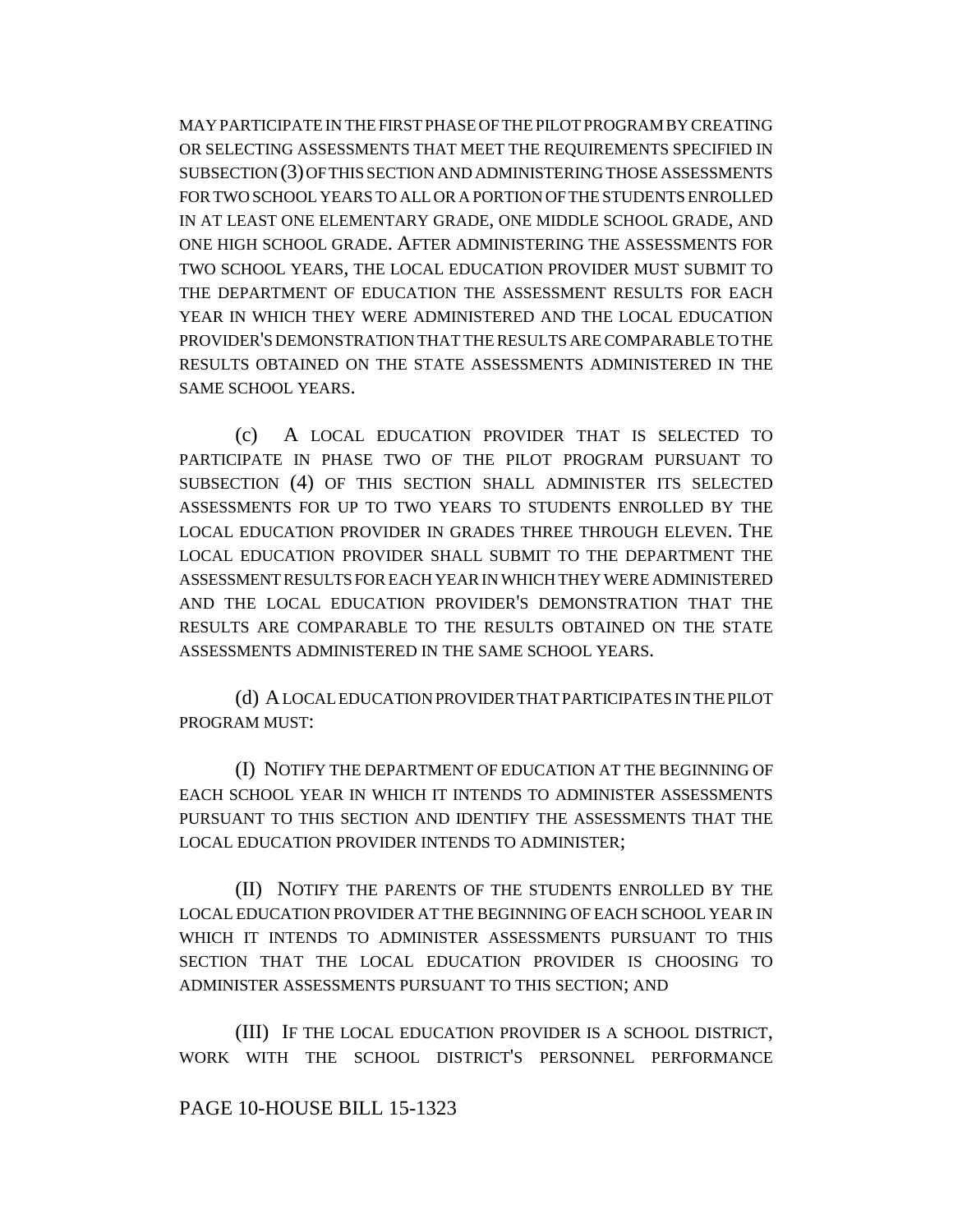MAY PARTICIPATE IN THE FIRST PHASE OF THE PILOT PROGRAM BY CREATING OR SELECTING ASSESSMENTS THAT MEET THE REQUIREMENTS SPECIFIED IN SUBSECTION (3) OF THIS SECTION AND ADMINISTERING THOSE ASSESSMENTS FOR TWO SCHOOL YEARS TO ALL OR A PORTION OF THE STUDENTS ENROLLED IN AT LEAST ONE ELEMENTARY GRADE, ONE MIDDLE SCHOOL GRADE, AND ONE HIGH SCHOOL GRADE. AFTER ADMINISTERING THE ASSESSMENTS FOR TWO SCHOOL YEARS, THE LOCAL EDUCATION PROVIDER MUST SUBMIT TO THE DEPARTMENT OF EDUCATION THE ASSESSMENT RESULTS FOR EACH YEAR IN WHICH THEY WERE ADMINISTERED AND THE LOCAL EDUCATION PROVIDER'S DEMONSTRATION THAT THE RESULTS ARE COMPARABLE TO THE RESULTS OBTAINED ON THE STATE ASSESSMENTS ADMINISTERED IN THE SAME SCHOOL YEARS.

(c) A LOCAL EDUCATION PROVIDER THAT IS SELECTED TO PARTICIPATE IN PHASE TWO OF THE PILOT PROGRAM PURSUANT TO SUBSECTION (4) OF THIS SECTION SHALL ADMINISTER ITS SELECTED ASSESSMENTS FOR UP TO TWO YEARS TO STUDENTS ENROLLED BY THE LOCAL EDUCATION PROVIDER IN GRADES THREE THROUGH ELEVEN. THE LOCAL EDUCATION PROVIDER SHALL SUBMIT TO THE DEPARTMENT THE ASSESSMENT RESULTS FOR EACH YEAR IN WHICH THEY WERE ADMINISTERED AND THE LOCAL EDUCATION PROVIDER'S DEMONSTRATION THAT THE RESULTS ARE COMPARABLE TO THE RESULTS OBTAINED ON THE STATE ASSESSMENTS ADMINISTERED IN THE SAME SCHOOL YEARS.

(d) A LOCAL EDUCATION PROVIDER THAT PARTICIPATES IN THE PILOT PROGRAM MUST:

(I) NOTIFY THE DEPARTMENT OF EDUCATION AT THE BEGINNING OF EACH SCHOOL YEAR IN WHICH IT INTENDS TO ADMINISTER ASSESSMENTS PURSUANT TO THIS SECTION AND IDENTIFY THE ASSESSMENTS THAT THE LOCAL EDUCATION PROVIDER INTENDS TO ADMINISTER;

(II) NOTIFY THE PARENTS OF THE STUDENTS ENROLLED BY THE LOCAL EDUCATION PROVIDER AT THE BEGINNING OF EACH SCHOOL YEAR IN WHICH IT INTENDS TO ADMINISTER ASSESSMENTS PURSUANT TO THIS SECTION THAT THE LOCAL EDUCATION PROVIDER IS CHOOSING TO ADMINISTER ASSESSMENTS PURSUANT TO THIS SECTION; AND

(III) IF THE LOCAL EDUCATION PROVIDER IS A SCHOOL DISTRICT, WORK WITH THE SCHOOL DISTRICT'S PERSONNEL PERFORMANCE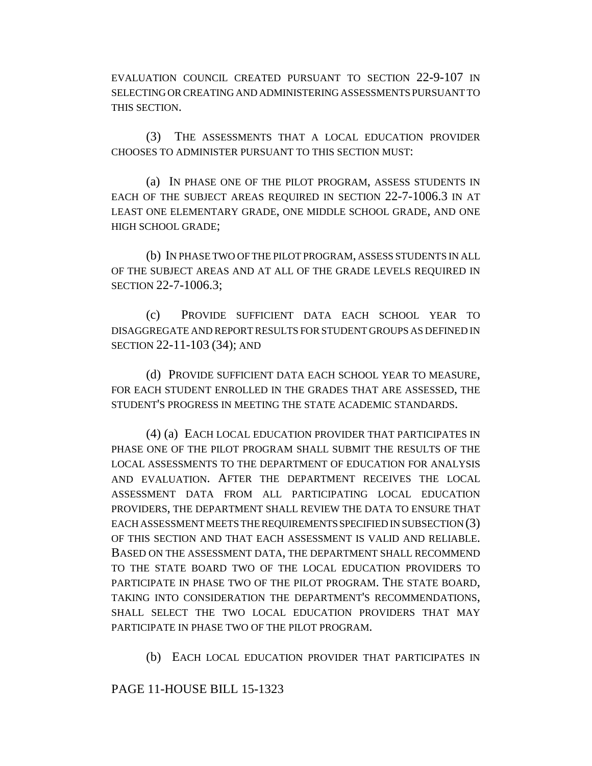EVALUATION COUNCIL CREATED PURSUANT TO SECTION 22-9-107 IN SELECTING OR CREATING AND ADMINISTERING ASSESSMENTS PURSUANT TO THIS SECTION.

(3) THE ASSESSMENTS THAT A LOCAL EDUCATION PROVIDER CHOOSES TO ADMINISTER PURSUANT TO THIS SECTION MUST:

(a) IN PHASE ONE OF THE PILOT PROGRAM, ASSESS STUDENTS IN EACH OF THE SUBJECT AREAS REQUIRED IN SECTION 22-7-1006.3 IN AT LEAST ONE ELEMENTARY GRADE, ONE MIDDLE SCHOOL GRADE, AND ONE HIGH SCHOOL GRADE;

(b) IN PHASE TWO OF THE PILOT PROGRAM, ASSESS STUDENTS IN ALL OF THE SUBJECT AREAS AND AT ALL OF THE GRADE LEVELS REQUIRED IN SECTION 22-7-1006.3;

(c) PROVIDE SUFFICIENT DATA EACH SCHOOL YEAR TO DISAGGREGATE AND REPORT RESULTS FOR STUDENT GROUPS AS DEFINED IN SECTION 22-11-103 (34); AND

(d) PROVIDE SUFFICIENT DATA EACH SCHOOL YEAR TO MEASURE, FOR EACH STUDENT ENROLLED IN THE GRADES THAT ARE ASSESSED, THE STUDENT'S PROGRESS IN MEETING THE STATE ACADEMIC STANDARDS.

(4) (a) EACH LOCAL EDUCATION PROVIDER THAT PARTICIPATES IN PHASE ONE OF THE PILOT PROGRAM SHALL SUBMIT THE RESULTS OF THE LOCAL ASSESSMENTS TO THE DEPARTMENT OF EDUCATION FOR ANALYSIS AND EVALUATION. AFTER THE DEPARTMENT RECEIVES THE LOCAL ASSESSMENT DATA FROM ALL PARTICIPATING LOCAL EDUCATION PROVIDERS, THE DEPARTMENT SHALL REVIEW THE DATA TO ENSURE THAT EACH ASSESSMENT MEETS THE REQUIREMENTS SPECIFIED IN SUBSECTION (3) OF THIS SECTION AND THAT EACH ASSESSMENT IS VALID AND RELIABLE. BASED ON THE ASSESSMENT DATA, THE DEPARTMENT SHALL RECOMMEND TO THE STATE BOARD TWO OF THE LOCAL EDUCATION PROVIDERS TO PARTICIPATE IN PHASE TWO OF THE PILOT PROGRAM. THE STATE BOARD, TAKING INTO CONSIDERATION THE DEPARTMENT'S RECOMMENDATIONS, SHALL SELECT THE TWO LOCAL EDUCATION PROVIDERS THAT MAY PARTICIPATE IN PHASE TWO OF THE PILOT PROGRAM.

(b) EACH LOCAL EDUCATION PROVIDER THAT PARTICIPATES IN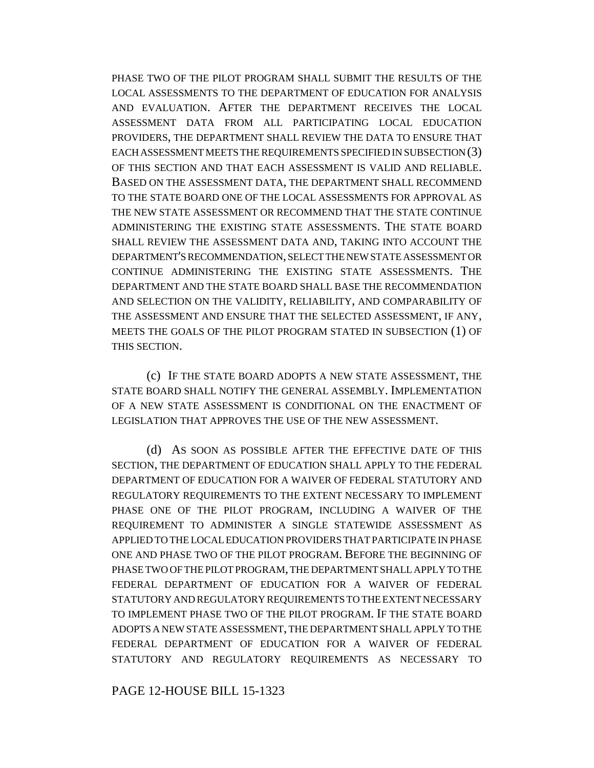PHASE TWO OF THE PILOT PROGRAM SHALL SUBMIT THE RESULTS OF THE LOCAL ASSESSMENTS TO THE DEPARTMENT OF EDUCATION FOR ANALYSIS AND EVALUATION. AFTER THE DEPARTMENT RECEIVES THE LOCAL ASSESSMENT DATA FROM ALL PARTICIPATING LOCAL EDUCATION PROVIDERS, THE DEPARTMENT SHALL REVIEW THE DATA TO ENSURE THAT EACH ASSESSMENT MEETS THE REQUIREMENTS SPECIFIED IN SUBSECTION (3) OF THIS SECTION AND THAT EACH ASSESSMENT IS VALID AND RELIABLE. BASED ON THE ASSESSMENT DATA, THE DEPARTMENT SHALL RECOMMEND TO THE STATE BOARD ONE OF THE LOCAL ASSESSMENTS FOR APPROVAL AS THE NEW STATE ASSESSMENT OR RECOMMEND THAT THE STATE CONTINUE ADMINISTERING THE EXISTING STATE ASSESSMENTS. THE STATE BOARD SHALL REVIEW THE ASSESSMENT DATA AND, TAKING INTO ACCOUNT THE DEPARTMENT'S RECOMMENDATION, SELECT THE NEW STATE ASSESSMENT OR CONTINUE ADMINISTERING THE EXISTING STATE ASSESSMENTS. THE DEPARTMENT AND THE STATE BOARD SHALL BASE THE RECOMMENDATION AND SELECTION ON THE VALIDITY, RELIABILITY, AND COMPARABILITY OF THE ASSESSMENT AND ENSURE THAT THE SELECTED ASSESSMENT, IF ANY, MEETS THE GOALS OF THE PILOT PROGRAM STATED IN SUBSECTION (1) OF THIS SECTION.

(c) IF THE STATE BOARD ADOPTS A NEW STATE ASSESSMENT, THE STATE BOARD SHALL NOTIFY THE GENERAL ASSEMBLY. IMPLEMENTATION OF A NEW STATE ASSESSMENT IS CONDITIONAL ON THE ENACTMENT OF LEGISLATION THAT APPROVES THE USE OF THE NEW ASSESSMENT.

(d) AS SOON AS POSSIBLE AFTER THE EFFECTIVE DATE OF THIS SECTION, THE DEPARTMENT OF EDUCATION SHALL APPLY TO THE FEDERAL DEPARTMENT OF EDUCATION FOR A WAIVER OF FEDERAL STATUTORY AND REGULATORY REQUIREMENTS TO THE EXTENT NECESSARY TO IMPLEMENT PHASE ONE OF THE PILOT PROGRAM, INCLUDING A WAIVER OF THE REQUIREMENT TO ADMINISTER A SINGLE STATEWIDE ASSESSMENT AS APPLIED TO THE LOCAL EDUCATION PROVIDERS THAT PARTICIPATE IN PHASE ONE AND PHASE TWO OF THE PILOT PROGRAM. BEFORE THE BEGINNING OF PHASE TWO OF THE PILOT PROGRAM, THE DEPARTMENT SHALL APPLY TO THE FEDERAL DEPARTMENT OF EDUCATION FOR A WAIVER OF FEDERAL STATUTORY AND REGULATORY REQUIREMENTS TO THE EXTENT NECESSARY TO IMPLEMENT PHASE TWO OF THE PILOT PROGRAM. IF THE STATE BOARD ADOPTS A NEW STATE ASSESSMENT, THE DEPARTMENT SHALL APPLY TO THE FEDERAL DEPARTMENT OF EDUCATION FOR A WAIVER OF FEDERAL STATUTORY AND REGULATORY REQUIREMENTS AS NECESSARY TO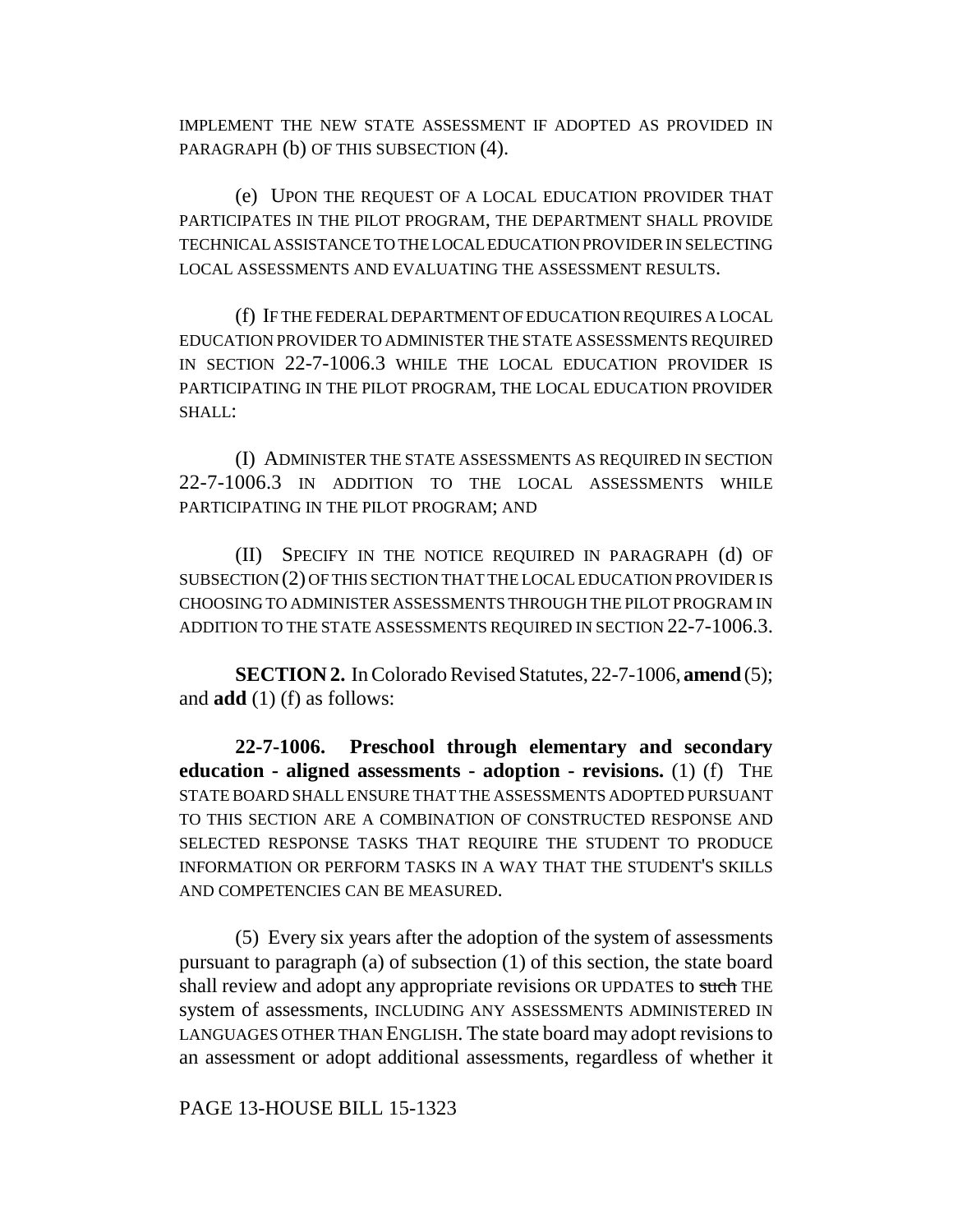IMPLEMENT THE NEW STATE ASSESSMENT IF ADOPTED AS PROVIDED IN PARAGRAPH (b) OF THIS SUBSECTION (4).

(e) UPON THE REQUEST OF A LOCAL EDUCATION PROVIDER THAT PARTICIPATES IN THE PILOT PROGRAM, THE DEPARTMENT SHALL PROVIDE TECHNICAL ASSISTANCE TO THE LOCAL EDUCATION PROVIDER IN SELECTING LOCAL ASSESSMENTS AND EVALUATING THE ASSESSMENT RESULTS.

(f) IF THE FEDERAL DEPARTMENT OF EDUCATION REQUIRES A LOCAL EDUCATION PROVIDER TO ADMINISTER THE STATE ASSESSMENTS REQUIRED IN SECTION 22-7-1006.3 WHILE THE LOCAL EDUCATION PROVIDER IS PARTICIPATING IN THE PILOT PROGRAM, THE LOCAL EDUCATION PROVIDER SHALL:

(I) ADMINISTER THE STATE ASSESSMENTS AS REQUIRED IN SECTION 22-7-1006.3 IN ADDITION TO THE LOCAL ASSESSMENTS WHILE PARTICIPATING IN THE PILOT PROGRAM; AND

(II) SPECIFY IN THE NOTICE REQUIRED IN PARAGRAPH (d) OF SUBSECTION (2) OF THIS SECTION THAT THE LOCAL EDUCATION PROVIDER IS CHOOSING TO ADMINISTER ASSESSMENTS THROUGH THE PILOT PROGRAM IN ADDITION TO THE STATE ASSESSMENTS REQUIRED IN SECTION 22-7-1006.3.

**SECTION 2.** In Colorado Revised Statutes, 22-7-1006, **amend** (5); and **add** (1) (f) as follows:

**22-7-1006. Preschool through elementary and secondary education - aligned assessments - adoption - revisions.** (1) (f) THE STATE BOARD SHALL ENSURE THAT THE ASSESSMENTS ADOPTED PURSUANT TO THIS SECTION ARE A COMBINATION OF CONSTRUCTED RESPONSE AND SELECTED RESPONSE TASKS THAT REQUIRE THE STUDENT TO PRODUCE INFORMATION OR PERFORM TASKS IN A WAY THAT THE STUDENT'S SKILLS AND COMPETENCIES CAN BE MEASURED.

(5) Every six years after the adoption of the system of assessments pursuant to paragraph (a) of subsection (1) of this section, the state board shall review and adopt any appropriate revisions OR UPDATES to ~~such~~ THE system of assessments, INCLUDING ANY ASSESSMENTS ADMINISTERED IN LANGUAGES OTHER THAN ENGLISH. The state board may adopt revisions to an assessment or adopt additional assessments, regardless of whether it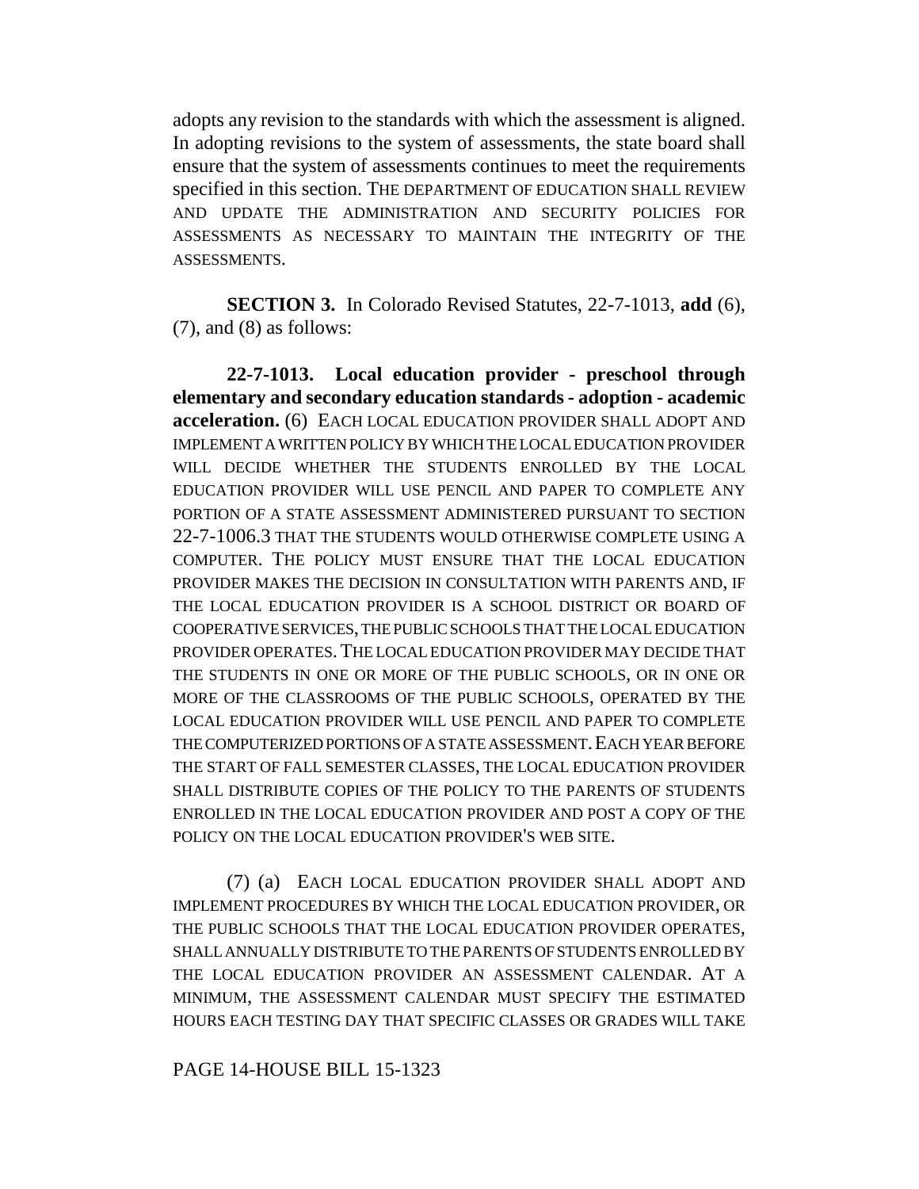adopts any revision to the standards with which the assessment is aligned. In adopting revisions to the system of assessments, the state board shall ensure that the system of assessments continues to meet the requirements specified in this section. THE DEPARTMENT OF EDUCATION SHALL REVIEW AND UPDATE THE ADMINISTRATION AND SECURITY POLICIES FOR ASSESSMENTS AS NECESSARY TO MAINTAIN THE INTEGRITY OF THE ASSESSMENTS.

**SECTION 3.** In Colorado Revised Statutes, 22-7-1013, **add** (6), (7), and (8) as follows:

**22-7-1013. Local education provider - preschool through elementary and secondary education standards - adoption - academic acceleration.** (6) EACH LOCAL EDUCATION PROVIDER SHALL ADOPT AND IMPLEMENT A WRITTEN POLICY BY WHICH THE LOCAL EDUCATION PROVIDER WILL DECIDE WHETHER THE STUDENTS ENROLLED BY THE LOCAL EDUCATION PROVIDER WILL USE PENCIL AND PAPER TO COMPLETE ANY PORTION OF A STATE ASSESSMENT ADMINISTERED PURSUANT TO SECTION 22-7-1006.3 THAT THE STUDENTS WOULD OTHERWISE COMPLETE USING A COMPUTER. THE POLICY MUST ENSURE THAT THE LOCAL EDUCATION PROVIDER MAKES THE DECISION IN CONSULTATION WITH PARENTS AND, IF THE LOCAL EDUCATION PROVIDER IS A SCHOOL DISTRICT OR BOARD OF COOPERATIVE SERVICES, THE PUBLIC SCHOOLS THAT THE LOCAL EDUCATION PROVIDER OPERATES. THE LOCAL EDUCATION PROVIDER MAY DECIDE THAT THE STUDENTS IN ONE OR MORE OF THE PUBLIC SCHOOLS, OR IN ONE OR MORE OF THE CLASSROOMS OF THE PUBLIC SCHOOLS, OPERATED BY THE LOCAL EDUCATION PROVIDER WILL USE PENCIL AND PAPER TO COMPLETE THE COMPUTERIZED PORTIONS OF A STATE ASSESSMENT. EACH YEAR BEFORE THE START OF FALL SEMESTER CLASSES, THE LOCAL EDUCATION PROVIDER SHALL DISTRIBUTE COPIES OF THE POLICY TO THE PARENTS OF STUDENTS ENROLLED IN THE LOCAL EDUCATION PROVIDER AND POST A COPY OF THE POLICY ON THE LOCAL EDUCATION PROVIDER'S WEB SITE.

(7) (a) EACH LOCAL EDUCATION PROVIDER SHALL ADOPT AND IMPLEMENT PROCEDURES BY WHICH THE LOCAL EDUCATION PROVIDER, OR THE PUBLIC SCHOOLS THAT THE LOCAL EDUCATION PROVIDER OPERATES, SHALL ANNUALLY DISTRIBUTE TO THE PARENTS OF STUDENTS ENROLLED BY THE LOCAL EDUCATION PROVIDER AN ASSESSMENT CALENDAR. AT A MINIMUM, THE ASSESSMENT CALENDAR MUST SPECIFY THE ESTIMATED HOURS EACH TESTING DAY THAT SPECIFIC CLASSES OR GRADES WILL TAKE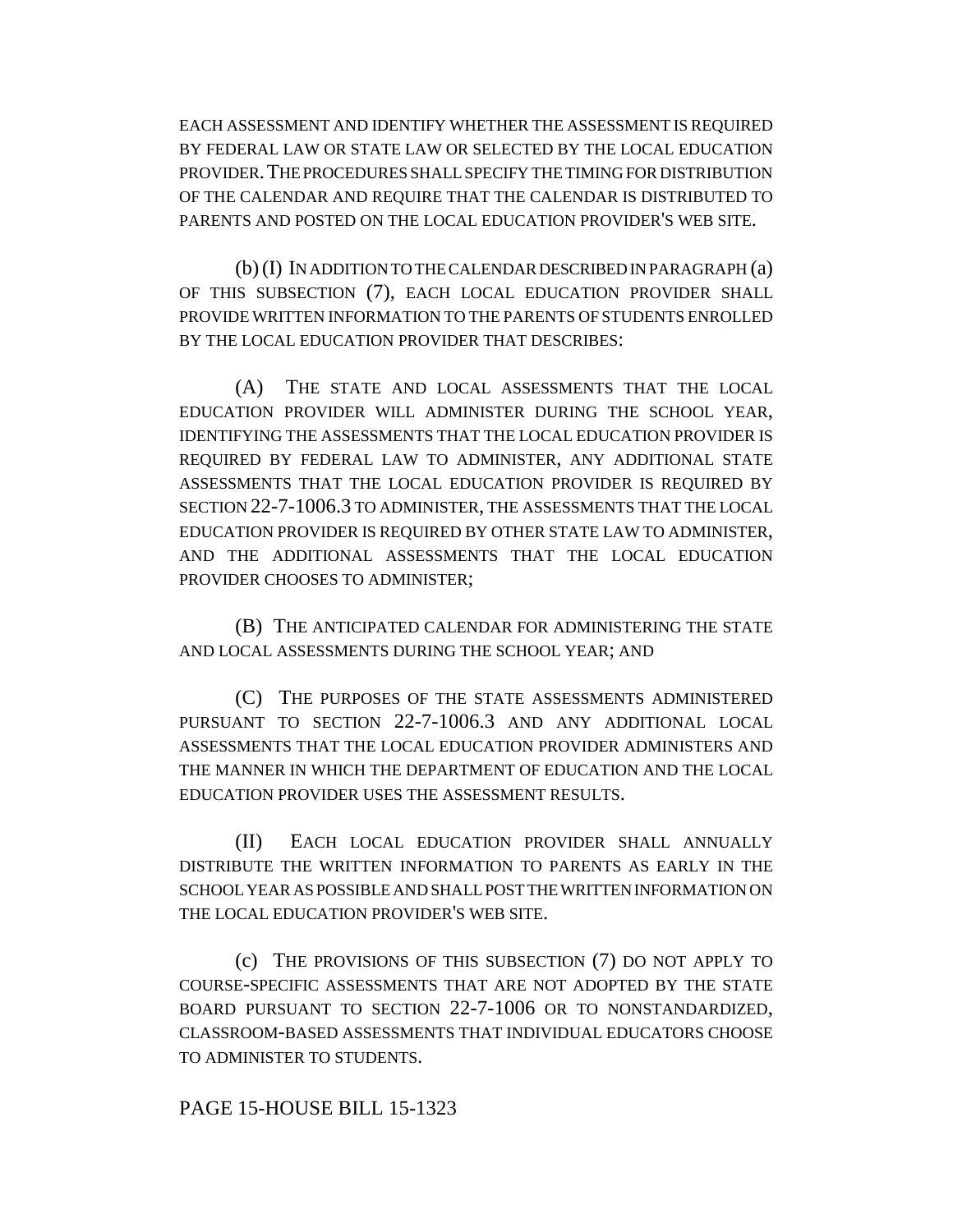EACH ASSESSMENT AND IDENTIFY WHETHER THE ASSESSMENT IS REQUIRED BY FEDERAL LAW OR STATE LAW OR SELECTED BY THE LOCAL EDUCATION PROVIDER. THE PROCEDURES SHALL SPECIFY THE TIMING FOR DISTRIBUTION OF THE CALENDAR AND REQUIRE THAT THE CALENDAR IS DISTRIBUTED TO PARENTS AND POSTED ON THE LOCAL EDUCATION PROVIDER'S WEB SITE.

(b) (I) IN ADDITION TO THE CALENDAR DESCRIBED IN PARAGRAPH (a) OF THIS SUBSECTION (7), EACH LOCAL EDUCATION PROVIDER SHALL PROVIDE WRITTEN INFORMATION TO THE PARENTS OF STUDENTS ENROLLED BY THE LOCAL EDUCATION PROVIDER THAT DESCRIBES:

(A) THE STATE AND LOCAL ASSESSMENTS THAT THE LOCAL EDUCATION PROVIDER WILL ADMINISTER DURING THE SCHOOL YEAR, IDENTIFYING THE ASSESSMENTS THAT THE LOCAL EDUCATION PROVIDER IS REQUIRED BY FEDERAL LAW TO ADMINISTER, ANY ADDITIONAL STATE ASSESSMENTS THAT THE LOCAL EDUCATION PROVIDER IS REQUIRED BY SECTION 22-7-1006.3 TO ADMINISTER, THE ASSESSMENTS THAT THE LOCAL EDUCATION PROVIDER IS REQUIRED BY OTHER STATE LAW TO ADMINISTER, AND THE ADDITIONAL ASSESSMENTS THAT THE LOCAL EDUCATION PROVIDER CHOOSES TO ADMINISTER;

(B) THE ANTICIPATED CALENDAR FOR ADMINISTERING THE STATE AND LOCAL ASSESSMENTS DURING THE SCHOOL YEAR; AND

(C) THE PURPOSES OF THE STATE ASSESSMENTS ADMINISTERED PURSUANT TO SECTION 22-7-1006.3 AND ANY ADDITIONAL LOCAL ASSESSMENTS THAT THE LOCAL EDUCATION PROVIDER ADMINISTERS AND THE MANNER IN WHICH THE DEPARTMENT OF EDUCATION AND THE LOCAL EDUCATION PROVIDER USES THE ASSESSMENT RESULTS.

(II) EACH LOCAL EDUCATION PROVIDER SHALL ANNUALLY DISTRIBUTE THE WRITTEN INFORMATION TO PARENTS AS EARLY IN THE SCHOOL YEAR AS POSSIBLE AND SHALL POST THE WRITTEN INFORMATION ON THE LOCAL EDUCATION PROVIDER'S WEB SITE.

(c) THE PROVISIONS OF THIS SUBSECTION (7) DO NOT APPLY TO COURSE-SPECIFIC ASSESSMENTS THAT ARE NOT ADOPTED BY THE STATE BOARD PURSUANT TO SECTION 22-7-1006 OR TO NONSTANDARDIZED, CLASSROOM-BASED ASSESSMENTS THAT INDIVIDUAL EDUCATORS CHOOSE TO ADMINISTER TO STUDENTS.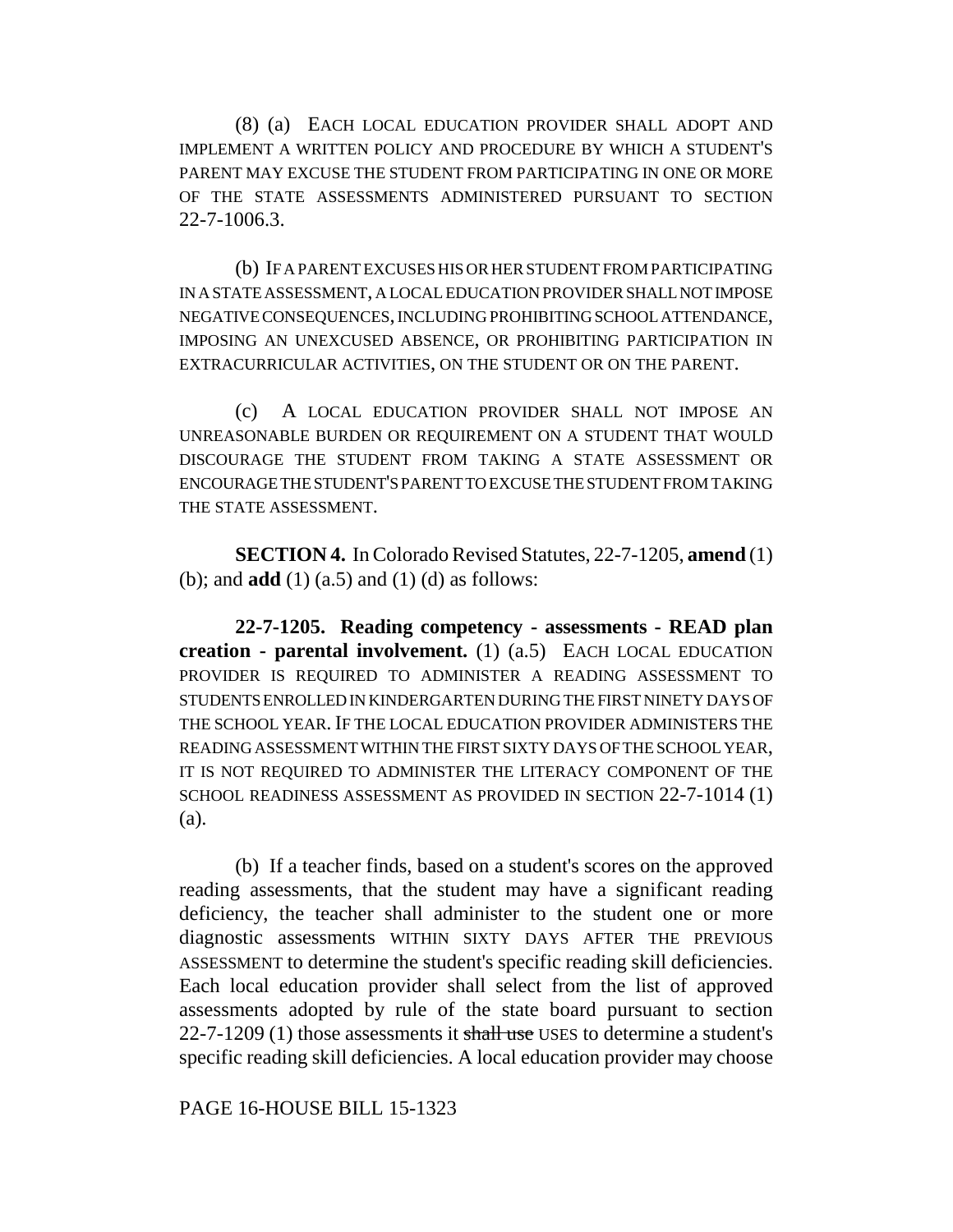(8) (a) EACH LOCAL EDUCATION PROVIDER SHALL ADOPT AND IMPLEMENT A WRITTEN POLICY AND PROCEDURE BY WHICH A STUDENT'S PARENT MAY EXCUSE THE STUDENT FROM PARTICIPATING IN ONE OR MORE OF THE STATE ASSESSMENTS ADMINISTERED PURSUANT TO SECTION 22-7-1006.3.

(b) IF A PARENT EXCUSES HIS OR HER STUDENT FROM PARTICIPATING IN A STATE ASSESSMENT, A LOCAL EDUCATION PROVIDER SHALL NOT IMPOSE NEGATIVE CONSEQUENCES, INCLUDING PROHIBITING SCHOOL ATTENDANCE, IMPOSING AN UNEXCUSED ABSENCE, OR PROHIBITING PARTICIPATION IN EXTRACURRICULAR ACTIVITIES, ON THE STUDENT OR ON THE PARENT.

(c) A LOCAL EDUCATION PROVIDER SHALL NOT IMPOSE AN UNREASONABLE BURDEN OR REQUIREMENT ON A STUDENT THAT WOULD DISCOURAGE THE STUDENT FROM TAKING A STATE ASSESSMENT OR ENCOURAGE THE STUDENT'S PARENT TO EXCUSE THE STUDENT FROM TAKING THE STATE ASSESSMENT.

**SECTION 4.** In Colorado Revised Statutes, 22-7-1205, **amend** (1) (b); and **add** (1) (a.5) and (1) (d) as follows:

**22-7-1205. Reading competency - assessments - READ plan creation - parental involvement.** (1) (a.5) EACH LOCAL EDUCATION PROVIDER IS REQUIRED TO ADMINISTER A READING ASSESSMENT TO STUDENTS ENROLLED IN KINDERGARTEN DURING THE FIRST NINETY DAYS OF THE SCHOOL YEAR. IF THE LOCAL EDUCATION PROVIDER ADMINISTERS THE READING ASSESSMENT WITHIN THE FIRST SIXTY DAYS OF THE SCHOOL YEAR, IT IS NOT REQUIRED TO ADMINISTER THE LITERACY COMPONENT OF THE SCHOOL READINESS ASSESSMENT AS PROVIDED IN SECTION 22-7-1014 (1) (a).

(b) If a teacher finds, based on a student's scores on the approved reading assessments, that the student may have a significant reading deficiency, the teacher shall administer to the student one or more diagnostic assessments WITHIN SIXTY DAYS AFTER THE PREVIOUS ASSESSMENT to determine the student's specific reading skill deficiencies. Each local education provider shall select from the list of approved assessments adopted by rule of the state board pursuant to section 22-7-1209 (1) those assessments it ~~shall use~~ USES to determine a student's specific reading skill deficiencies. A local education provider may choose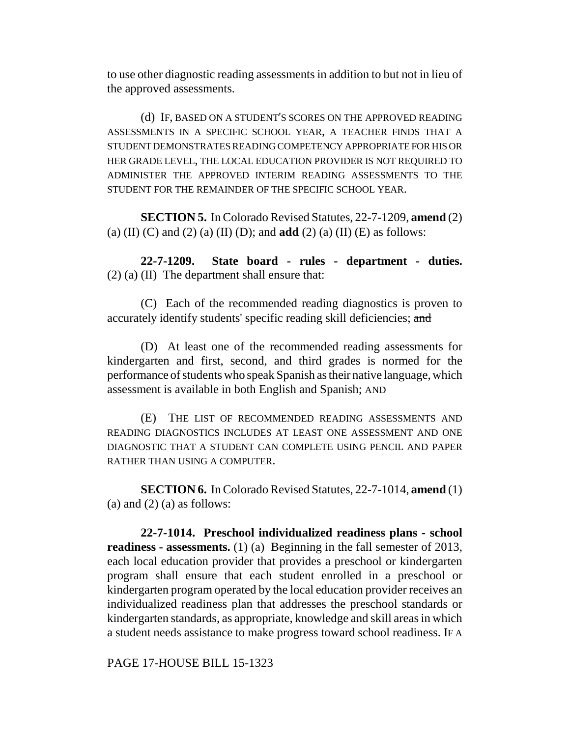to use other diagnostic reading assessments in addition to but not in lieu of the approved assessments.

(d) IF, BASED ON A STUDENT'S SCORES ON THE APPROVED READING ASSESSMENTS IN A SPECIFIC SCHOOL YEAR, A TEACHER FINDS THAT A STUDENT DEMONSTRATES READING COMPETENCY APPROPRIATE FOR HIS OR HER GRADE LEVEL, THE LOCAL EDUCATION PROVIDER IS NOT REQUIRED TO ADMINISTER THE APPROVED INTERIM READING ASSESSMENTS TO THE STUDENT FOR THE REMAINDER OF THE SPECIFIC SCHOOL YEAR.

**SECTION 5.** In Colorado Revised Statutes, 22-7-1209, **amend** (2) (a) (II) (C) and (2) (a) (II) (D); and **add** (2) (a) (II) (E) as follows:

**22-7-1209. State board - rules - department - duties.** (2) (a) (II) The department shall ensure that:

(C) Each of the recommended reading diagnostics is proven to accurately identify students' specific reading skill deficiencies; ~~and~~

(D) At least one of the recommended reading assessments for kindergarten and first, second, and third grades is normed for the performance of students who speak Spanish as their native language, which assessment is available in both English and Spanish; AND

(E) THE LIST OF RECOMMENDED READING ASSESSMENTS AND READING DIAGNOSTICS INCLUDES AT LEAST ONE ASSESSMENT AND ONE DIAGNOSTIC THAT A STUDENT CAN COMPLETE USING PENCIL AND PAPER RATHER THAN USING A COMPUTER.

**SECTION 6.** In Colorado Revised Statutes, 22-7-1014, **amend** (1) (a) and (2) (a) as follows:

**22-7-1014. Preschool individualized readiness plans - school readiness - assessments.** (1) (a) Beginning in the fall semester of 2013, each local education provider that provides a preschool or kindergarten program shall ensure that each student enrolled in a preschool or kindergarten program operated by the local education provider receives an individualized readiness plan that addresses the preschool standards or kindergarten standards, as appropriate, knowledge and skill areas in which a student needs assistance to make progress toward school readiness. IF A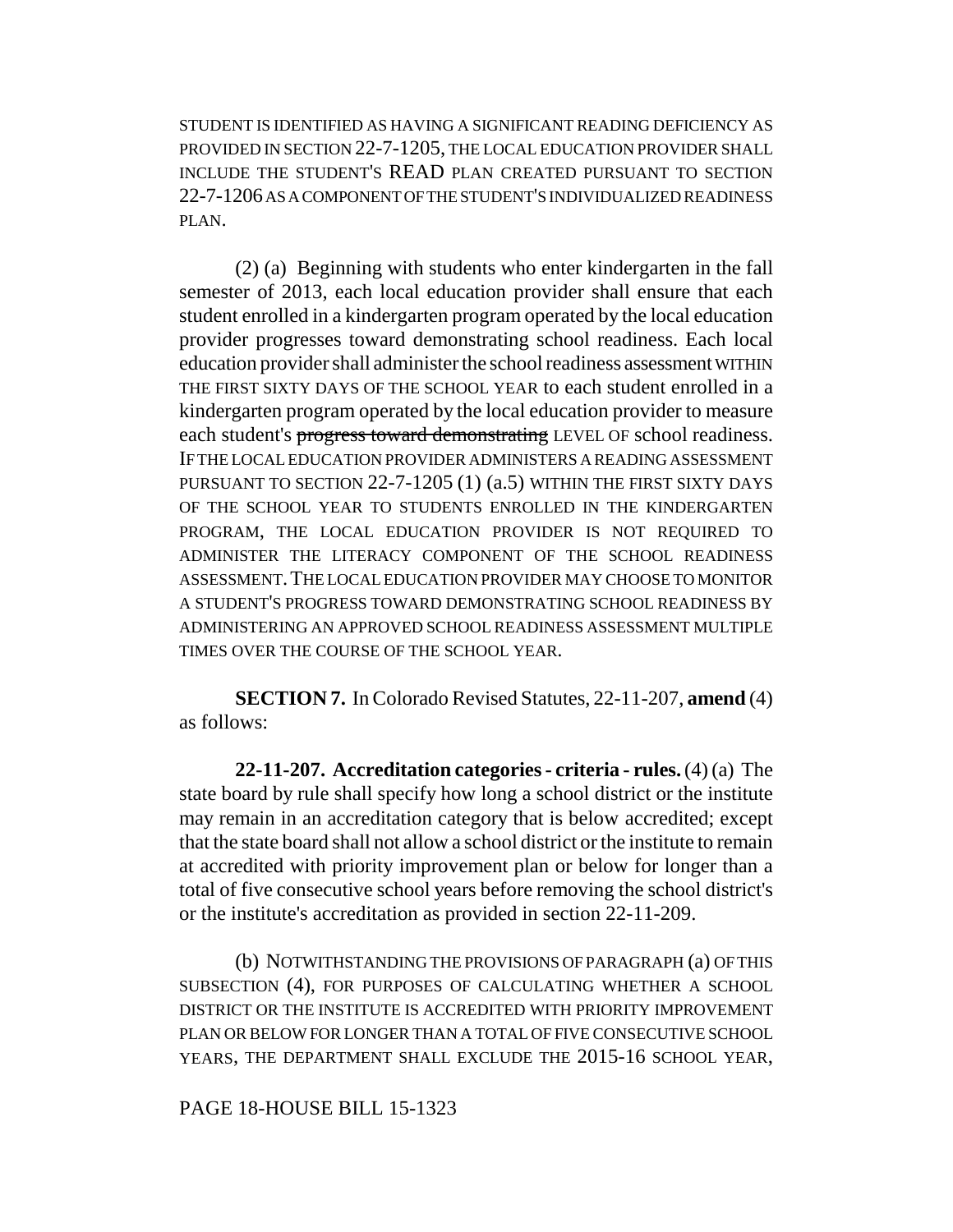STUDENT IS IDENTIFIED AS HAVING A SIGNIFICANT READING DEFICIENCY AS PROVIDED IN SECTION 22-7-1205, THE LOCAL EDUCATION PROVIDER SHALL INCLUDE THE STUDENT'S READ PLAN CREATED PURSUANT TO SECTION 22-7-1206 AS A COMPONENT OF THE STUDENT'S INDIVIDUALIZED READINESS PLAN.

(2) (a) Beginning with students who enter kindergarten in the fall semester of 2013, each local education provider shall ensure that each student enrolled in a kindergarten program operated by the local education provider progresses toward demonstrating school readiness. Each local education provider shall administer the school readiness assessment WITHIN THE FIRST SIXTY DAYS OF THE SCHOOL YEAR to each student enrolled in a kindergarten program operated by the local education provider to measure each student's ~~progress toward demonstrating~~ LEVEL OF school readiness. IF THE LOCAL EDUCATION PROVIDER ADMINISTERS A READING ASSESSMENT PURSUANT TO SECTION 22-7-1205 (1) (a.5) WITHIN THE FIRST SIXTY DAYS OF THE SCHOOL YEAR TO STUDENTS ENROLLED IN THE KINDERGARTEN PROGRAM, THE LOCAL EDUCATION PROVIDER IS NOT REQUIRED TO ADMINISTER THE LITERACY COMPONENT OF THE SCHOOL READINESS ASSESSMENT. THE LOCAL EDUCATION PROVIDER MAY CHOOSE TO MONITOR A STUDENT'S PROGRESS TOWARD DEMONSTRATING SCHOOL READINESS BY ADMINISTERING AN APPROVED SCHOOL READINESS ASSESSMENT MULTIPLE TIMES OVER THE COURSE OF THE SCHOOL YEAR.

**SECTION 7.** In Colorado Revised Statutes, 22-11-207, **amend** (4) as follows:

**22-11-207. Accreditation categories - criteria - rules.** (4) (a) The state board by rule shall specify how long a school district or the institute may remain in an accreditation category that is below accredited; except that the state board shall not allow a school district or the institute to remain at accredited with priority improvement plan or below for longer than a total of five consecutive school years before removing the school district's or the institute's accreditation as provided in section 22-11-209.

(b) NOTWITHSTANDING THE PROVISIONS OF PARAGRAPH (a) OF THIS SUBSECTION (4), FOR PURPOSES OF CALCULATING WHETHER A SCHOOL DISTRICT OR THE INSTITUTE IS ACCREDITED WITH PRIORITY IMPROVEMENT PLAN OR BELOW FOR LONGER THAN A TOTAL OF FIVE CONSECUTIVE SCHOOL YEARS, THE DEPARTMENT SHALL EXCLUDE THE 2015-16 SCHOOL YEAR,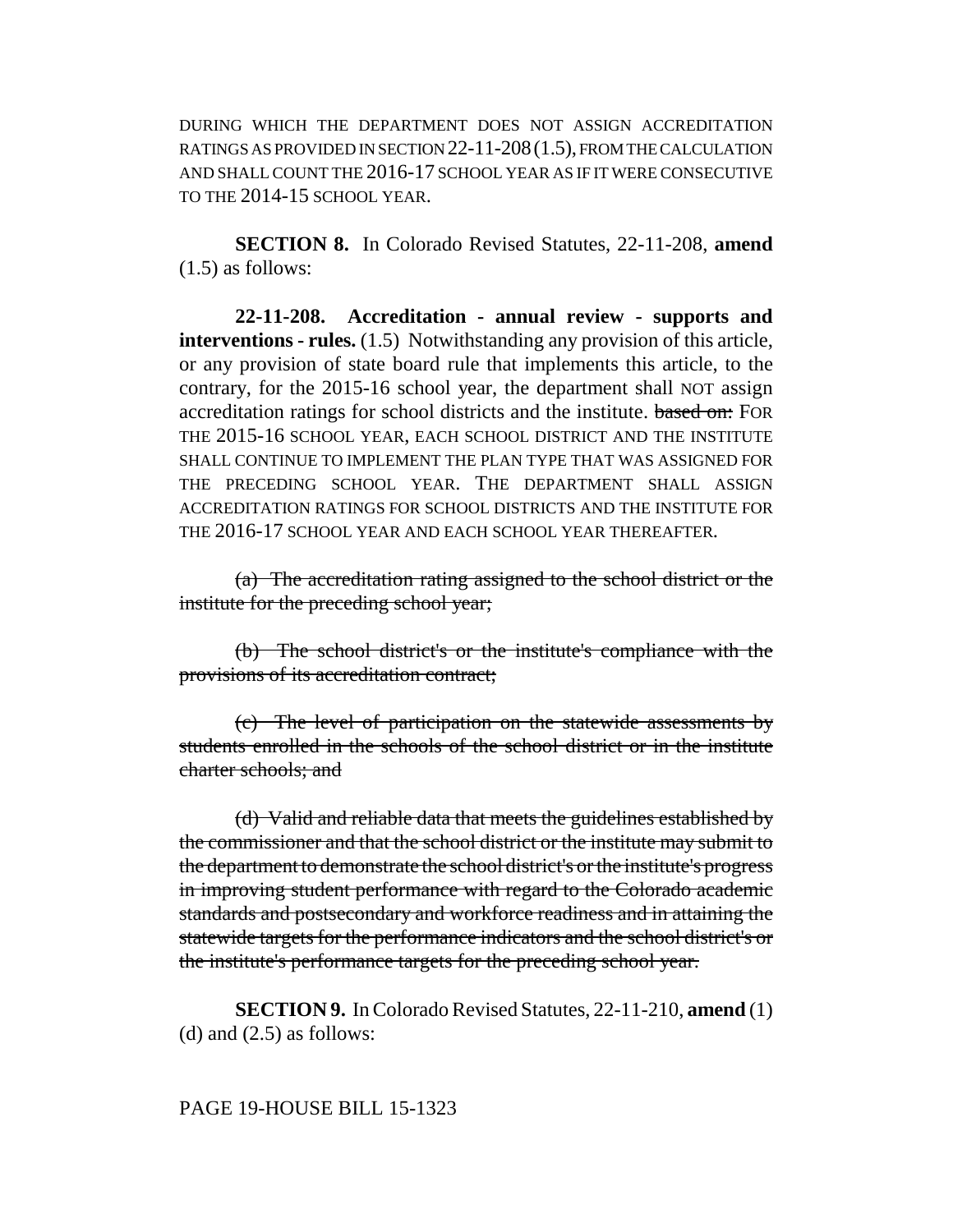DURING WHICH THE DEPARTMENT DOES NOT ASSIGN ACCREDITATION RATINGS AS PROVIDED IN SECTION 22-11-208 (1.5), FROM THE CALCULATION AND SHALL COUNT THE 2016-17 SCHOOL YEAR AS IF IT WERE CONSECUTIVE TO THE 2014-15 SCHOOL YEAR.

**SECTION 8.** In Colorado Revised Statutes, 22-11-208, **amend** (1.5) as follows:

**22-11-208. Accreditation - annual review - supports and interventions - rules.** (1.5) Notwithstanding any provision of this article, or any provision of state board rule that implements this article, to the contrary, for the 2015-16 school year, the department shall NOT assign accreditation ratings for school districts and the institute. ~~based on:~~ FOR THE 2015-16 SCHOOL YEAR, EACH SCHOOL DISTRICT AND THE INSTITUTE SHALL CONTINUE TO IMPLEMENT THE PLAN TYPE THAT WAS ASSIGNED FOR THE PRECEDING SCHOOL YEAR. THE DEPARTMENT SHALL ASSIGN ACCREDITATION RATINGS FOR SCHOOL DISTRICTS AND THE INSTITUTE FOR THE 2016-17 SCHOOL YEAR AND EACH SCHOOL YEAR THEREAFTER.

~~(a) The accreditation rating assigned to the school district or the institute for the preceding school year;~~

~~(b) The school district's or the institute's compliance with the provisions of its accreditation contract;~~

~~(c) The level of participation on the statewide assessments by students enrolled in the schools of the school district or in the institute charter schools; and~~

~~(d) Valid and reliable data that meets the guidelines established by the commissioner and that the school district or the institute may submit to the department to demonstrate the school district's or the institute's progress in improving student performance with regard to the Colorado academic standards and postsecondary and workforce readiness and in attaining the statewide targets for the performance indicators and the school district's or the institute's performance targets for the preceding school year.~~

**SECTION 9.** In Colorado Revised Statutes, 22-11-210, **amend** (1) (d) and (2.5) as follows: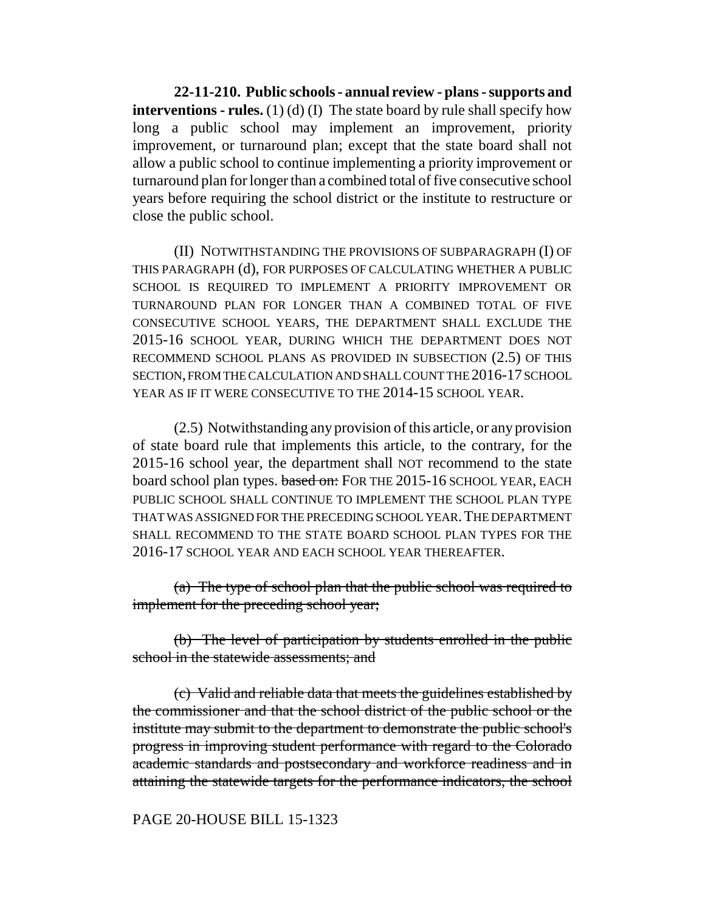**22-11-210. Public schools - annual review - plans - supports and interventions - rules.** (1) (d) (I) The state board by rule shall specify how long a public school may implement an improvement, priority improvement, or turnaround plan; except that the state board shall not allow a public school to continue implementing a priority improvement or turnaround plan for longer than a combined total of five consecutive school years before requiring the school district or the institute to restructure or close the public school.

(II) NOTWITHSTANDING THE PROVISIONS OF SUBPARAGRAPH (I) OF THIS PARAGRAPH (d), FOR PURPOSES OF CALCULATING WHETHER A PUBLIC SCHOOL IS REQUIRED TO IMPLEMENT A PRIORITY IMPROVEMENT OR TURNAROUND PLAN FOR LONGER THAN A COMBINED TOTAL OF FIVE CONSECUTIVE SCHOOL YEARS, THE DEPARTMENT SHALL EXCLUDE THE 2015-16 SCHOOL YEAR, DURING WHICH THE DEPARTMENT DOES NOT RECOMMEND SCHOOL PLANS AS PROVIDED IN SUBSECTION (2.5) OF THIS SECTION, FROM THE CALCULATION AND SHALL COUNT THE 2016-17 SCHOOL YEAR AS IF IT WERE CONSECUTIVE TO THE 2014-15 SCHOOL YEAR.

(2.5) Notwithstanding any provision of this article, or any provision of state board rule that implements this article, to the contrary, for the 2015-16 school year, the department shall NOT recommend to the state board school plan types. ~~based on:~~ FOR THE 2015-16 SCHOOL YEAR, EACH PUBLIC SCHOOL SHALL CONTINUE TO IMPLEMENT THE SCHOOL PLAN TYPE THAT WAS ASSIGNED FOR THE PRECEDING SCHOOL YEAR. THE DEPARTMENT SHALL RECOMMEND TO THE STATE BOARD SCHOOL PLAN TYPES FOR THE 2016-17 SCHOOL YEAR AND EACH SCHOOL YEAR THEREAFTER.

~~(a) The type of school plan that the public school was required to implement for the preceding school year;~~

~~(b) The level of participation by students enrolled in the public school in the statewide assessments; and~~

~~(c) Valid and reliable data that meets the guidelines established by the commissioner and that the school district of the public school or the institute may submit to the department to demonstrate the public school's progress in improving student performance with regard to the Colorado academic standards and postsecondary and workforce readiness and in attaining the statewide targets for the performance indicators, the school~~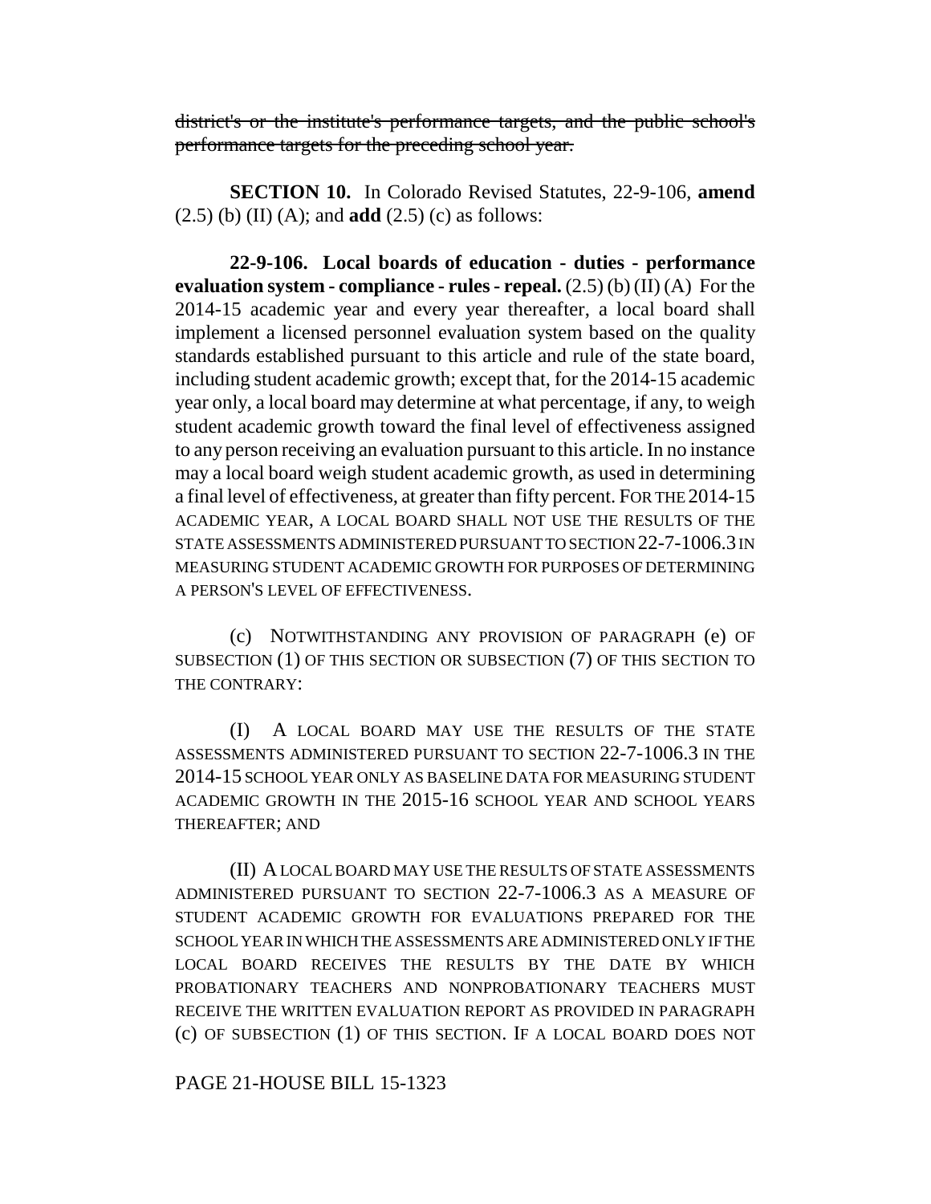~~district's or the institute's performance targets, and the public school's performance targets for the preceding school year.~~

**SECTION 10.** In Colorado Revised Statutes, 22-9-106, **amend** (2.5) (b) (II) (A); and **add** (2.5) (c) as follows:

**22-9-106. Local boards of education - duties - performance evaluation system - compliance - rules - repeal.** (2.5) (b) (II) (A) For the 2014-15 academic year and every year thereafter, a local board shall implement a licensed personnel evaluation system based on the quality standards established pursuant to this article and rule of the state board, including student academic growth; except that, for the 2014-15 academic year only, a local board may determine at what percentage, if any, to weigh student academic growth toward the final level of effectiveness assigned to any person receiving an evaluation pursuant to this article. In no instance may a local board weigh student academic growth, as used in determining a final level of effectiveness, at greater than fifty percent. FOR THE 2014-15 ACADEMIC YEAR, A LOCAL BOARD SHALL NOT USE THE RESULTS OF THE STATE ASSESSMENTS ADMINISTERED PURSUANT TO SECTION 22-7-1006.3 IN MEASURING STUDENT ACADEMIC GROWTH FOR PURPOSES OF DETERMINING A PERSON'S LEVEL OF EFFECTIVENESS.

(c) NOTWITHSTANDING ANY PROVISION OF PARAGRAPH (e) OF SUBSECTION (1) OF THIS SECTION OR SUBSECTION (7) OF THIS SECTION TO THE CONTRARY:

(I) A LOCAL BOARD MAY USE THE RESULTS OF THE STATE ASSESSMENTS ADMINISTERED PURSUANT TO SECTION 22-7-1006.3 IN THE 2014-15 SCHOOL YEAR ONLY AS BASELINE DATA FOR MEASURING STUDENT ACADEMIC GROWTH IN THE 2015-16 SCHOOL YEAR AND SCHOOL YEARS THEREAFTER; AND

(II) A LOCAL BOARD MAY USE THE RESULTS OF STATE ASSESSMENTS ADMINISTERED PURSUANT TO SECTION 22-7-1006.3 AS A MEASURE OF STUDENT ACADEMIC GROWTH FOR EVALUATIONS PREPARED FOR THE SCHOOL YEAR IN WHICH THE ASSESSMENTS ARE ADMINISTERED ONLY IF THE LOCAL BOARD RECEIVES THE RESULTS BY THE DATE BY WHICH PROBATIONARY TEACHERS AND NONPROBATIONARY TEACHERS MUST RECEIVE THE WRITTEN EVALUATION REPORT AS PROVIDED IN PARAGRAPH (c) OF SUBSECTION (1) OF THIS SECTION. IF A LOCAL BOARD DOES NOT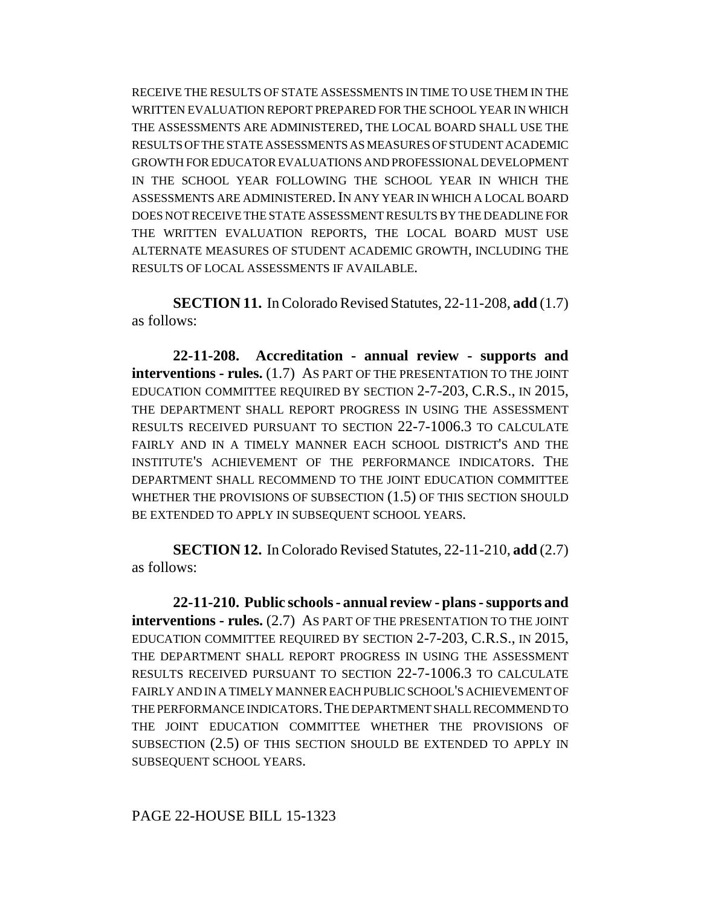RECEIVE THE RESULTS OF STATE ASSESSMENTS IN TIME TO USE THEM IN THE WRITTEN EVALUATION REPORT PREPARED FOR THE SCHOOL YEAR IN WHICH THE ASSESSMENTS ARE ADMINISTERED, THE LOCAL BOARD SHALL USE THE RESULTS OF THE STATE ASSESSMENTS AS MEASURES OF STUDENT ACADEMIC GROWTH FOR EDUCATOR EVALUATIONS AND PROFESSIONAL DEVELOPMENT IN THE SCHOOL YEAR FOLLOWING THE SCHOOL YEAR IN WHICH THE ASSESSMENTS ARE ADMINISTERED. IN ANY YEAR IN WHICH A LOCAL BOARD DOES NOT RECEIVE THE STATE ASSESSMENT RESULTS BY THE DEADLINE FOR THE WRITTEN EVALUATION REPORTS, THE LOCAL BOARD MUST USE ALTERNATE MEASURES OF STUDENT ACADEMIC GROWTH, INCLUDING THE RESULTS OF LOCAL ASSESSMENTS IF AVAILABLE.

**SECTION 11.** In Colorado Revised Statutes, 22-11-208, **add** (1.7) as follows:

**22-11-208. Accreditation - annual review - supports and interventions - rules.** (1.7) AS PART OF THE PRESENTATION TO THE JOINT EDUCATION COMMITTEE REQUIRED BY SECTION 2-7-203, C.R.S., IN 2015, THE DEPARTMENT SHALL REPORT PROGRESS IN USING THE ASSESSMENT RESULTS RECEIVED PURSUANT TO SECTION 22-7-1006.3 TO CALCULATE FAIRLY AND IN A TIMELY MANNER EACH SCHOOL DISTRICT'S AND THE INSTITUTE'S ACHIEVEMENT OF THE PERFORMANCE INDICATORS. THE DEPARTMENT SHALL RECOMMEND TO THE JOINT EDUCATION COMMITTEE WHETHER THE PROVISIONS OF SUBSECTION (1.5) OF THIS SECTION SHOULD BE EXTENDED TO APPLY IN SUBSEQUENT SCHOOL YEARS.

**SECTION 12.** In Colorado Revised Statutes, 22-11-210, **add** (2.7) as follows:

**22-11-210. Public schools - annual review - plans - supports and interventions - rules.** (2.7) AS PART OF THE PRESENTATION TO THE JOINT EDUCATION COMMITTEE REQUIRED BY SECTION 2-7-203, C.R.S., IN 2015, THE DEPARTMENT SHALL REPORT PROGRESS IN USING THE ASSESSMENT RESULTS RECEIVED PURSUANT TO SECTION 22-7-1006.3 TO CALCULATE FAIRLY AND IN A TIMELY MANNER EACH PUBLIC SCHOOL'S ACHIEVEMENT OF THE PERFORMANCE INDICATORS. THE DEPARTMENT SHALL RECOMMEND TO THE JOINT EDUCATION COMMITTEE WHETHER THE PROVISIONS OF SUBSECTION (2.5) OF THIS SECTION SHOULD BE EXTENDED TO APPLY IN SUBSEQUENT SCHOOL YEARS.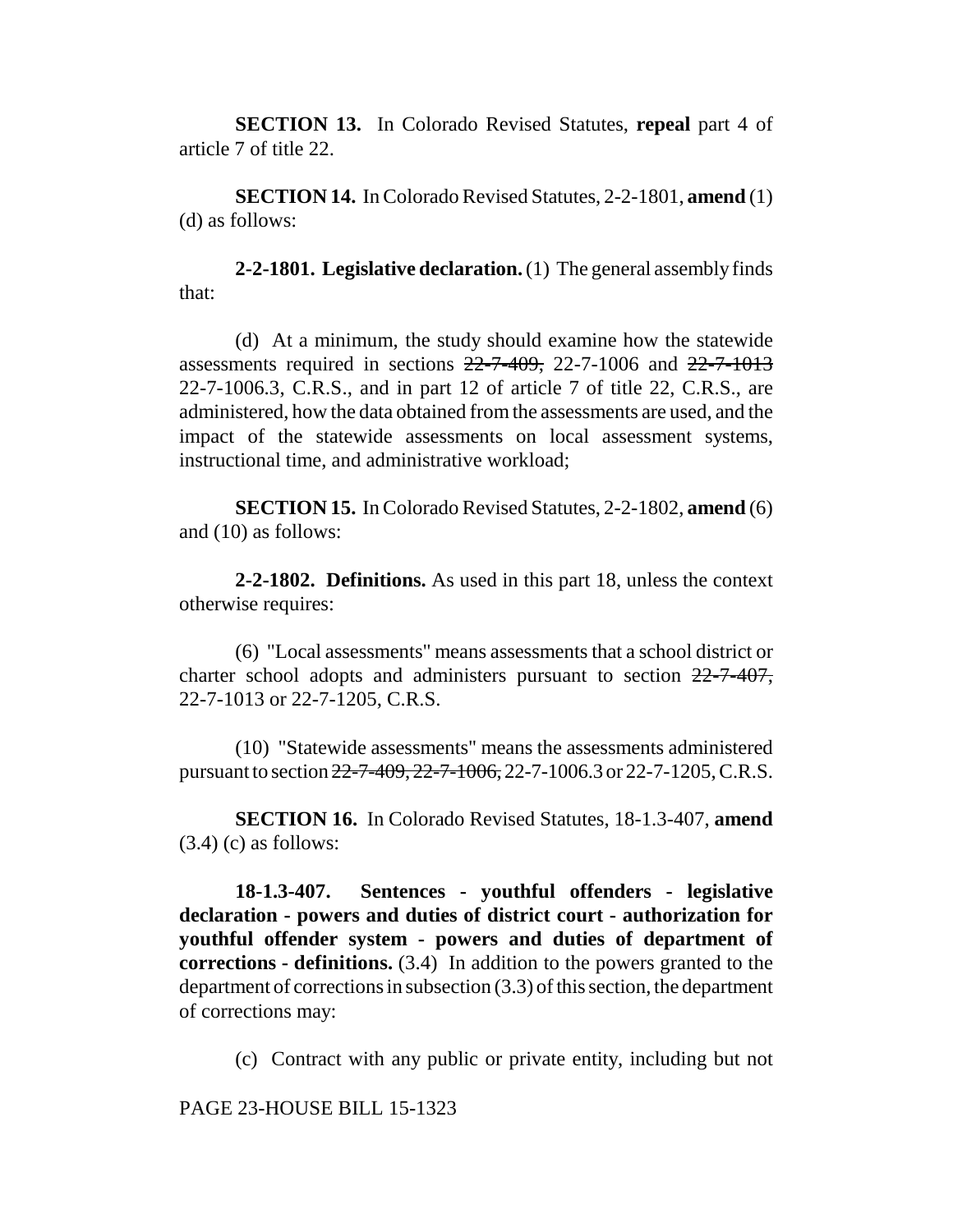**SECTION 13.** In Colorado Revised Statutes, **repeal** part 4 of article 7 of title 22.

**SECTION 14.** In Colorado Revised Statutes, 2-2-1801, **amend** (1) (d) as follows:

**2-2-1801. Legislative declaration.** (1) The general assembly finds that:

(d) At a minimum, the study should examine how the statewide assessments required in sections ~~22-7-409,~~ 22-7-1006 and ~~22-7-1013~~ 22-7-1006.3, C.R.S., and in part 12 of article 7 of title 22, C.R.S., are administered, how the data obtained from the assessments are used, and the impact of the statewide assessments on local assessment systems, instructional time, and administrative workload;

**SECTION 15.** In Colorado Revised Statutes, 2-2-1802, **amend** (6) and (10) as follows:

**2-2-1802. Definitions.** As used in this part 18, unless the context otherwise requires:

(6) "Local assessments" means assessments that a school district or charter school adopts and administers pursuant to section ~~22-7-407,~~ 22-7-1013 or 22-7-1205, C.R.S.

(10) "Statewide assessments" means the assessments administered pursuant to section ~~22-7-409, 22-7-1006,~~ 22-7-1006.3 or 22-7-1205, C.R.S.

**SECTION 16.** In Colorado Revised Statutes, 18-1.3-407, **amend** (3.4) (c) as follows:

**18-1.3-407. Sentences - youthful offenders - legislative declaration - powers and duties of district court - authorization for youthful offender system - powers and duties of department of corrections - definitions.** (3.4) In addition to the powers granted to the department of corrections in subsection (3.3) of this section, the department of corrections may:

(c) Contract with any public or private entity, including but not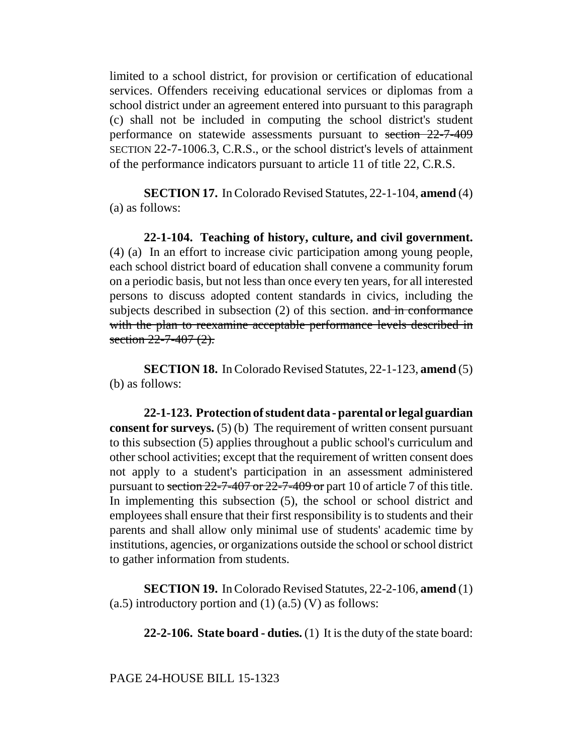limited to a school district, for provision or certification of educational services. Offenders receiving educational services or diplomas from a school district under an agreement entered into pursuant to this paragraph (c) shall not be included in computing the school district's student performance on statewide assessments pursuant to ~~section 22-7-409~~ SECTION 22-7-1006.3, C.R.S., or the school district's levels of attainment of the performance indicators pursuant to article 11 of title 22, C.R.S.

**SECTION 17.** In Colorado Revised Statutes, 22-1-104, **amend** (4) (a) as follows:

**22-1-104. Teaching of history, culture, and civil government.** (4) (a) In an effort to increase civic participation among young people, each school district board of education shall convene a community forum on a periodic basis, but not less than once every ten years, for all interested persons to discuss adopted content standards in civics, including the subjects described in subsection (2) of this section. ~~and in conformance with the plan to reexamine acceptable performance levels described in section 22-7-407 (2).~~

**SECTION 18.** In Colorado Revised Statutes, 22-1-123, **amend** (5) (b) as follows:

**22-1-123. Protection of student data - parental or legal guardian consent for surveys.** (5) (b) The requirement of written consent pursuant to this subsection (5) applies throughout a public school's curriculum and other school activities; except that the requirement of written consent does not apply to a student's participation in an assessment administered pursuant to ~~section 22-7-407 or 22-7-409 or~~ part 10 of article 7 of this title. In implementing this subsection (5), the school or school district and employees shall ensure that their first responsibility is to students and their parents and shall allow only minimal use of students' academic time by institutions, agencies, or organizations outside the school or school district to gather information from students.

**SECTION 19.** In Colorado Revised Statutes, 22-2-106, **amend** (1) (a.5) introductory portion and (1) (a.5) (V) as follows:

**22-2-106. State board - duties.** (1) It is the duty of the state board: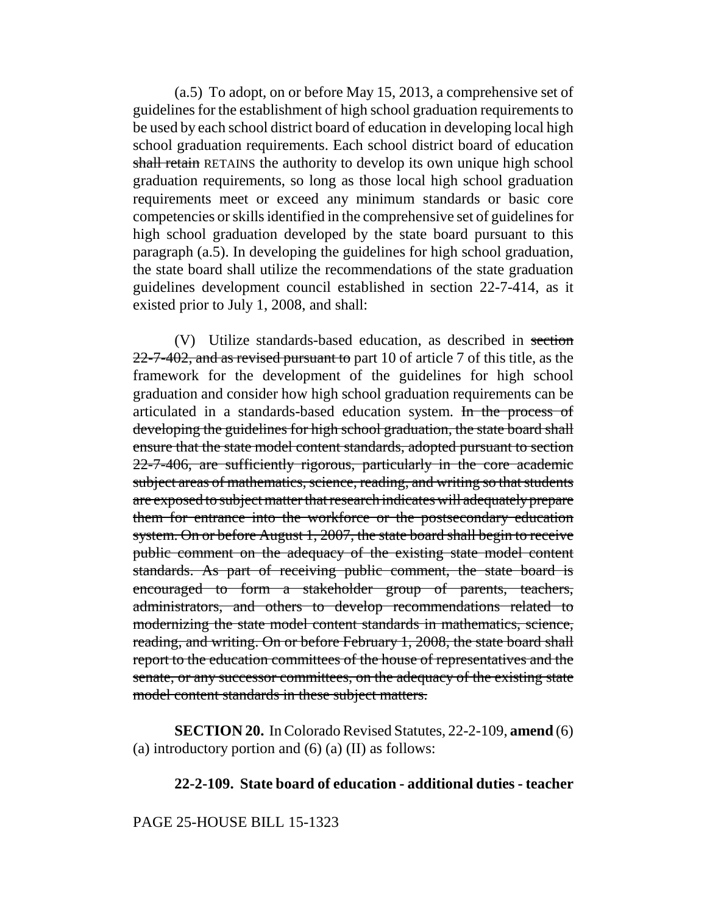(a.5) To adopt, on or before May 15, 2013, a comprehensive set of guidelines for the establishment of high school graduation requirements to be used by each school district board of education in developing local high school graduation requirements. Each school district board of education ~~shall retain~~ RETAINS the authority to develop its own unique high school graduation requirements, so long as those local high school graduation requirements meet or exceed any minimum standards or basic core competencies or skills identified in the comprehensive set of guidelines for high school graduation developed by the state board pursuant to this paragraph (a.5). In developing the guidelines for high school graduation, the state board shall utilize the recommendations of the state graduation guidelines development council established in section 22-7-414, as it existed prior to July 1, 2008, and shall:

(V) Utilize standards-based education, as described in ~~section 22-7-402, and as revised pursuant to~~ part 10 of article 7 of this title, as the framework for the development of the guidelines for high school graduation and consider how high school graduation requirements can be articulated in a standards-based education system. ~~In the process of developing the guidelines for high school graduation, the state board shall ensure that the state model content standards, adopted pursuant to section 22-7-406, are sufficiently rigorous, particularly in the core academic subject areas of mathematics, science, reading, and writing so that students are exposed to subject matter that research indicates will adequately prepare them for entrance into the workforce or the postsecondary education system. On or before August 1, 2007, the state board shall begin to receive public comment on the adequacy of the existing state model content standards. As part of receiving public comment, the state board is encouraged to form a stakeholder group of parents, teachers, administrators, and others to develop recommendations related to modernizing the state model content standards in mathematics, science, reading, and writing. On or before February 1, 2008, the state board shall report to the education committees of the house of representatives and the senate, or any successor committees, on the adequacy of the existing state model content standards in these subject matters.~~

**SECTION 20.** In Colorado Revised Statutes, 22-2-109, **amend** (6) (a) introductory portion and (6) (a) (II) as follows:

**22-2-109. State board of education - additional duties - teacher**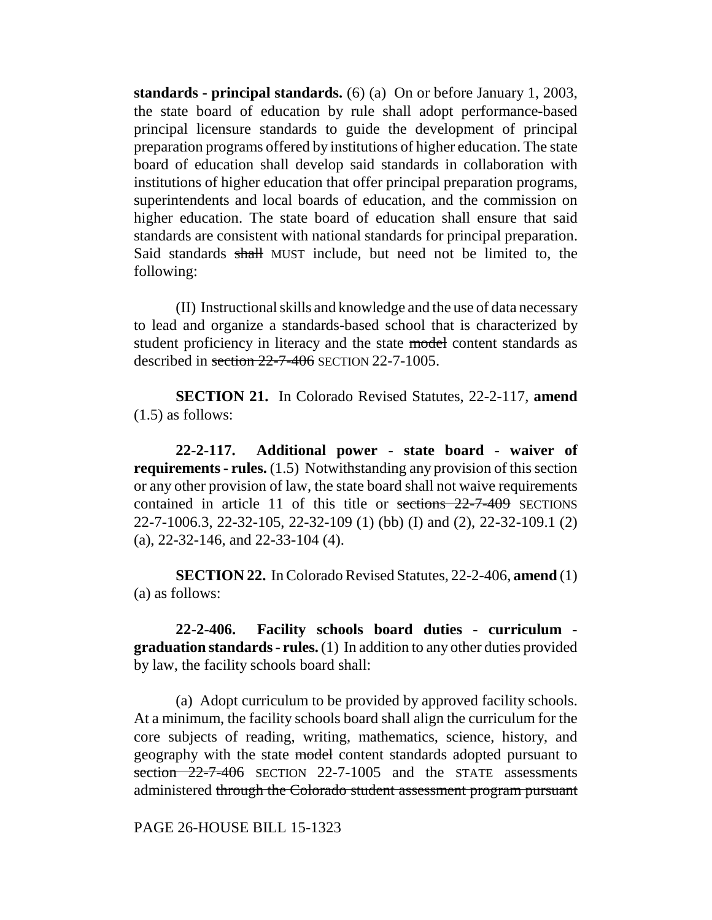**standards - principal standards.** (6) (a) On or before January 1, 2003, the state board of education by rule shall adopt performance-based principal licensure standards to guide the development of principal preparation programs offered by institutions of higher education. The state board of education shall develop said standards in collaboration with institutions of higher education that offer principal preparation programs, superintendents and local boards of education, and the commission on higher education. The state board of education shall ensure that said standards are consistent with national standards for principal preparation. Said standards ~~shall~~ MUST include, but need not be limited to, the following:

(II) Instructional skills and knowledge and the use of data necessary to lead and organize a standards-based school that is characterized by student proficiency in literacy and the state ~~model~~ content standards as described in ~~section 22-7-406~~ SECTION 22-7-1005.

**SECTION 21.** In Colorado Revised Statutes, 22-2-117, **amend** (1.5) as follows:

**22-2-117. Additional power - state board - waiver of requirements - rules.** (1.5) Notwithstanding any provision of this section or any other provision of law, the state board shall not waive requirements contained in article 11 of this title or ~~sections 22-7-409~~ SECTIONS 22-7-1006.3, 22-32-105, 22-32-109 (1) (bb) (I) and (2), 22-32-109.1 (2) (a), 22-32-146, and 22-33-104 (4).

**SECTION 22.** In Colorado Revised Statutes, 22-2-406, **amend** (1) (a) as follows:

**22-2-406. Facility schools board duties - curriculum - graduation standards - rules.** (1) In addition to any other duties provided by law, the facility schools board shall:

(a) Adopt curriculum to be provided by approved facility schools. At a minimum, the facility schools board shall align the curriculum for the core subjects of reading, writing, mathematics, science, history, and geography with the state ~~model~~ content standards adopted pursuant to ~~section 22-7-406~~ SECTION 22-7-1005 and the STATE assessments administered ~~through the Colorado student assessment program pursuant~~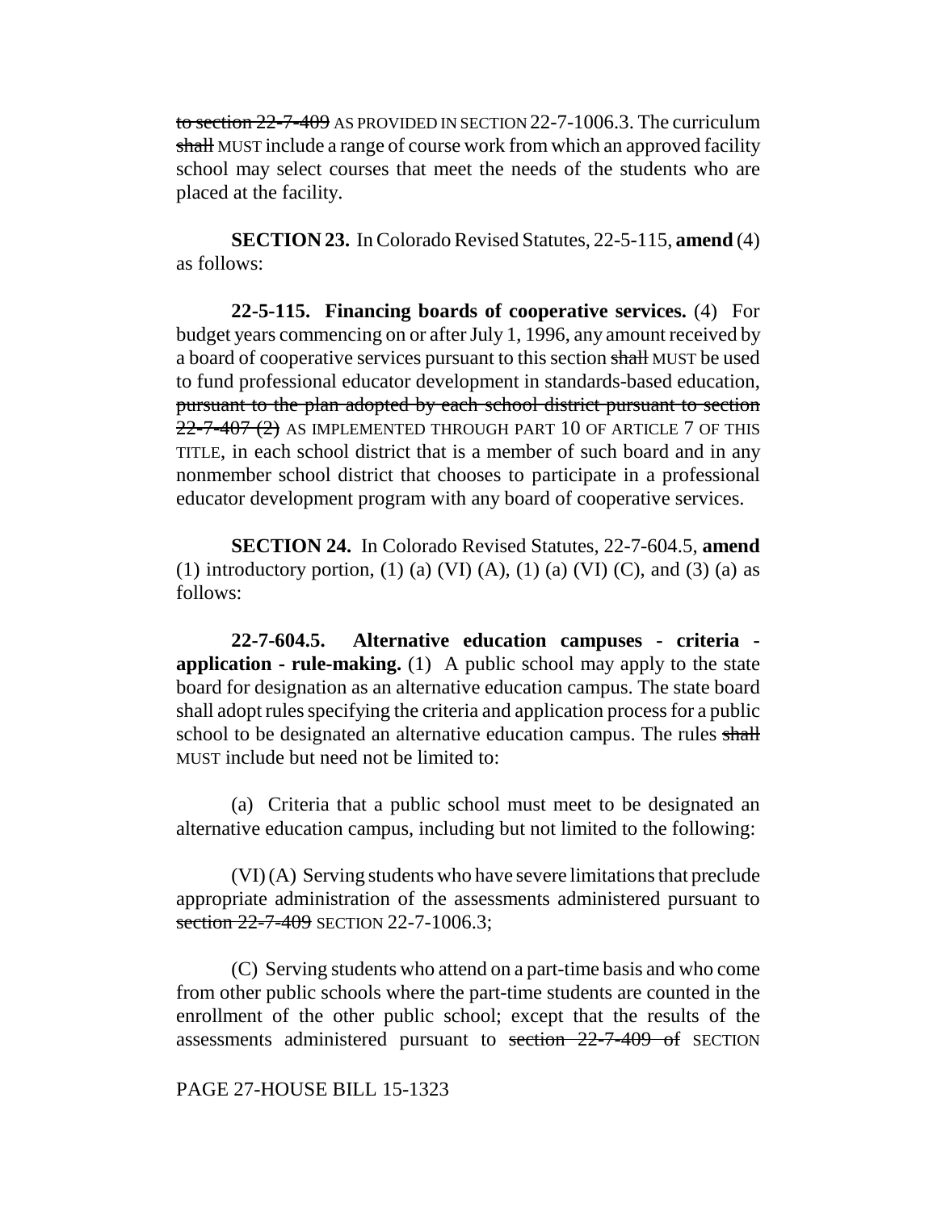~~to section 22-7-409~~ AS PROVIDED IN SECTION 22-7-1006.3. The curriculum ~~shall~~ MUST include a range of course work from which an approved facility school may select courses that meet the needs of the students who are placed at the facility.

**SECTION 23.** In Colorado Revised Statutes, 22-5-115, **amend** (4) as follows:

**22-5-115. Financing boards of cooperative services.** (4) For budget years commencing on or after July 1, 1996, any amount received by a board of cooperative services pursuant to this section ~~shall~~ MUST be used to fund professional educator development in standards-based education, ~~pursuant to the plan adopted by each school district pursuant to section 22-7-407 (2)~~ AS IMPLEMENTED THROUGH PART 10 OF ARTICLE 7 OF THIS TITLE, in each school district that is a member of such board and in any nonmember school district that chooses to participate in a professional educator development program with any board of cooperative services.

**SECTION 24.** In Colorado Revised Statutes, 22-7-604.5, **amend** (1) introductory portion, (1) (a) (VI) (A), (1) (a) (VI) (C), and (3) (a) as follows:

**22-7-604.5. Alternative education campuses - criteria - application - rule-making.** (1) A public school may apply to the state board for designation as an alternative education campus. The state board shall adopt rules specifying the criteria and application process for a public school to be designated an alternative education campus. The rules ~~shall~~ MUST include but need not be limited to:

(a) Criteria that a public school must meet to be designated an alternative education campus, including but not limited to the following:

(VI) (A) Serving students who have severe limitations that preclude appropriate administration of the assessments administered pursuant to ~~section 22-7-409~~ SECTION 22-7-1006.3;

(C) Serving students who attend on a part-time basis and who come from other public schools where the part-time students are counted in the enrollment of the other public school; except that the results of the assessments administered pursuant to ~~section 22-7-409 of~~ SECTION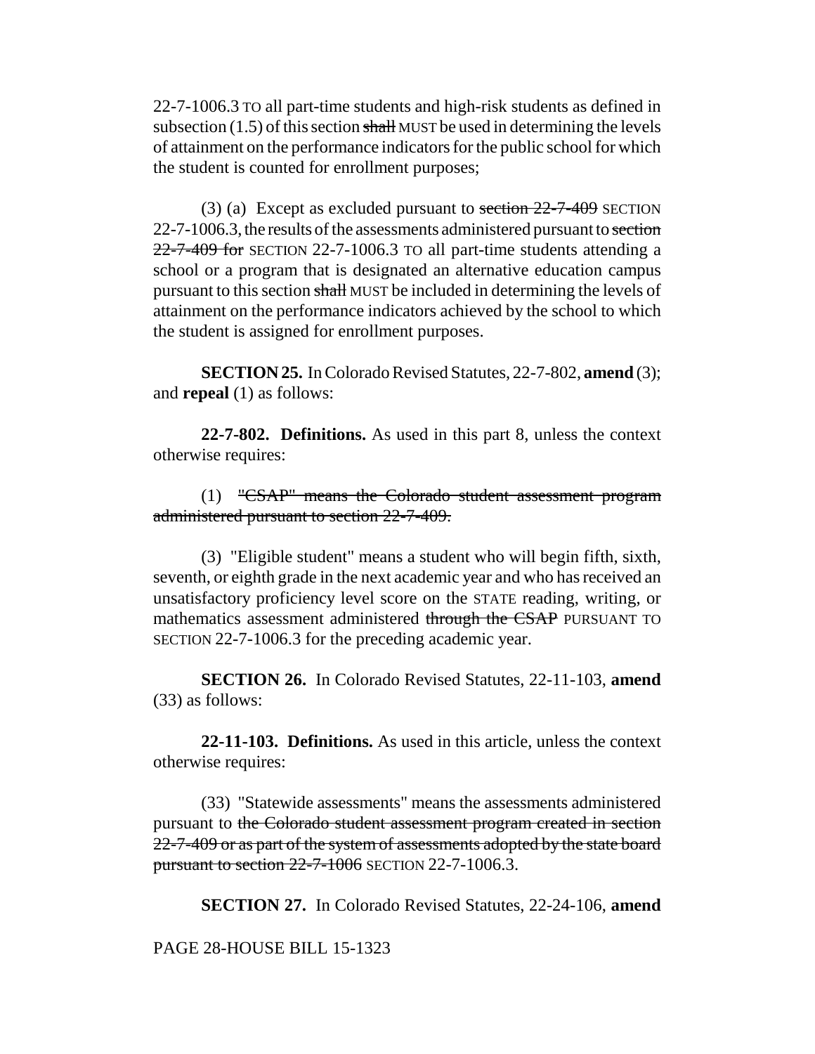22-7-1006.3 TO all part-time students and high-risk students as defined in subsection (1.5) of this section ~~shall~~ MUST be used in determining the levels of attainment on the performance indicators for the public school for which the student is counted for enrollment purposes;

(3) (a) Except as excluded pursuant to ~~section 22-7-409~~ SECTION 22-7-1006.3, the results of the assessments administered pursuant to ~~section 22-7-409 for~~ SECTION 22-7-1006.3 TO all part-time students attending a school or a program that is designated an alternative education campus pursuant to this section ~~shall~~ MUST be included in determining the levels of attainment on the performance indicators achieved by the school to which the student is assigned for enrollment purposes.

**SECTION 25.** In Colorado Revised Statutes, 22-7-802, **amend** (3); and **repeal** (1) as follows:

**22-7-802. Definitions.** As used in this part 8, unless the context otherwise requires:

(1) ~~"CSAP" means the Colorado student assessment program administered pursuant to section 22-7-409.~~

(3) "Eligible student" means a student who will begin fifth, sixth, seventh, or eighth grade in the next academic year and who has received an unsatisfactory proficiency level score on the STATE reading, writing, or mathematics assessment administered ~~through the CSAP~~ PURSUANT TO SECTION 22-7-1006.3 for the preceding academic year.

**SECTION 26.** In Colorado Revised Statutes, 22-11-103, **amend** (33) as follows:

**22-11-103. Definitions.** As used in this article, unless the context otherwise requires:

(33) "Statewide assessments" means the assessments administered pursuant to ~~the Colorado student assessment program created in section 22-7-409 or as part of the system of assessments adopted by the state board pursuant to section 22-7-1006~~ SECTION 22-7-1006.3.

**SECTION 27.** In Colorado Revised Statutes, 22-24-106, **amend**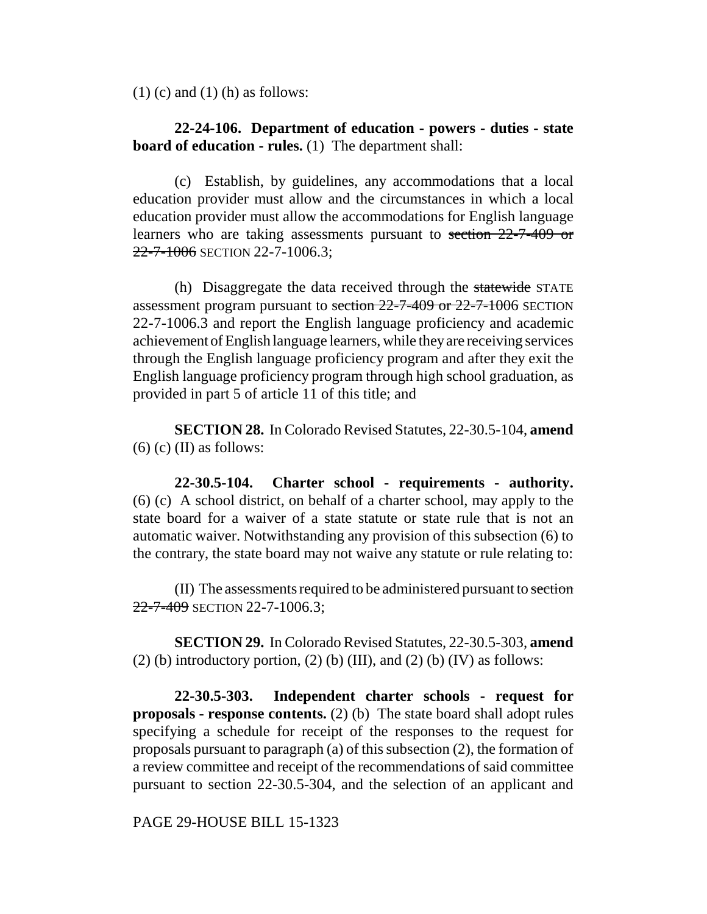(1) (c) and (1) (h) as follows:

**22-24-106. Department of education - powers - duties - state board of education - rules.** (1) The department shall:

(c) Establish, by guidelines, any accommodations that a local education provider must allow and the circumstances in which a local education provider must allow the accommodations for English language learners who are taking assessments pursuant to ~~section 22-7-409 or 22-7-1006~~ SECTION 22-7-1006.3;

(h) Disaggregate the data received through the ~~statewide~~ STATE assessment program pursuant to ~~section 22-7-409 or 22-7-1006~~ SECTION 22-7-1006.3 and report the English language proficiency and academic achievement of English language learners, while they are receiving services through the English language proficiency program and after they exit the English language proficiency program through high school graduation, as provided in part 5 of article 11 of this title; and

**SECTION 28.** In Colorado Revised Statutes, 22-30.5-104, **amend** (6) (c) (II) as follows:

**22-30.5-104. Charter school - requirements - authority.** (6) (c) A school district, on behalf of a charter school, may apply to the state board for a waiver of a state statute or state rule that is not an automatic waiver. Notwithstanding any provision of this subsection (6) to the contrary, the state board may not waive any statute or rule relating to:

(II) The assessments required to be administered pursuant to ~~section 22-7-409~~ SECTION 22-7-1006.3;

**SECTION 29.** In Colorado Revised Statutes, 22-30.5-303, **amend** (2) (b) introductory portion, (2) (b) (III), and (2) (b) (IV) as follows:

**22-30.5-303. Independent charter schools - request for proposals - response contents.** (2) (b) The state board shall adopt rules specifying a schedule for receipt of the responses to the request for proposals pursuant to paragraph (a) of this subsection (2), the formation of a review committee and receipt of the recommendations of said committee pursuant to section 22-30.5-304, and the selection of an applicant and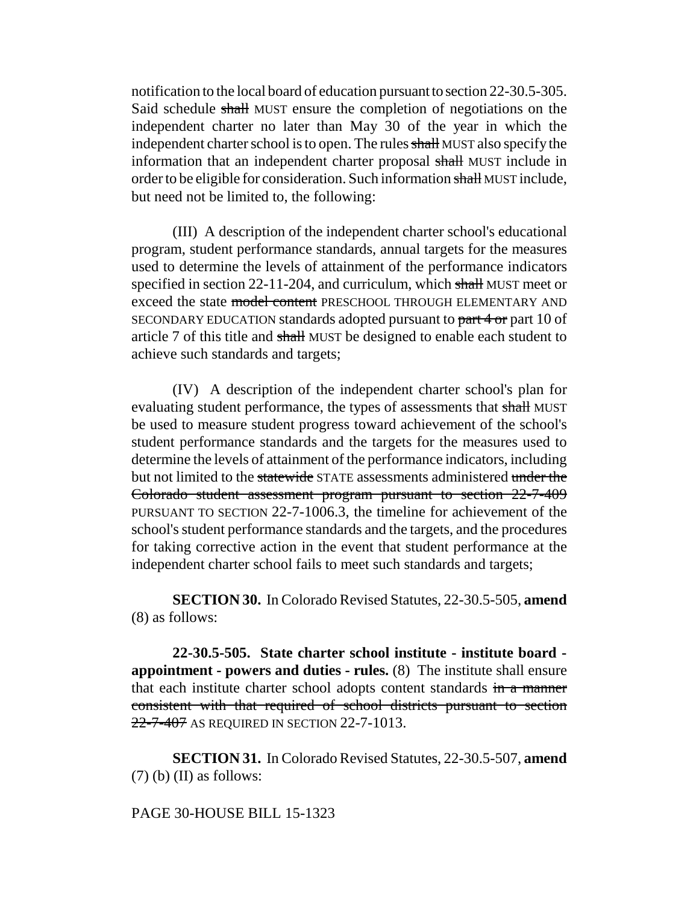notification to the local board of education pursuant to section 22-30.5-305. Said schedule ~~shall~~ MUST ensure the completion of negotiations on the independent charter no later than May 30 of the year in which the independent charter school is to open. The rules ~~shall~~ MUST also specify the information that an independent charter proposal ~~shall~~ MUST include in order to be eligible for consideration. Such information ~~shall~~ MUST include, but need not be limited to, the following:

(III) A description of the independent charter school's educational program, student performance standards, annual targets for the measures used to determine the levels of attainment of the performance indicators specified in section 22-11-204, and curriculum, which ~~shall~~ MUST meet or exceed the state ~~model content~~ PRESCHOOL THROUGH ELEMENTARY AND SECONDARY EDUCATION standards adopted pursuant to ~~part 4 or~~ part 10 of article 7 of this title and ~~shall~~ MUST be designed to enable each student to achieve such standards and targets;

(IV) A description of the independent charter school's plan for evaluating student performance, the types of assessments that ~~shall~~ MUST be used to measure student progress toward achievement of the school's student performance standards and the targets for the measures used to determine the levels of attainment of the performance indicators, including but not limited to the ~~statewide~~ STATE assessments administered ~~under the Colorado student assessment program pursuant to section 22-7-409~~ PURSUANT TO SECTION 22-7-1006.3, the timeline for achievement of the school's student performance standards and the targets, and the procedures for taking corrective action in the event that student performance at the independent charter school fails to meet such standards and targets;

**SECTION 30.** In Colorado Revised Statutes, 22-30.5-505, **amend** (8) as follows:

**22-30.5-505. State charter school institute - institute board - appointment - powers and duties - rules.** (8) The institute shall ensure that each institute charter school adopts content standards ~~in a manner consistent with that required of school districts pursuant to section 22-7-407~~ AS REQUIRED IN SECTION 22-7-1013.

**SECTION 31.** In Colorado Revised Statutes, 22-30.5-507, **amend** (7) (b) (II) as follows: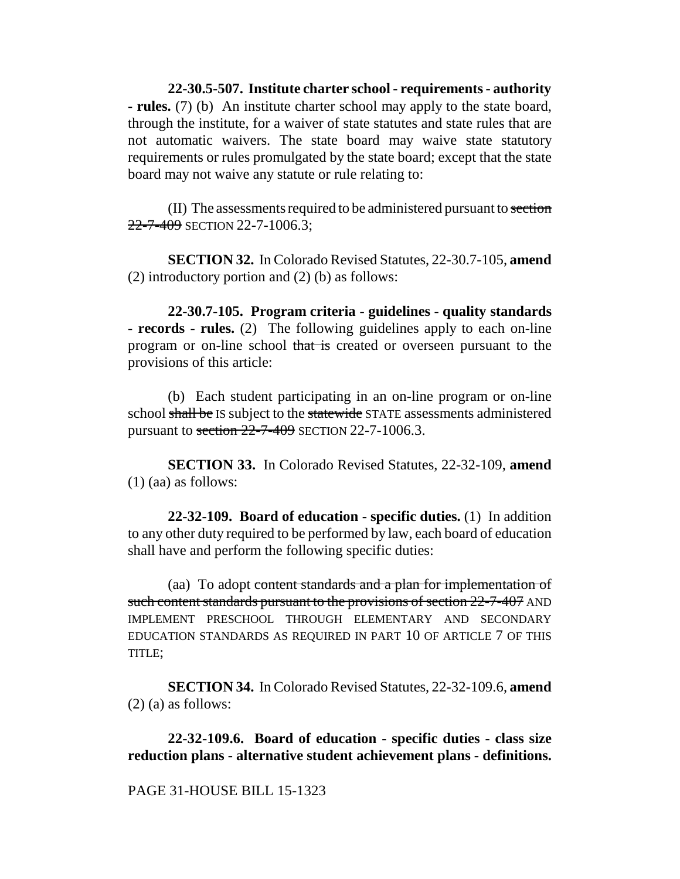**22-30.5-507. Institute charter school - requirements - authority - rules.** (7) (b) An institute charter school may apply to the state board, through the institute, for a waiver of state statutes and state rules that are not automatic waivers. The state board may waive state statutory requirements or rules promulgated by the state board; except that the state board may not waive any statute or rule relating to:

(II) The assessments required to be administered pursuant to ~~section 22-7-409~~ SECTION 22-7-1006.3;

**SECTION 32.** In Colorado Revised Statutes, 22-30.7-105, **amend** (2) introductory portion and (2) (b) as follows:

**22-30.7-105. Program criteria - guidelines - quality standards - records - rules.** (2) The following guidelines apply to each on-line program or on-line school ~~that is~~ created or overseen pursuant to the provisions of this article:

(b) Each student participating in an on-line program or on-line school ~~shall be~~ IS subject to the ~~statewide~~ STATE assessments administered pursuant to ~~section 22-7-409~~ SECTION 22-7-1006.3.

**SECTION 33.** In Colorado Revised Statutes, 22-32-109, **amend** (1) (aa) as follows:

**22-32-109. Board of education - specific duties.** (1) In addition to any other duty required to be performed by law, each board of education shall have and perform the following specific duties:

(aa) To adopt ~~content standards and a plan for implementation of such content standards pursuant to the provisions of section 22-7-407~~ AND IMPLEMENT PRESCHOOL THROUGH ELEMENTARY AND SECONDARY EDUCATION STANDARDS AS REQUIRED IN PART 10 OF ARTICLE 7 OF THIS TITLE;

**SECTION 34.** In Colorado Revised Statutes, 22-32-109.6, **amend** (2) (a) as follows:

**22-32-109.6. Board of education - specific duties - class size reduction plans - alternative student achievement plans - definitions.**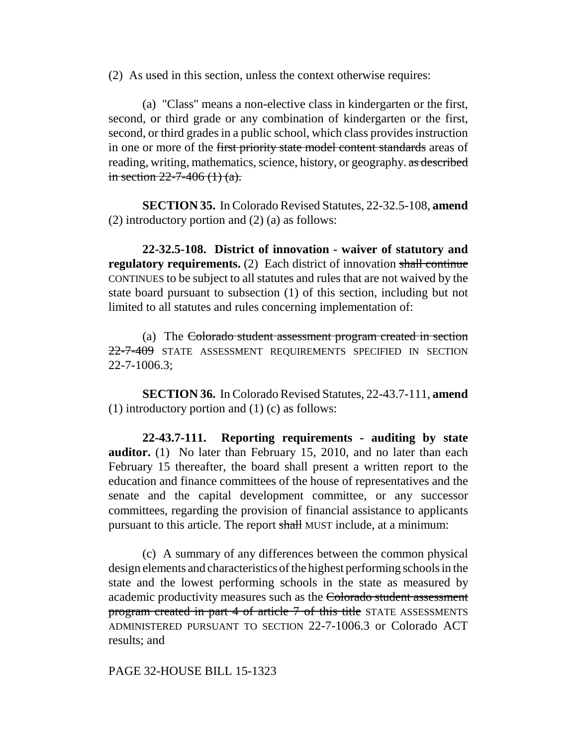(2) As used in this section, unless the context otherwise requires:

(a) "Class" means a non-elective class in kindergarten or the first, second, or third grade or any combination of kindergarten or the first, second, or third grades in a public school, which class provides instruction in one or more of the ~~first priority state model content standards~~ areas of reading, writing, mathematics, science, history, or geography. ~~as described in section 22-7-406 (1) (a).~~

**SECTION 35.** In Colorado Revised Statutes, 22-32.5-108, **amend** (2) introductory portion and (2) (a) as follows:

**22-32.5-108. District of innovation - waiver of statutory and regulatory requirements.** (2) Each district of innovation ~~shall continue~~ CONTINUES to be subject to all statutes and rules that are not waived by the state board pursuant to subsection (1) of this section, including but not limited to all statutes and rules concerning implementation of:

(a) The ~~Colorado student assessment program created in section 22-7-409~~ STATE ASSESSMENT REQUIREMENTS SPECIFIED IN SECTION 22-7-1006.3;

**SECTION 36.** In Colorado Revised Statutes, 22-43.7-111, **amend** (1) introductory portion and (1) (c) as follows:

**22-43.7-111. Reporting requirements - auditing by state auditor.** (1) No later than February 15, 2010, and no later than each February 15 thereafter, the board shall present a written report to the education and finance committees of the house of representatives and the senate and the capital development committee, or any successor committees, regarding the provision of financial assistance to applicants pursuant to this article. The report ~~shall~~ MUST include, at a minimum:

(c) A summary of any differences between the common physical design elements and characteristics of the highest performing schools in the state and the lowest performing schools in the state as measured by academic productivity measures such as the ~~Colorado student assessment program created in part 4 of article 7 of this title~~ STATE ASSESSMENTS ADMINISTERED PURSUANT TO SECTION 22-7-1006.3 or Colorado ACT results; and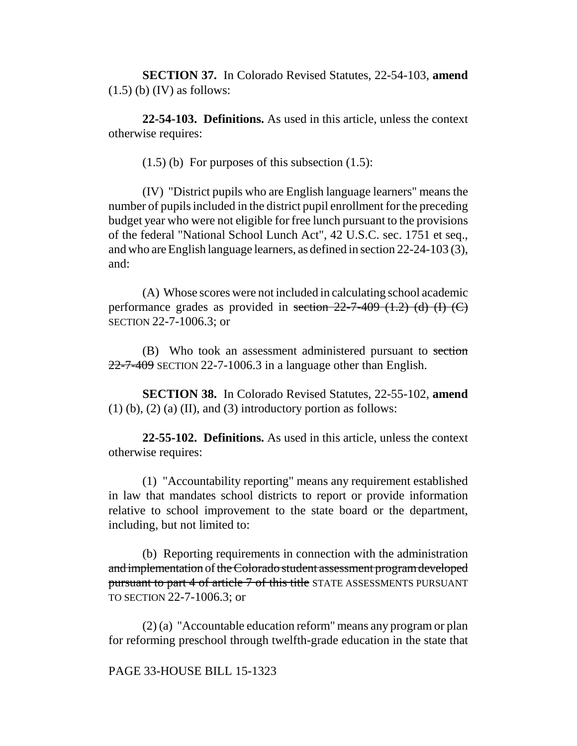**SECTION 37.** In Colorado Revised Statutes, 22-54-103, **amend** (1.5) (b) (IV) as follows:

**22-54-103. Definitions.** As used in this article, unless the context otherwise requires:

(1.5) (b) For purposes of this subsection (1.5):

(IV) "District pupils who are English language learners" means the number of pupils included in the district pupil enrollment for the preceding budget year who were not eligible for free lunch pursuant to the provisions of the federal "National School Lunch Act", 42 U.S.C. sec. 1751 et seq., and who are English language learners, as defined in section 22-24-103 (3), and:

(A) Whose scores were not included in calculating school academic performance grades as provided in ~~section 22-7-409 (1.2) (d) (I) (C)~~ SECTION 22-7-1006.3; or

(B) Who took an assessment administered pursuant to ~~section 22-7-409~~ SECTION 22-7-1006.3 in a language other than English.

**SECTION 38.** In Colorado Revised Statutes, 22-55-102, **amend** (1) (b), (2) (a) (II), and (3) introductory portion as follows:

**22-55-102. Definitions.** As used in this article, unless the context otherwise requires:

(1) "Accountability reporting" means any requirement established in law that mandates school districts to report or provide information relative to school improvement to the state board or the department, including, but not limited to:

(b) Reporting requirements in connection with the administration ~~and implementation~~ of ~~the Colorado student assessment program developed pursuant to part 4 of article 7 of this title~~ STATE ASSESSMENTS PURSUANT TO SECTION 22-7-1006.3; or

(2) (a) "Accountable education reform" means any program or plan for reforming preschool through twelfth-grade education in the state that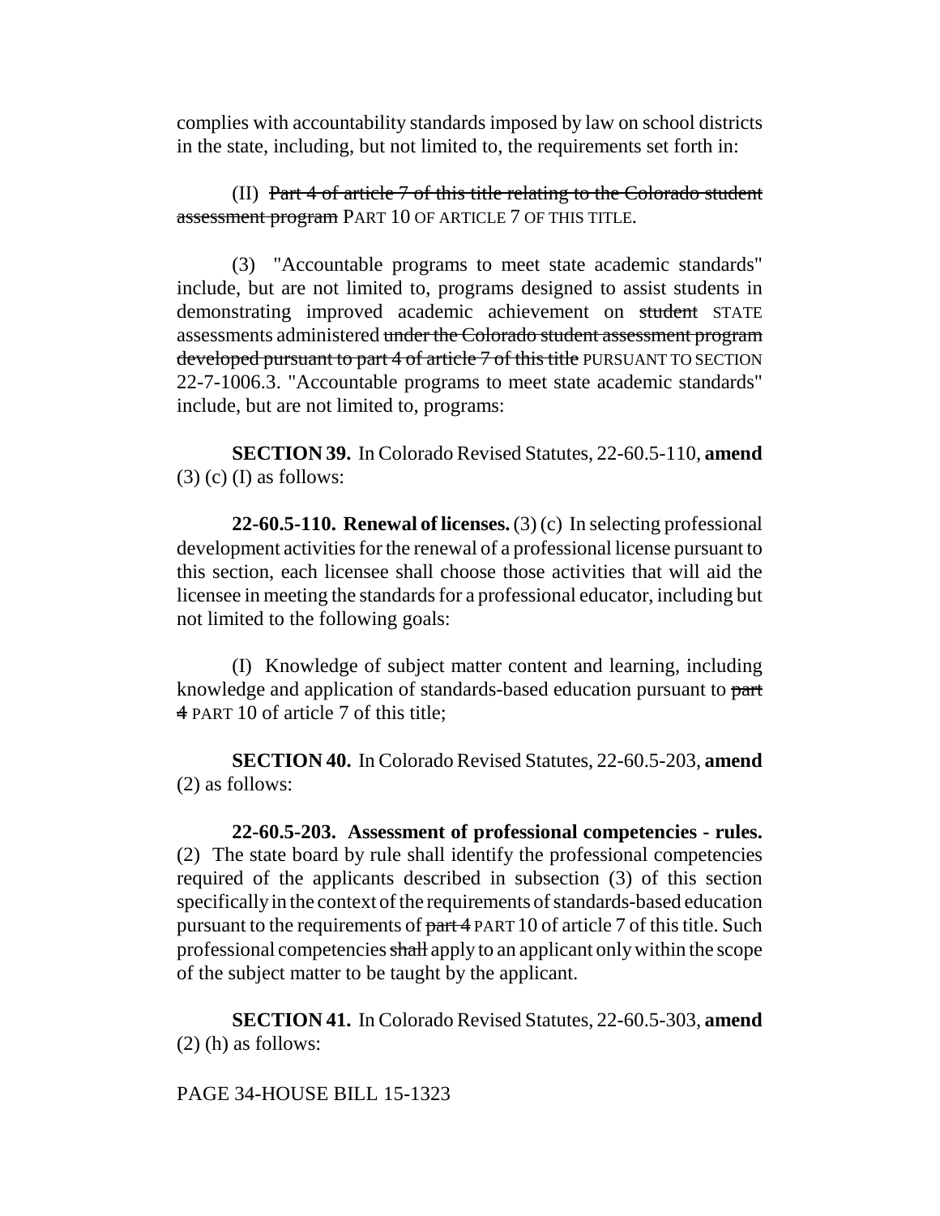complies with accountability standards imposed by law on school districts in the state, including, but not limited to, the requirements set forth in:

(II) ~~Part 4 of article 7 of this title relating to the Colorado student assessment program~~ PART 10 OF ARTICLE 7 OF THIS TITLE.

(3) "Accountable programs to meet state academic standards" include, but are not limited to, programs designed to assist students in demonstrating improved academic achievement on ~~student~~ STATE assessments administered ~~under the Colorado student assessment program developed pursuant to part 4 of article 7 of this title~~ PURSUANT TO SECTION 22-7-1006.3. "Accountable programs to meet state academic standards" include, but are not limited to, programs:

**SECTION 39.** In Colorado Revised Statutes, 22-60.5-110, **amend** (3) (c) (I) as follows:

**22-60.5-110. Renewal of licenses.** (3) (c) In selecting professional development activities for the renewal of a professional license pursuant to this section, each licensee shall choose those activities that will aid the licensee in meeting the standards for a professional educator, including but not limited to the following goals:

(I) Knowledge of subject matter content and learning, including knowledge and application of standards-based education pursuant to ~~part 4~~ PART 10 of article 7 of this title;

**SECTION 40.** In Colorado Revised Statutes, 22-60.5-203, **amend** (2) as follows:

**22-60.5-203. Assessment of professional competencies - rules.** (2) The state board by rule shall identify the professional competencies required of the applicants described in subsection (3) of this section specifically in the context of the requirements of standards-based education pursuant to the requirements of ~~part 4~~ PART 10 of article 7 of this title. Such professional competencies ~~shall~~ apply to an applicant only within the scope of the subject matter to be taught by the applicant.

**SECTION 41.** In Colorado Revised Statutes, 22-60.5-303, **amend** (2) (h) as follows: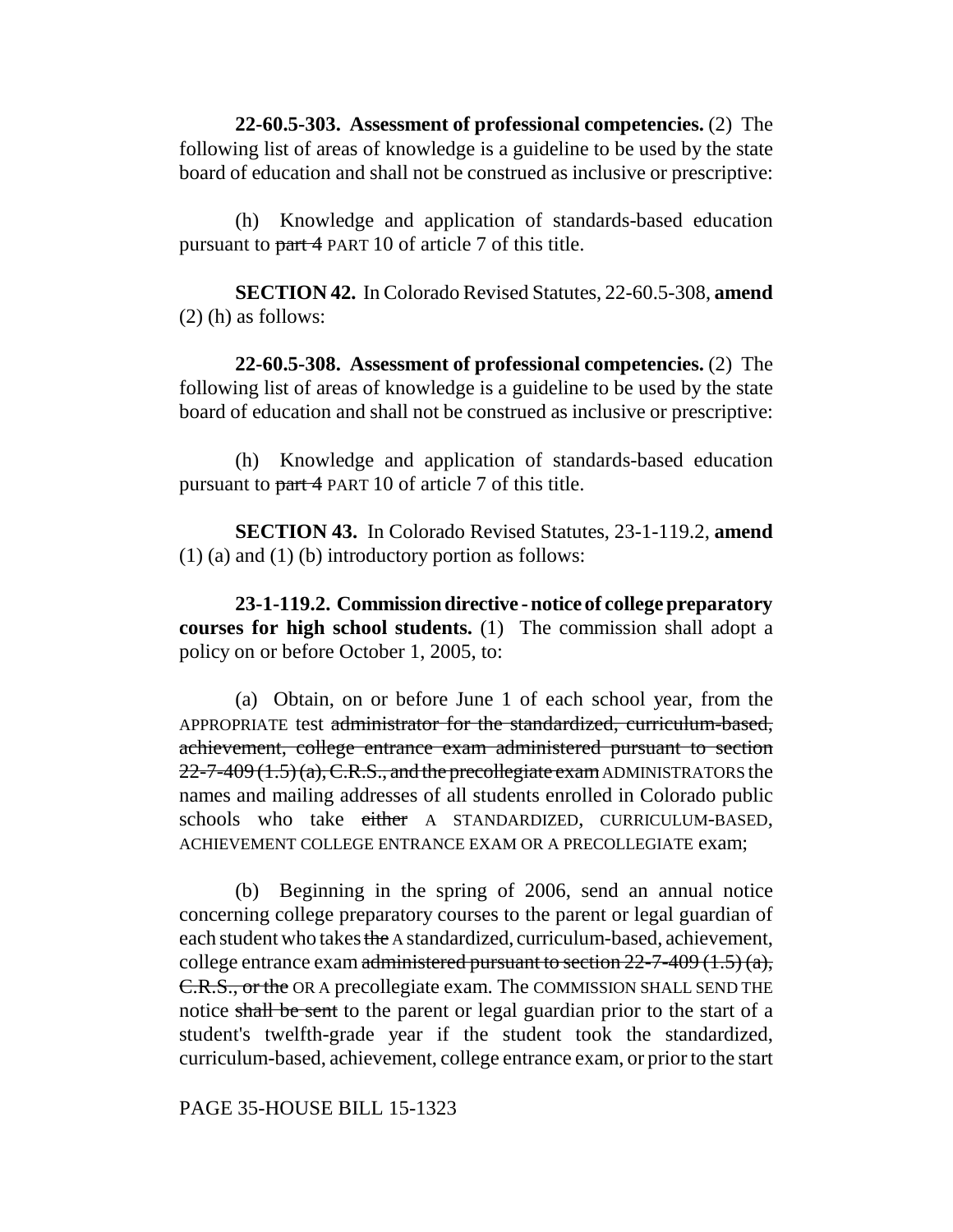**22-60.5-303. Assessment of professional competencies.** (2) The following list of areas of knowledge is a guideline to be used by the state board of education and shall not be construed as inclusive or prescriptive:

(h) Knowledge and application of standards-based education pursuant to ~~part 4~~ PART 10 of article 7 of this title.

**SECTION 42.** In Colorado Revised Statutes, 22-60.5-308, **amend** (2) (h) as follows:

**22-60.5-308. Assessment of professional competencies.** (2) The following list of areas of knowledge is a guideline to be used by the state board of education and shall not be construed as inclusive or prescriptive:

(h) Knowledge and application of standards-based education pursuant to ~~part 4~~ PART 10 of article 7 of this title.

**SECTION 43.** In Colorado Revised Statutes, 23-1-119.2, **amend** (1) (a) and (1) (b) introductory portion as follows:

**23-1-119.2. Commission directive - notice of college preparatory courses for high school students.** (1) The commission shall adopt a policy on or before October 1, 2005, to:

(a) Obtain, on or before June 1 of each school year, from the APPROPRIATE test ~~administrator for the standardized, curriculum-based, achievement, college entrance exam administered pursuant to section 22-7-409 (1.5) (a), C.R.S., and the precollegiate exam~~ ADMINISTRATORS the names and mailing addresses of all students enrolled in Colorado public schools who take ~~either~~ A STANDARDIZED, CURRICULUM-BASED, ACHIEVEMENT COLLEGE ENTRANCE EXAM OR A PRECOLLEGIATE exam;

(b) Beginning in the spring of 2006, send an annual notice concerning college preparatory courses to the parent or legal guardian of each student who takes ~~the~~ A standardized, curriculum-based, achievement, college entrance exam ~~administered pursuant to section 22-7-409 (1.5) (a), C.R.S., or the~~ OR A precollegiate exam. The COMMISSION SHALL SEND THE notice ~~shall be sent~~ to the parent or legal guardian prior to the start of a student's twelfth-grade year if the student took the standardized, curriculum-based, achievement, college entrance exam, or prior to the start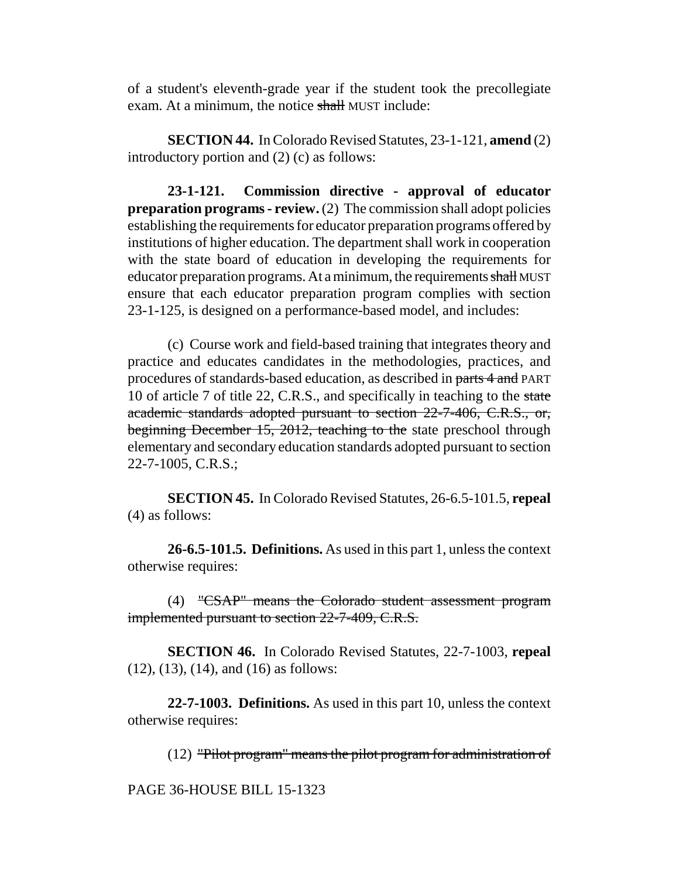of a student's eleventh-grade year if the student took the precollegiate exam. At a minimum, the notice ~~shall~~ MUST include:

**SECTION 44.** In Colorado Revised Statutes, 23-1-121, **amend** (2) introductory portion and (2) (c) as follows:

**23-1-121. Commission directive - approval of educator preparation programs - review.** (2) The commission shall adopt policies establishing the requirements for educator preparation programs offered by institutions of higher education. The department shall work in cooperation with the state board of education in developing the requirements for educator preparation programs. At a minimum, the requirements ~~shall~~ MUST ensure that each educator preparation program complies with section 23-1-125, is designed on a performance-based model, and includes:

(c) Course work and field-based training that integrates theory and practice and educates candidates in the methodologies, practices, and procedures of standards-based education, as described in ~~parts 4 and~~ PART 10 of article 7 of title 22, C.R.S., and specifically in teaching to the ~~state academic standards adopted pursuant to section 22-7-406, C.R.S., or, beginning December 15, 2012, teaching to the~~ state preschool through elementary and secondary education standards adopted pursuant to section 22-7-1005, C.R.S.;

**SECTION 45.** In Colorado Revised Statutes, 26-6.5-101.5, **repeal** (4) as follows:

**26-6.5-101.5. Definitions.** As used in this part 1, unless the context otherwise requires:

(4) ~~"CSAP" means the Colorado student assessment program implemented pursuant to section 22-7-409, C.R.S.~~

**SECTION 46.** In Colorado Revised Statutes, 22-7-1003, **repeal** (12), (13), (14), and (16) as follows:

**22-7-1003. Definitions.** As used in this part 10, unless the context otherwise requires:

(12) ~~"Pilot program" means the pilot program for administration of~~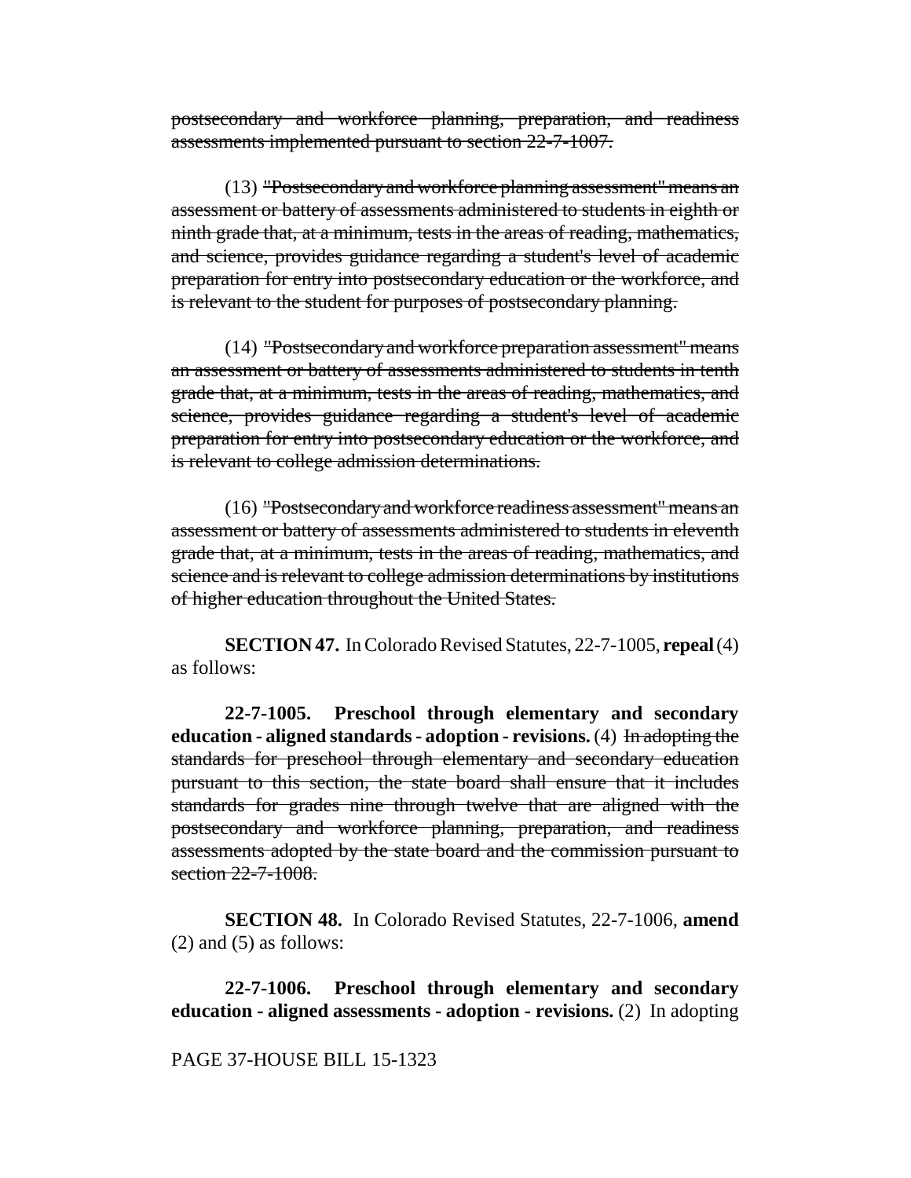~~postsecondary and workforce planning, preparation, and readiness assessments implemented pursuant to section 22-7-1007.~~

(13) ~~"Postsecondary and workforce planning assessment" means an assessment or battery of assessments administered to students in eighth or ninth grade that, at a minimum, tests in the areas of reading, mathematics, and science, provides guidance regarding a student's level of academic preparation for entry into postsecondary education or the workforce, and is relevant to the student for purposes of postsecondary planning.~~

(14) ~~"Postsecondary and workforce preparation assessment" means an assessment or battery of assessments administered to students in tenth grade that, at a minimum, tests in the areas of reading, mathematics, and science, provides guidance regarding a student's level of academic preparation for entry into postsecondary education or the workforce, and is relevant to college admission determinations.~~

(16) ~~"Postsecondary and workforce readiness assessment" means an assessment or battery of assessments administered to students in eleventh grade that, at a minimum, tests in the areas of reading, mathematics, and science and is relevant to college admission determinations by institutions of higher education throughout the United States.~~

**SECTION 47.** In Colorado Revised Statutes, 22-7-1005, **repeal** (4) as follows:

**22-7-1005. Preschool through elementary and secondary education - aligned standards - adoption - revisions.** (4) ~~In adopting the standards for preschool through elementary and secondary education pursuant to this section, the state board shall ensure that it includes standards for grades nine through twelve that are aligned with the postsecondary and workforce planning, preparation, and readiness assessments adopted by the state board and the commission pursuant to section 22-7-1008.~~

**SECTION 48.** In Colorado Revised Statutes, 22-7-1006, **amend** (2) and (5) as follows:

**22-7-1006. Preschool through elementary and secondary education - aligned assessments - adoption - revisions.** (2) In adopting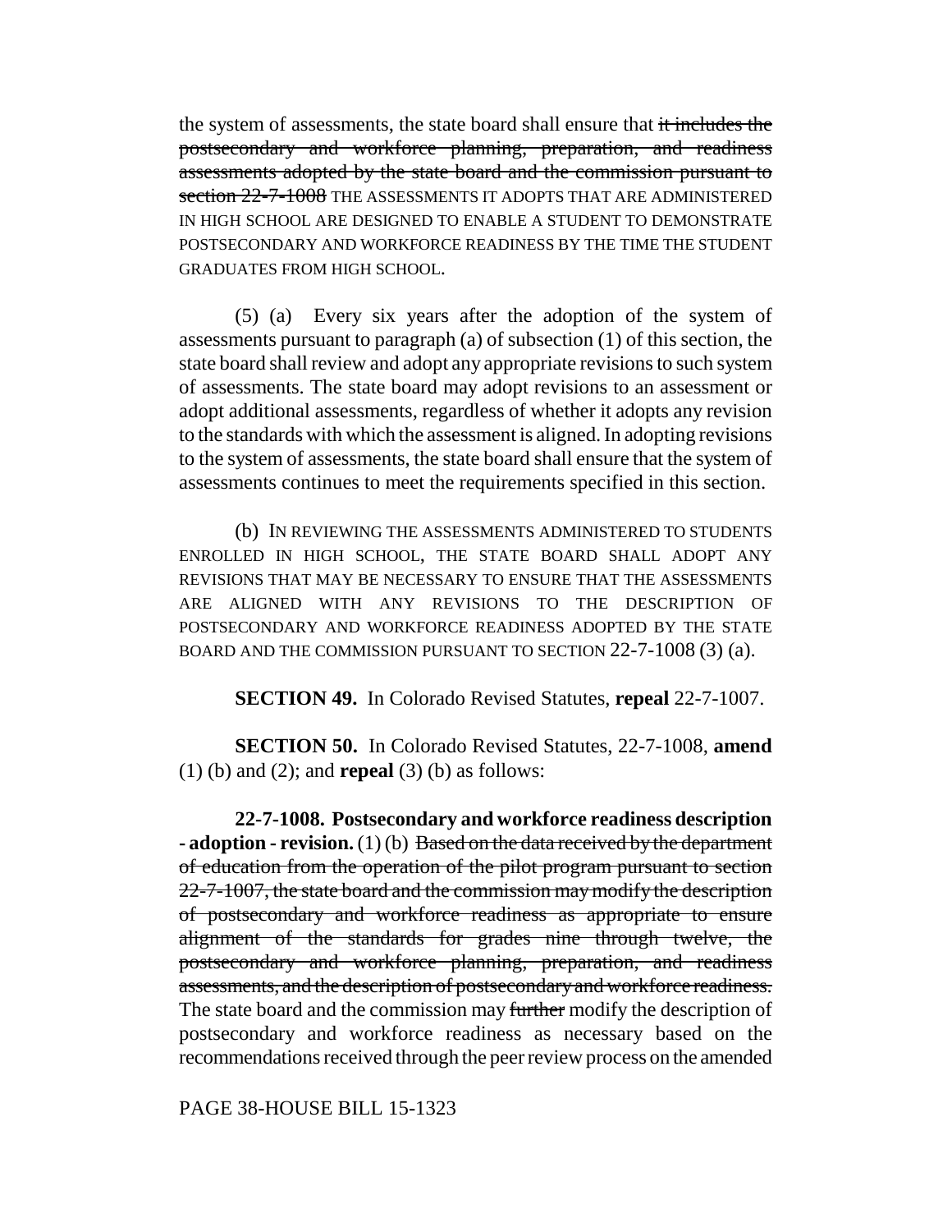the system of assessments, the state board shall ensure that ~~it includes the postsecondary and workforce planning, preparation, and readiness assessments adopted by the state board and the commission pursuant to section 22-7-1008~~ THE ASSESSMENTS IT ADOPTS THAT ARE ADMINISTERED IN HIGH SCHOOL ARE DESIGNED TO ENABLE A STUDENT TO DEMONSTRATE POSTSECONDARY AND WORKFORCE READINESS BY THE TIME THE STUDENT GRADUATES FROM HIGH SCHOOL.

(5) (a) Every six years after the adoption of the system of assessments pursuant to paragraph (a) of subsection (1) of this section, the state board shall review and adopt any appropriate revisions to such system of assessments. The state board may adopt revisions to an assessment or adopt additional assessments, regardless of whether it adopts any revision to the standards with which the assessment is aligned. In adopting revisions to the system of assessments, the state board shall ensure that the system of assessments continues to meet the requirements specified in this section.

(b) IN REVIEWING THE ASSESSMENTS ADMINISTERED TO STUDENTS ENROLLED IN HIGH SCHOOL, THE STATE BOARD SHALL ADOPT ANY REVISIONS THAT MAY BE NECESSARY TO ENSURE THAT THE ASSESSMENTS ARE ALIGNED WITH ANY REVISIONS TO THE DESCRIPTION OF POSTSECONDARY AND WORKFORCE READINESS ADOPTED BY THE STATE BOARD AND THE COMMISSION PURSUANT TO SECTION 22-7-1008 (3) (a).

**SECTION 49.** In Colorado Revised Statutes, **repeal** 22-7-1007.

**SECTION 50.** In Colorado Revised Statutes, 22-7-1008, **amend** (1) (b) and (2); and **repeal** (3) (b) as follows:

**22-7-1008. Postsecondary and workforce readiness description - adoption - revision.** (1) (b) ~~Based on the data received by the department of education from the operation of the pilot program pursuant to section 22-7-1007, the state board and the commission may modify the description of postsecondary and workforce readiness as appropriate to ensure alignment of the standards for grades nine through twelve, the postsecondary and workforce planning, preparation, and readiness assessments, and the description of postsecondary and workforce readiness.~~ The state board and the commission may ~~further~~ modify the description of postsecondary and workforce readiness as necessary based on the recommendations received through the peer review process on the amended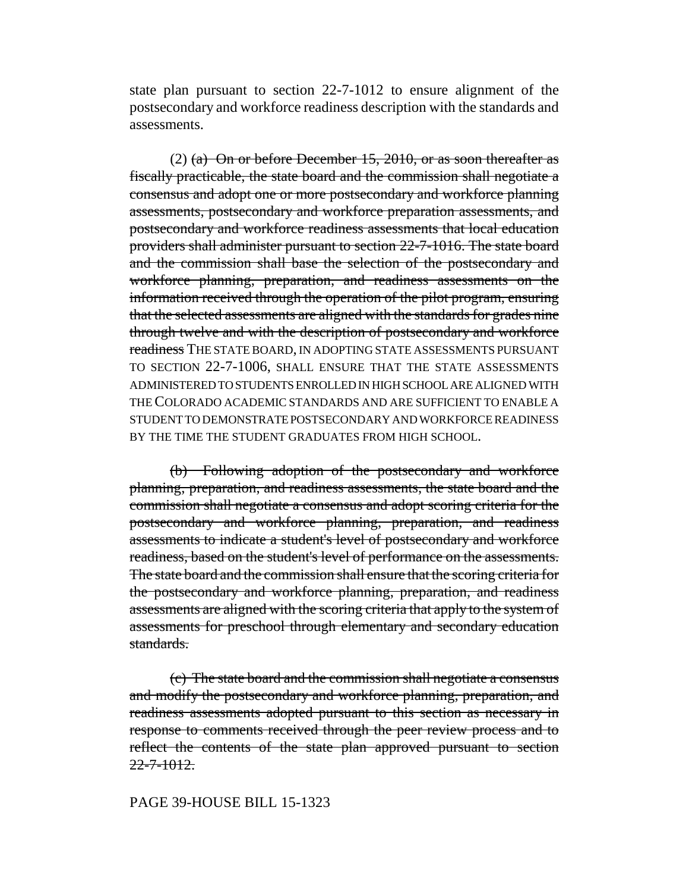state plan pursuant to section 22-7-1012 to ensure alignment of the postsecondary and workforce readiness description with the standards and assessments.

(2) ~~(a) On or before December 15, 2010, or as soon thereafter as fiscally practicable, the state board and the commission shall negotiate a consensus and adopt one or more postsecondary and workforce planning assessments, postsecondary and workforce preparation assessments, and postsecondary and workforce readiness assessments that local education providers shall administer pursuant to section 22-7-1016. The state board and the commission shall base the selection of the postsecondary and workforce planning, preparation, and readiness assessments on the information received through the operation of the pilot program, ensuring that the selected assessments are aligned with the standards for grades nine through twelve and with the description of postsecondary and workforce readiness~~ THE STATE BOARD, IN ADOPTING STATE ASSESSMENTS PURSUANT TO SECTION 22-7-1006, SHALL ENSURE THAT THE STATE ASSESSMENTS ADMINISTERED TO STUDENTS ENROLLED IN HIGH SCHOOL ARE ALIGNED WITH THE COLORADO ACADEMIC STANDARDS AND ARE SUFFICIENT TO ENABLE A STUDENT TO DEMONSTRATE POSTSECONDARY AND WORKFORCE READINESS BY THE TIME THE STUDENT GRADUATES FROM HIGH SCHOOL.

~~(b) Following adoption of the postsecondary and workforce planning, preparation, and readiness assessments, the state board and the commission shall negotiate a consensus and adopt scoring criteria for the postsecondary and workforce planning, preparation, and readiness assessments to indicate a student's level of postsecondary and workforce readiness, based on the student's level of performance on the assessments. The state board and the commission shall ensure that the scoring criteria for the postsecondary and workforce planning, preparation, and readiness assessments are aligned with the scoring criteria that apply to the system of assessments for preschool through elementary and secondary education standards.~~

~~(c) The state board and the commission shall negotiate a consensus and modify the postsecondary and workforce planning, preparation, and readiness assessments adopted pursuant to this section as necessary in response to comments received through the peer review process and to reflect the contents of the state plan approved pursuant to section 22-7-1012.~~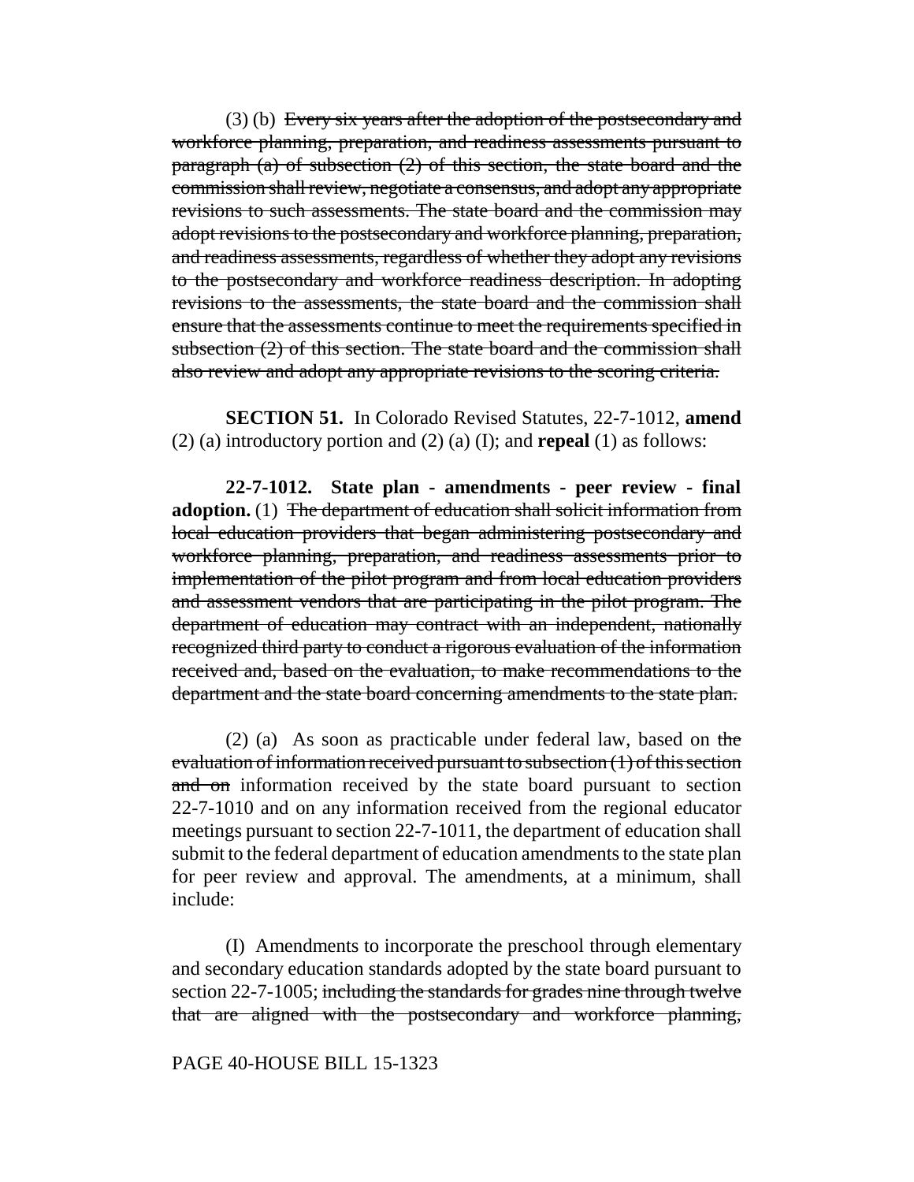(3) (b) ~~Every six years after the adoption of the postsecondary and workforce planning, preparation, and readiness assessments pursuant to paragraph (a) of subsection (2) of this section, the state board and the commission shall review, negotiate a consensus, and adopt any appropriate revisions to such assessments. The state board and the commission may adopt revisions to the postsecondary and workforce planning, preparation, and readiness assessments, regardless of whether they adopt any revisions to the postsecondary and workforce readiness description. In adopting revisions to the assessments, the state board and the commission shall ensure that the assessments continue to meet the requirements specified in subsection (2) of this section. The state board and the commission shall also review and adopt any appropriate revisions to the scoring criteria.~~

**SECTION 51.** In Colorado Revised Statutes, 22-7-1012, **amend** (2) (a) introductory portion and (2) (a) (I); and **repeal** (1) as follows:

**22-7-1012. State plan - amendments - peer review - final adoption.** (1) ~~The department of education shall solicit information from local education providers that began administering postsecondary and workforce planning, preparation, and readiness assessments prior to implementation of the pilot program and from local education providers and assessment vendors that are participating in the pilot program. The department of education may contract with an independent, nationally recognized third party to conduct a rigorous evaluation of the information received and, based on the evaluation, to make recommendations to the department and the state board concerning amendments to the state plan.~~

(2) (a) As soon as practicable under federal law, based on ~~the evaluation of information received pursuant to subsection (1) of this section and on~~ information received by the state board pursuant to section 22-7-1010 and on any information received from the regional educator meetings pursuant to section 22-7-1011, the department of education shall submit to the federal department of education amendments to the state plan for peer review and approval. The amendments, at a minimum, shall include:

(I) Amendments to incorporate the preschool through elementary and secondary education standards adopted by the state board pursuant to section 22-7-1005; ~~including the standards for grades nine through twelve that are aligned with the postsecondary and workforce planning,~~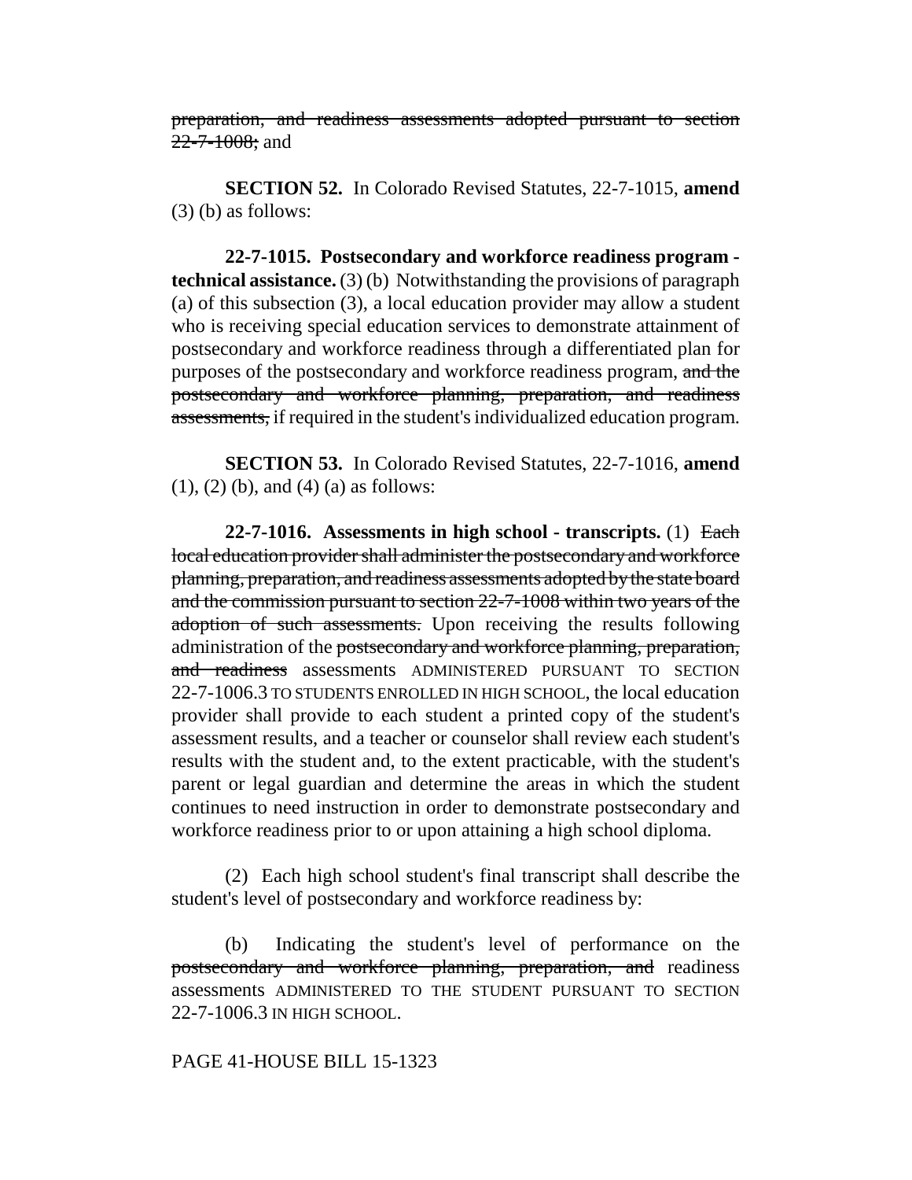~~preparation, and readiness assessments adopted pursuant to section 22-7-1008;~~ and

**SECTION 52.** In Colorado Revised Statutes, 22-7-1015, **amend** (3) (b) as follows:

**22-7-1015. Postsecondary and workforce readiness program - technical assistance.** (3) (b) Notwithstanding the provisions of paragraph (a) of this subsection (3), a local education provider may allow a student who is receiving special education services to demonstrate attainment of postsecondary and workforce readiness through a differentiated plan for purposes of the postsecondary and workforce readiness program, ~~and the postsecondary and workforce planning, preparation, and readiness assessments,~~ if required in the student's individualized education program.

**SECTION 53.** In Colorado Revised Statutes, 22-7-1016, **amend** (1), (2) (b), and (4) (a) as follows:

**22-7-1016. Assessments in high school - transcripts.** (1) ~~Each local education provider shall administer the postsecondary and workforce planning, preparation, and readiness assessments adopted by the state board and the commission pursuant to section 22-7-1008 within two years of the adoption of such assessments.~~ Upon receiving the results following administration of the ~~postsecondary and workforce planning, preparation, and readiness~~ assessments ADMINISTERED PURSUANT TO SECTION 22-7-1006.3 TO STUDENTS ENROLLED IN HIGH SCHOOL, the local education provider shall provide to each student a printed copy of the student's assessment results, and a teacher or counselor shall review each student's results with the student and, to the extent practicable, with the student's parent or legal guardian and determine the areas in which the student continues to need instruction in order to demonstrate postsecondary and workforce readiness prior to or upon attaining a high school diploma.

(2) Each high school student's final transcript shall describe the student's level of postsecondary and workforce readiness by:

(b) Indicating the student's level of performance on the ~~postsecondary and workforce planning, preparation, and~~ readiness assessments ADMINISTERED TO THE STUDENT PURSUANT TO SECTION 22-7-1006.3 IN HIGH SCHOOL.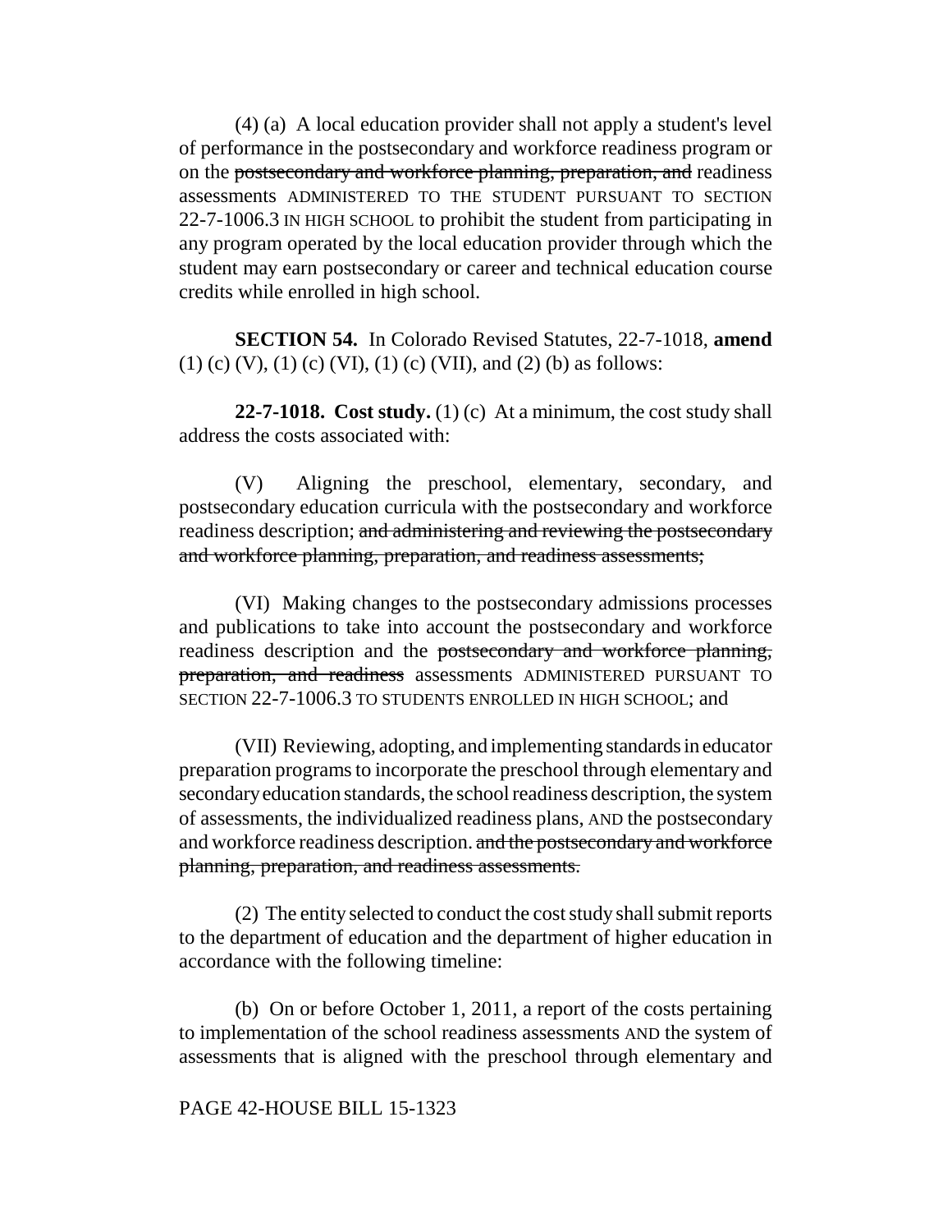(4) (a) A local education provider shall not apply a student's level of performance in the postsecondary and workforce readiness program or on the ~~postsecondary and workforce planning, preparation, and~~ readiness assessments ADMINISTERED TO THE STUDENT PURSUANT TO SECTION 22-7-1006.3 IN HIGH SCHOOL to prohibit the student from participating in any program operated by the local education provider through which the student may earn postsecondary or career and technical education course credits while enrolled in high school.

**SECTION 54.** In Colorado Revised Statutes, 22-7-1018, **amend** (1) (c) (V), (1) (c) (VI), (1) (c) (VII), and (2) (b) as follows:

**22-7-1018. Cost study.** (1) (c) At a minimum, the cost study shall address the costs associated with:

(V) Aligning the preschool, elementary, secondary, and postsecondary education curricula with the postsecondary and workforce readiness description; ~~and administering and reviewing the postsecondary and workforce planning, preparation, and readiness assessments;~~

(VI) Making changes to the postsecondary admissions processes and publications to take into account the postsecondary and workforce readiness description and the ~~postsecondary and workforce planning, preparation, and readiness~~ assessments ADMINISTERED PURSUANT TO SECTION 22-7-1006.3 TO STUDENTS ENROLLED IN HIGH SCHOOL; and

(VII) Reviewing, adopting, and implementing standards in educator preparation programs to incorporate the preschool through elementary and secondary education standards, the school readiness description, the system of assessments, the individualized readiness plans, AND the postsecondary and workforce readiness description. ~~and the postsecondary and workforce planning, preparation, and readiness assessments.~~

(2) The entity selected to conduct the cost study shall submit reports to the department of education and the department of higher education in accordance with the following timeline:

(b) On or before October 1, 2011, a report of the costs pertaining to implementation of the school readiness assessments AND the system of assessments that is aligned with the preschool through elementary and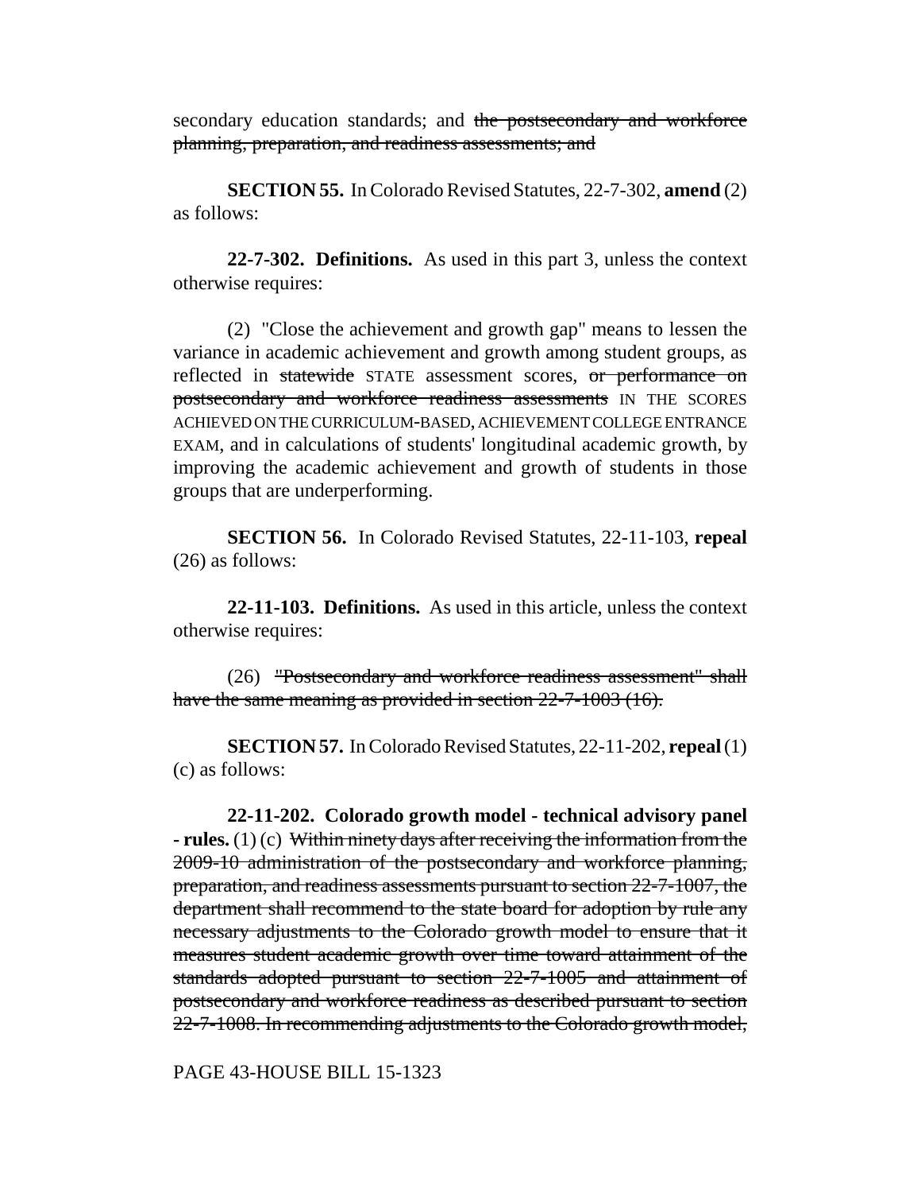secondary education standards; and ~~the postsecondary and workforce planning, preparation, and readiness assessments; and~~

**SECTION 55.** In Colorado Revised Statutes, 22-7-302, **amend** (2) as follows:

**22-7-302. Definitions.** As used in this part 3, unless the context otherwise requires:

(2) "Close the achievement and growth gap" means to lessen the variance in academic achievement and growth among student groups, as reflected in ~~statewide~~ STATE assessment scores, ~~or performance on postsecondary and workforce readiness assessments~~ IN THE SCORES ACHIEVED ON THE CURRICULUM-BASED, ACHIEVEMENT COLLEGE ENTRANCE EXAM, and in calculations of students' longitudinal academic growth, by improving the academic achievement and growth of students in those groups that are underperforming.

**SECTION 56.** In Colorado Revised Statutes, 22-11-103, **repeal** (26) as follows:

**22-11-103. Definitions.** As used in this article, unless the context otherwise requires:

(26) ~~"Postsecondary and workforce readiness assessment" shall have the same meaning as provided in section 22-7-1003 (16).~~

**SECTION 57.** In Colorado Revised Statutes, 22-11-202, **repeal** (1) (c) as follows:

**22-11-202. Colorado growth model - technical advisory panel - rules.** (1) (c) ~~Within ninety days after receiving the information from the 2009-10 administration of the postsecondary and workforce planning, preparation, and readiness assessments pursuant to section 22-7-1007, the department shall recommend to the state board for adoption by rule any necessary adjustments to the Colorado growth model to ensure that it measures student academic growth over time toward attainment of the standards adopted pursuant to section 22-7-1005 and attainment of postsecondary and workforce readiness as described pursuant to section 22-7-1008. In recommending adjustments to the Colorado growth model,~~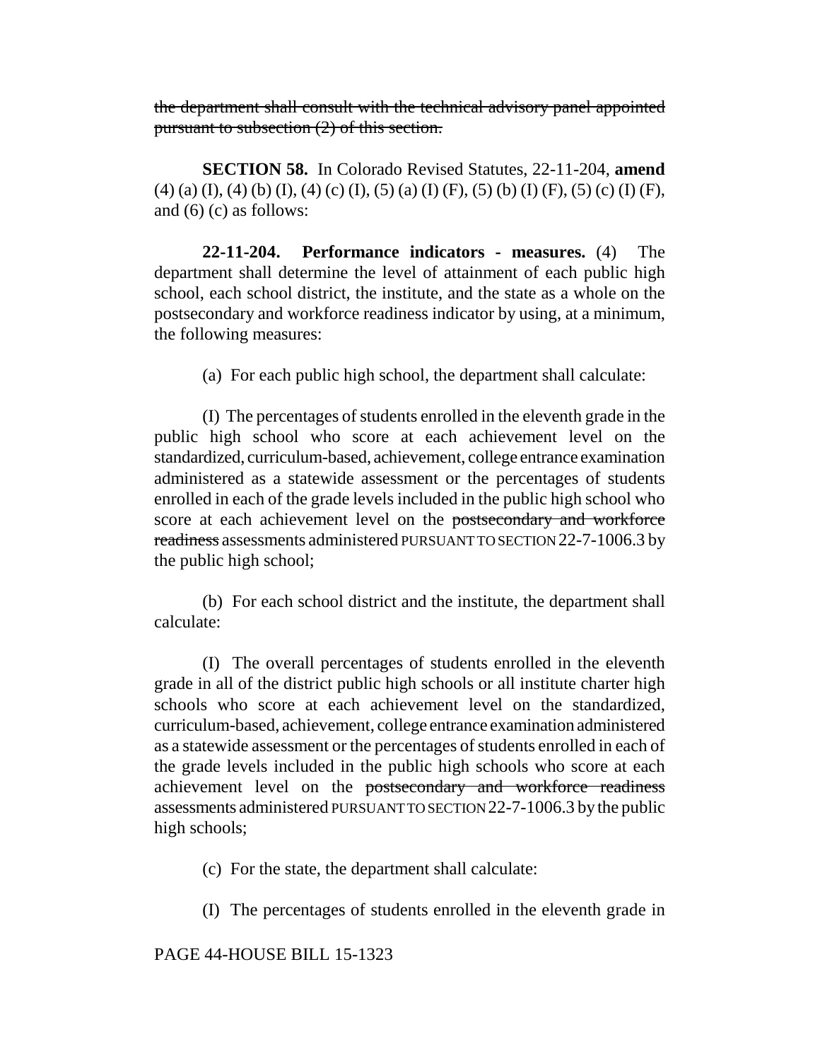~~the department shall consult with the technical advisory panel appointed pursuant to subsection (2) of this section.~~

**SECTION 58.** In Colorado Revised Statutes, 22-11-204, **amend** (4) (a) (I), (4) (b) (I), (4) (c) (I), (5) (a) (I) (F), (5) (b) (I) (F), (5) (c) (I) (F), and (6) (c) as follows:

**22-11-204. Performance indicators - measures.** (4) The department shall determine the level of attainment of each public high school, each school district, the institute, and the state as a whole on the postsecondary and workforce readiness indicator by using, at a minimum, the following measures:

(a) For each public high school, the department shall calculate:

(I) The percentages of students enrolled in the eleventh grade in the public high school who score at each achievement level on the standardized, curriculum-based, achievement, college entrance examination administered as a statewide assessment or the percentages of students enrolled in each of the grade levels included in the public high school who score at each achievement level on the ~~postsecondary and workforce readiness~~ assessments administered PURSUANT TO SECTION 22-7-1006.3 by the public high school;

(b) For each school district and the institute, the department shall calculate:

(I) The overall percentages of students enrolled in the eleventh grade in all of the district public high schools or all institute charter high schools who score at each achievement level on the standardized, curriculum-based, achievement, college entrance examination administered as a statewide assessment or the percentages of students enrolled in each of the grade levels included in the public high schools who score at each achievement level on the ~~postsecondary and workforce readiness~~ assessments administered PURSUANT TO SECTION 22-7-1006.3 by the public high schools;

(c) For the state, the department shall calculate:

(I) The percentages of students enrolled in the eleventh grade in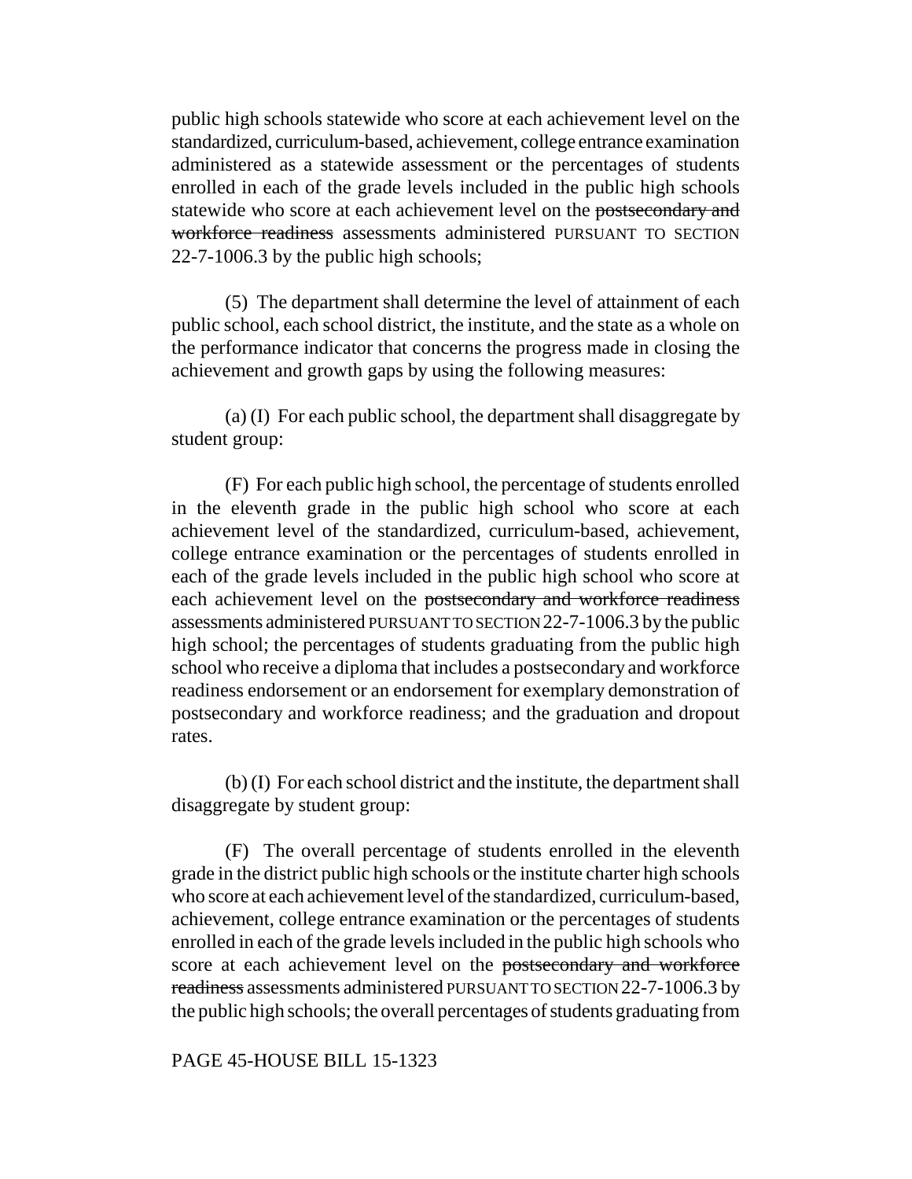public high schools statewide who score at each achievement level on the standardized, curriculum-based, achievement, college entrance examination administered as a statewide assessment or the percentages of students enrolled in each of the grade levels included in the public high schools statewide who score at each achievement level on the ~~postsecondary and workforce readiness~~ assessments administered PURSUANT TO SECTION 22-7-1006.3 by the public high schools;

(5) The department shall determine the level of attainment of each public school, each school district, the institute, and the state as a whole on the performance indicator that concerns the progress made in closing the achievement and growth gaps by using the following measures:

(a) (I) For each public school, the department shall disaggregate by student group:

(F) For each public high school, the percentage of students enrolled in the eleventh grade in the public high school who score at each achievement level of the standardized, curriculum-based, achievement, college entrance examination or the percentages of students enrolled in each of the grade levels included in the public high school who score at each achievement level on the ~~postsecondary and workforce readiness~~ assessments administered PURSUANT TO SECTION 22-7-1006.3 by the public high school; the percentages of students graduating from the public high school who receive a diploma that includes a postsecondary and workforce readiness endorsement or an endorsement for exemplary demonstration of postsecondary and workforce readiness; and the graduation and dropout rates.

(b) (I) For each school district and the institute, the department shall disaggregate by student group:

(F) The overall percentage of students enrolled in the eleventh grade in the district public high schools or the institute charter high schools who score at each achievement level of the standardized, curriculum-based, achievement, college entrance examination or the percentages of students enrolled in each of the grade levels included in the public high schools who score at each achievement level on the ~~postsecondary and workforce readiness~~ assessments administered PURSUANT TO SECTION 22-7-1006.3 by the public high schools; the overall percentages of students graduating from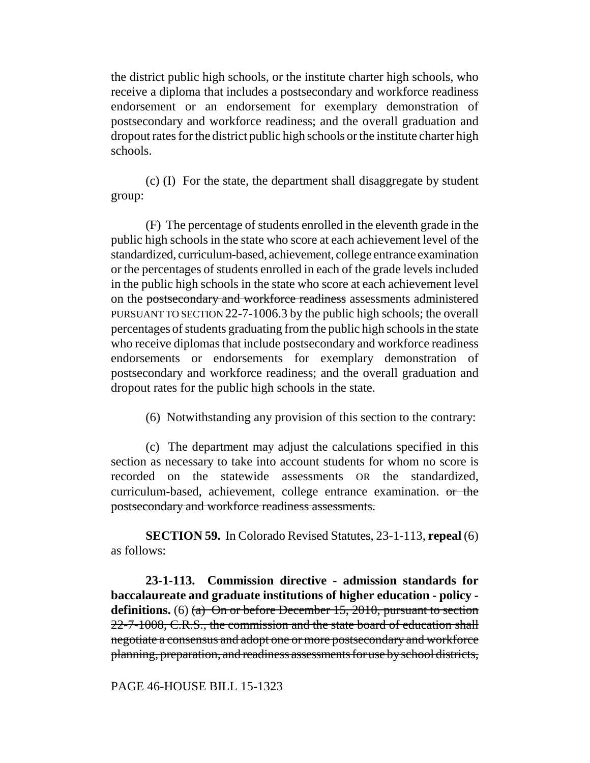the district public high schools, or the institute charter high schools, who receive a diploma that includes a postsecondary and workforce readiness endorsement or an endorsement for exemplary demonstration of postsecondary and workforce readiness; and the overall graduation and dropout rates for the district public high schools or the institute charter high schools.

(c) (I) For the state, the department shall disaggregate by student group:

(F) The percentage of students enrolled in the eleventh grade in the public high schools in the state who score at each achievement level of the standardized, curriculum-based, achievement, college entrance examination or the percentages of students enrolled in each of the grade levels included in the public high schools in the state who score at each achievement level on the ~~postsecondary and workforce readiness~~ assessments administered PURSUANT TO SECTION 22-7-1006.3 by the public high schools; the overall percentages of students graduating from the public high schools in the state who receive diplomas that include postsecondary and workforce readiness endorsements or endorsements for exemplary demonstration of postsecondary and workforce readiness; and the overall graduation and dropout rates for the public high schools in the state.

(6) Notwithstanding any provision of this section to the contrary:

(c) The department may adjust the calculations specified in this section as necessary to take into account students for whom no score is recorded on the statewide assessments OR the standardized, curriculum-based, achievement, college entrance examination. ~~or the postsecondary and workforce readiness assessments.~~

**SECTION 59.** In Colorado Revised Statutes, 23-1-113, **repeal** (6) as follows:

**23-1-113. Commission directive - admission standards for baccalaureate and graduate institutions of higher education - policy - definitions.** (6) ~~(a) On or before December 15, 2010, pursuant to section 22-7-1008, C.R.S., the commission and the state board of education shall negotiate a consensus and adopt one or more postsecondary and workforce planning, preparation, and readiness assessments for use by school districts,~~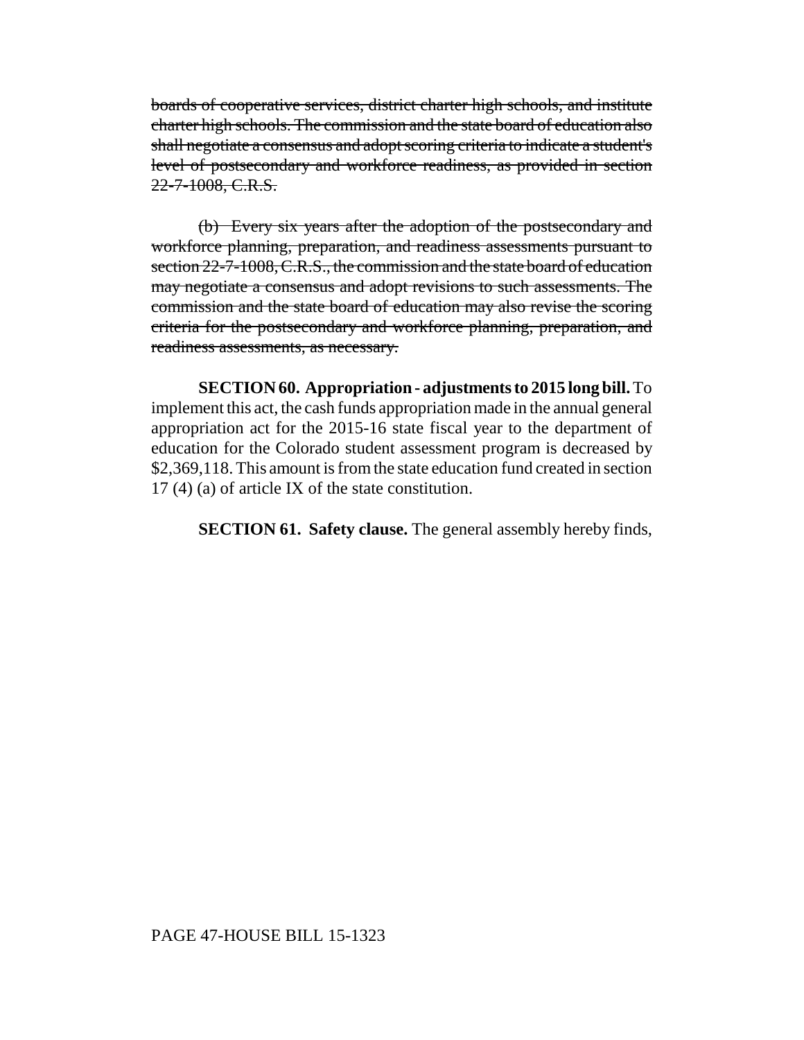~~boards of cooperative services, district charter high schools, and institute charter high schools. The commission and the state board of education also shall negotiate a consensus and adopt scoring criteria to indicate a student's level of postsecondary and workforce readiness, as provided in section 22-7-1008, C.R.S.~~

~~(b) Every six years after the adoption of the postsecondary and workforce planning, preparation, and readiness assessments pursuant to section 22-7-1008, C.R.S., the commission and the state board of education may negotiate a consensus and adopt revisions to such assessments. The commission and the state board of education may also revise the scoring criteria for the postsecondary and workforce planning, preparation, and readiness assessments, as necessary.~~

**SECTION 60. Appropriation - adjustments to 2015 long bill.** To implement this act, the cash funds appropriation made in the annual general appropriation act for the 2015-16 state fiscal year to the department of education for the Colorado student assessment program is decreased by $2,369,118. This amount is from the state education fund created in section 17 (4) (a) of article IX of the state constitution.

**SECTION 61. Safety clause.** The general assembly hereby finds,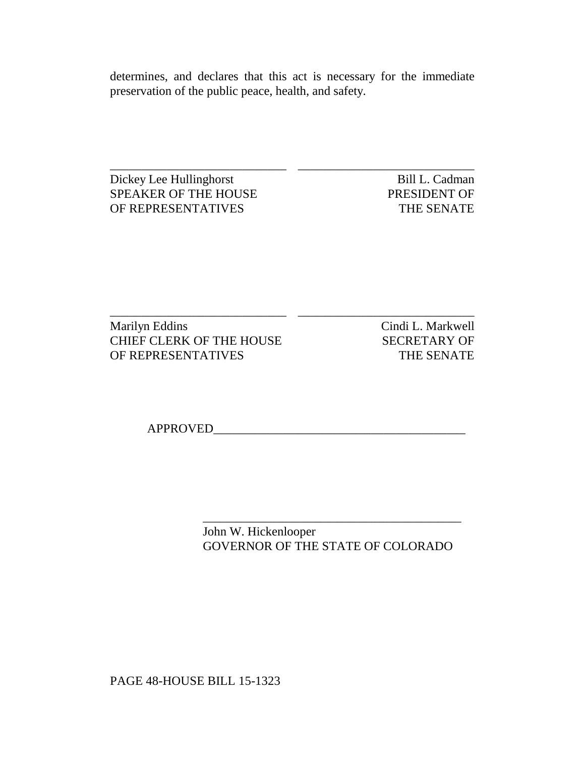determines, and declares that this act is necessary for the immediate preservation of the public peace, health, and safety.

| | |
|---|---|
| Dickey Lee Hullinghorst<br>SPEAKER OF THE HOUSE<br>OF REPRESENTATIVES | Bill L. Cadman<br>PRESIDENT OF<br>THE SENATE |
| Marilyn Eddins<br>CHIEF CLERK OF THE HOUSE<br>OF REPRESENTATIVES | Cindi L. Markwell<br>SECRETARY OF<br>THE SENATE |

APPROVED________________________________________

________________________________________
John W. Hickenlooper
GOVERNOR OF THE STATE OF COLORADO

PAGE 48-HOUSE BILL 15-1323